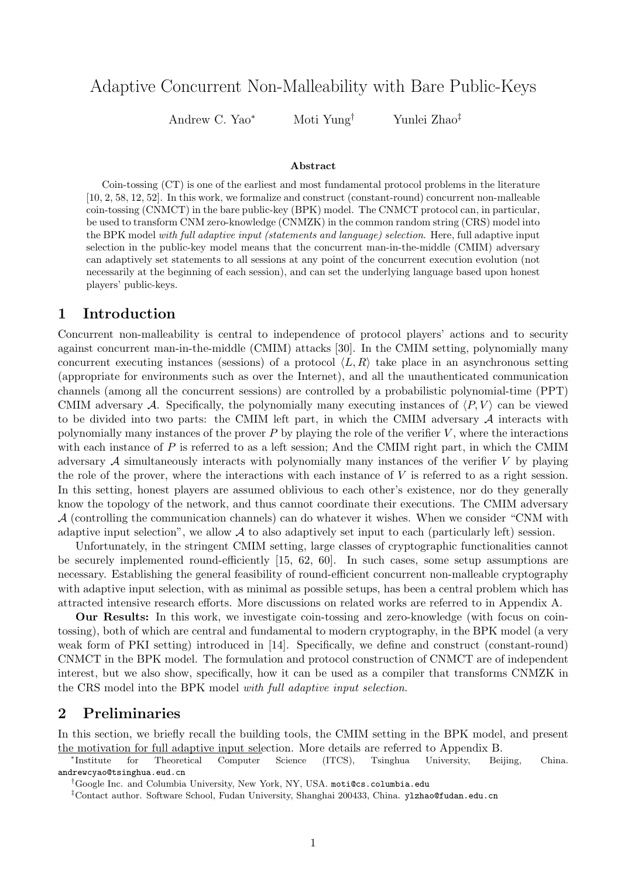# Adaptive Concurrent Non-Malleability with Bare Public-Keys

Andrew C. Yao[*] Moti Yung[†] Yunlei Zhao[‡]

**Abstract**

Coin-tossing (CT) is one of the earliest and most fundamental protocol problems in the literature [10, 2, 58, 12, 52]. In this work, we formalize and construct (constant-round) concurrent non-malleable coin-tossing (CNMCT) in the bare public-key (BPK) model. The CNMCT protocol can, in particular, be used to transform CNM zero-knowledge (CNMZK) in the common random string (CRS) model into the BPK model *with full adaptive input (statements and language) selection*. Here, full adaptive input selection in the public-key model means that the concurrent man-in-the-middle (CMIM) adversary can adaptively set statements to all sessions at any point of the concurrent execution evolution (not necessarily at the beginning of each session), and can set the underlying language based upon honest players' public-keys.

## 1 Introduction

Concurrent non-malleability is central to independence of protocol players' actions and to security against concurrent man-in-the-middle (CMIM) attacks [30]. In the CMIM setting, polynomially many concurrent executing instances (sessions) of a protocol $\langle L, R\rangle$ take place in an asynchronous setting (appropriate for environments such as over the Internet), and all the unauthenticated communication channels (among all the concurrent sessions) are controlled by a probabilistic polynomial-time (PPT) CMIM adversary $\mathcal{A}$. Specifically, the polynomially many executing instances of $\langle P, V\rangle$ can be viewed to be divided into two parts: the CMIM left part, in which the CMIM adversary $\mathcal{A}$ interacts with polynomially many instances of the prover $P$ by playing the role of the verifier $V$, where the interactions with each instance of $P$ is referred to as a left session; And the CMIM right part, in which the CMIM adversary $\mathcal{A}$ simultaneously interacts with polynomially many instances of the verifier $V$ by playing the role of the prover, where the interactions with each instance of $V$ is referred to as a right session. In this setting, honest players are assumed oblivious to each other's existence, nor do they generally know the topology of the network, and thus cannot coordinate their executions. The CMIM adversary $\mathcal{A}$ (controlling the communication channels) can do whatever it wishes. When we consider "CNM with adaptive input selection", we allow $\mathcal{A}$ to also adaptively set input to each (particularly left) session.

Unfortunately, in the stringent CMIM setting, large classes of cryptographic functionalities cannot be securely implemented round-efficiently [15, 62, 60]. In such cases, some setup assumptions are necessary. Establishing the general feasibility of round-efficient concurrent non-malleable cryptography with adaptive input selection, with as minimal as possible setups, has been a central problem which has attracted intensive research efforts. More discussions on related works are referred to in Appendix A.

**Our Results:** In this work, we investigate coin-tossing and zero-knowledge (with focus on coin-tossing), both of which are central and fundamental to modern cryptography, in the BPK model (a very weak form of PKI setting) introduced in [14]. Specifically, we define and construct (constant-round) CNMCT in the BPK model. The formulation and protocol construction of CNMCT are of independent interest, but we also show, specifically, how it can be used as a compiler that transforms CNMZK in the CRS model into the BPK model *with full adaptive input selection*.

## 2 Preliminaries

In this section, we briefly recall the building tools, the CMIM setting in the BPK model, and present the motivation for full adaptive input selection. More details are referred to Appendix B.

[*] Institute for Theoretical Computer Science (ITCS), Tsinghua University, Beijing, China. andrewcyao@tsinghua.eud.cn

[†] Google Inc. and Columbia University, New York, NY, USA. moti@cs.columbia.edu

[‡] Contact author. Software School, Fudan University, Shanghai 200433, China. ylzhao@fudan.edu.cn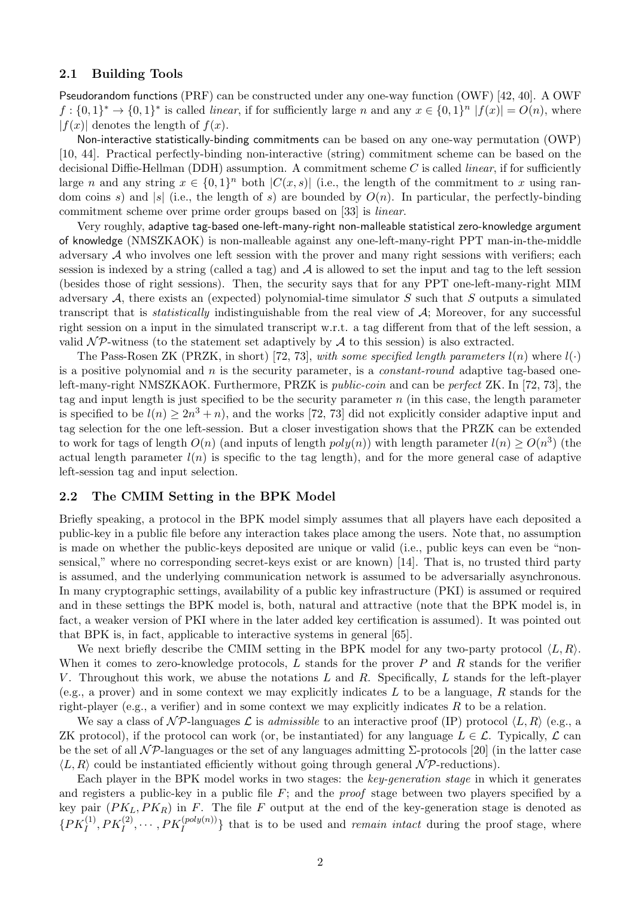### 2.1 Building Tools

Pseudorandom functions (PRF) can be constructed under any one-way function (OWF) [42, 40]. A OWF $f : \{0,1\}^* \rightarrow \{0,1\}^*$ is called *linear*, if for sufficiently large $n$ and any $x \in \{0,1\}^n$ $|f(x)| = O(n)$, where $|f(x)|$ denotes the length of $f(x)$.

Non-interactive statistically-binding commitments can be based on any one-way permutation (OWP) [10, 44]. Practical perfectly-binding non-interactive (string) commitment scheme can be based on the decisional Diffie-Hellman (DDH) assumption. A commitment scheme $C$ is called *linear*, if for sufficiently large $n$ and any string $x \in \{0,1\}^n$ both $|C(x,s)|$ (i.e., the length of the commitment to $x$ using random coins $s$) and $|s|$ (i.e., the length of $s$) are bounded by $O(n)$. In particular, the perfectly-binding commitment scheme over prime order groups based on [33] is *linear*.

Very roughly, adaptive tag-based one-left-many-right non-malleable statistical zero-knowledge argument of knowledge (NMSZKAOK) is non-malleable against any one-left-many-right PPT man-in-the-middle adversary $\mathcal{A}$ who involves one left session with the prover and many right sessions with verifiers; each session is indexed by a string (called a tag) and $\mathcal{A}$ is allowed to set the input and tag to the left session (besides those of right sessions). Then, the security says that for any PPT one-left-many-right MIM adversary $\mathcal{A}$, there exists an (expected) polynomial-time simulator $S$ such that $S$ outputs a simulated transcript that is *statistically* indistinguishable from the real view of $\mathcal{A}$; Moreover, for any successful right session on a input in the simulated transcript w.r.t. a tag different from that of the left session, a valid $\mathcal{NP}$-witness (to the statement set adaptively by $\mathcal{A}$ to this session) is also extracted.

The Pass-Rosen ZK (PRZK, in short) [72, 73], *with some specified length parameters* $l(n)$ where $l(\cdot)$ is a positive polynomial and $n$ is the security parameter, is a *constant-round* adaptive tag-based one-left-many-right NMSZKAOK. Furthermore, PRZK is *public-coin* and can be *perfect* ZK. In [72, 73], the tag and input length is just specified to be the security parameter $n$ (in this case, the length parameter is specified to be $l(n) \geq 2n^3 + n$), and the works [72, 73] did not explicitly consider adaptive input and tag selection for the one left-session. But a closer investigation shows that the PRZK can be extended to work for tags of length $O(n)$ (and inputs of length $poly(n)$) with length parameter $l(n) \geq O(n^3)$ (the actual length parameter $l(n)$ is specific to the tag length), and for the more general case of adaptive left-session tag and input selection.

### 2.2 The CMIM Setting in the BPK Model

Briefly speaking, a protocol in the BPK model simply assumes that all players have each deposited a public-key in a public file before any interaction takes place among the users. Note that, no assumption is made on whether the public-keys deposited are unique or valid (i.e., public keys can even be "nonsensical," where no corresponding secret-keys exist or are known) [14]. That is, no trusted third party is assumed, and the underlying communication network is assumed to be adversarially asynchronous. In many cryptographic settings, availability of a public key infrastructure (PKI) is assumed or required and in these settings the BPK model is, both, natural and attractive (note that the BPK model is, in fact, a weaker version of PKI where in the later added key certification is assumed). It was pointed out that BPK is, in fact, applicable to interactive systems in general [65].

We next briefly describe the CMIM setting in the BPK model for any two-party protocol $\langle L, R \rangle$. When it comes to zero-knowledge protocols, $L$ stands for the prover $P$ and $R$ stands for the verifier $V$. Throughout this work, we abuse the notations $L$ and $R$. Specifically, $L$ stands for the left-player (e.g., a prover) and in some context we may explicitly indicates $L$ to be a language, $R$ stands for the right-player (e.g., a verifier) and in some context we may explicitly indicates $R$ to be a relation.

We say a class of $\mathcal{NP}$-languages $\mathcal{L}$ is *admissible* to an interactive proof (IP) protocol $\langle L, R \rangle$ (e.g., a ZK protocol), if the protocol can work (or, be instantiated) for any language $L \in \mathcal{L}$. Typically, $\mathcal{L}$ can be the set of all $\mathcal{NP}$-languages or the set of any languages admitting $\Sigma$-protocols [20] (in the latter case $\langle L, R \rangle$ could be instantiated efficiently without going through general $\mathcal{NP}$-reductions).

Each player in the BPK model works in two stages: the *key-generation stage* in which it generates and registers a public-key in a public file $F$; and the *proof* stage between two players specified by a key pair $(PK_L, PK_R)$ in $F$. The file $F$ output at the end of the key-generation stage is denoted as $\{PK_I^{(1)}, PK_I^{(2)}, \cdots, PK_I^{(poly(n))}\}$ that is to be used and *remain intact* during the proof stage, where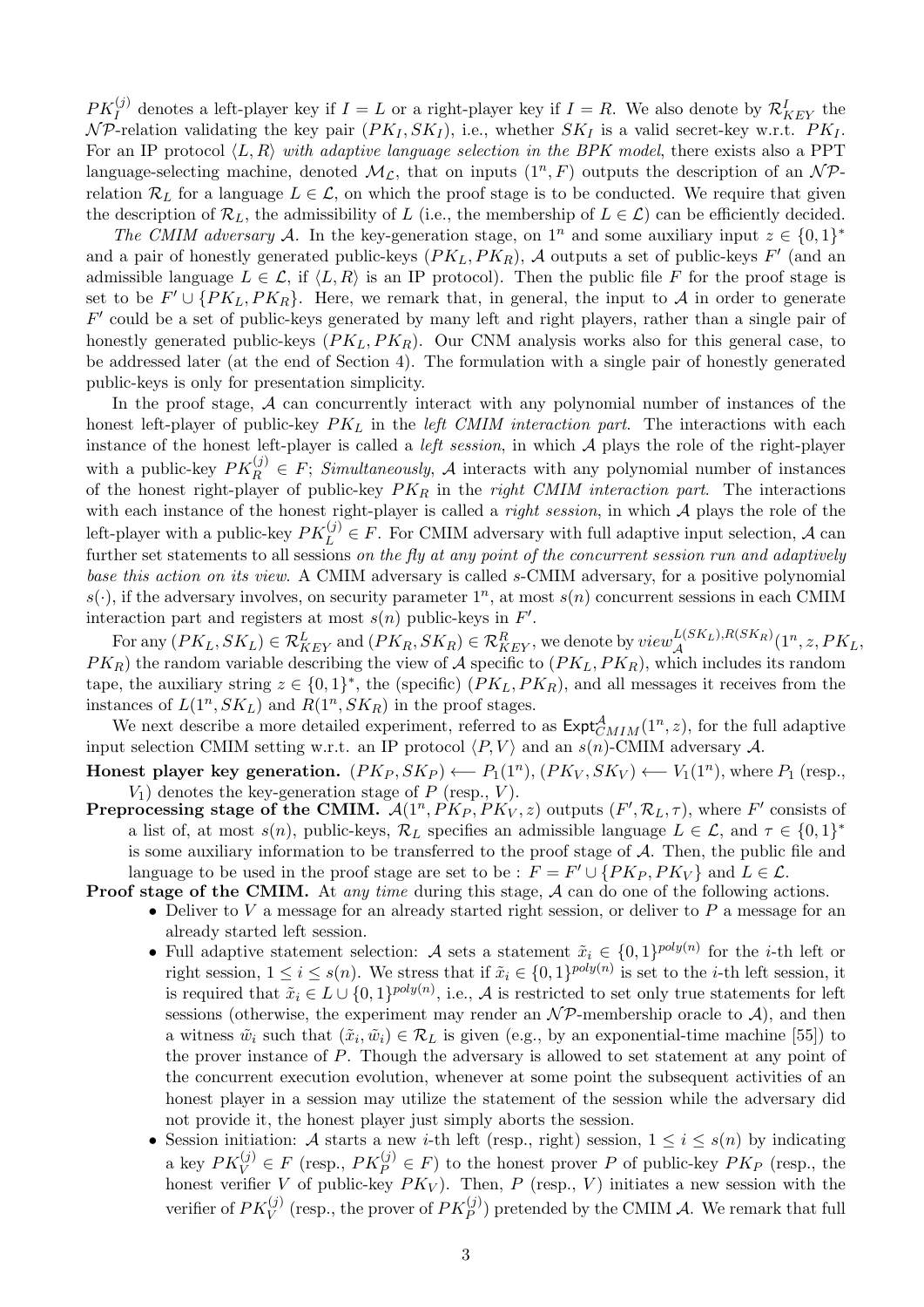$PK_I^{(j)}$ denotes a left-player key if $I = L$ or a right-player key if $I = R$. We also denote by $\mathcal{R}^I_{KEY}$ the $\mathcal{NP}$-relation validating the key pair $(PK_I, SK_I)$, i.e., whether $SK_I$ is a valid secret-key w.r.t. $PK_I$. For an IP protocol $\langle L, R\rangle$ *with adaptive language selection in the BPK model*, there exists also a PPT language-selecting machine, denoted $\mathcal{M}_{\mathcal{L}}$, that on inputs $(1^n, F)$ outputs the description of an $\mathcal{NP}$-relation $\mathcal{R}_L$ for a language $L \in \mathcal{L}$, on which the proof stage is to be conducted. We require that given the description of $\mathcal{R}_L$, the admissibility of $L$ (i.e., the membership of $L \in \mathcal{L}$) can be efficiently decided.

*The CMIM adversary* $\mathcal{A}$. In the key-generation stage, on $1^n$ and some auxiliary input $z \in \{0,1\}^*$ and a pair of honestly generated public-keys $(PK_L, PK_R)$, $\mathcal{A}$ outputs a set of public-keys $F'$ (and an admissible language $L \in \mathcal{L}$, if $\langle L, R\rangle$ is an IP protocol). Then the public file $F$ for the proof stage is set to be $F' \cup \{PK_L, PK_R\}$. Here, we remark that, in general, the input to $\mathcal{A}$ in order to generate $F'$ could be a set of public-keys generated by many left and right players, rather than a single pair of honestly generated public-keys $(PK_L, PK_R)$. Our CNM analysis works also for this general case, to be addressed later (at the end of Section 4). The formulation with a single pair of honestly generated public-keys is only for presentation simplicity.

In the proof stage, $\mathcal{A}$ can concurrently interact with any polynomial number of instances of the honest left-player of public-key $PK_L$ in the *left CMIM interaction part*. The interactions with each instance of the honest left-player is called a *left session*, in which $\mathcal{A}$ plays the role of the right-player with a public-key $PK_R^{(j)} \in F$; *Simultaneously*, $\mathcal{A}$ interacts with any polynomial number of instances of the honest right-player of public-key $PK_R$ in the *right CMIM interaction part*. The interactions with each instance of the honest right-player is called a *right session*, in which $\mathcal{A}$ plays the role of the left-player with a public-key $PK_L^{(j)} \in F$. For CMIM adversary with full adaptive input selection, $\mathcal{A}$ can further set statements to all sessions *on the fly at any point of the concurrent session run and adaptively base this action on its view*. A CMIM adversary is called $s$-CMIM adversary, for a positive polynomial $s(\cdot)$, if the adversary involves, on security parameter $1^n$, at most $s(n)$ concurrent sessions in each CMIM interaction part and registers at most $s(n)$ public-keys in $F'$.

For any $(PK_L, SK_L) \in \mathcal{R}^L_{KEY}$ and $(PK_R, SK_R) \in \mathcal{R}^R_{KEY}$, we denote by $view_{\mathcal{A}}^{L(SK_L),R(SK_R)}(1^n, z, PK_L, PK_R)$ the random variable describing the view of $\mathcal{A}$ specific to $(PK_L, PK_R)$, which includes its random tape, the auxiliary string $z \in \{0,1\}^*$, the (specific) $(PK_L, PK_R)$, and all messages it receives from the instances of $L(1^n, SK_L)$ and $R(1^n, SK_R)$ in the proof stages.

We next describe a more detailed experiment, referred to as $\mathsf{Expt}^{\mathcal{A}}_{CMIM}(1^n, z)$, for the full adaptive input selection CMIM setting w.r.t. an IP protocol $\langle P, V\rangle$ and an $s(n)$-CMIM adversary $\mathcal{A}$.

**Honest player key generation.** $(PK_P, SK_P) \longleftarrow P_1(1^n)$, $(PK_V, SK_V) \longleftarrow V_1(1^n)$, where $P_1$ (resp., $V_1$) denotes the key-generation stage of $P$ (resp., $V$).

**Preprocessing stage of the CMIM.** $\mathcal{A}(1^n, PK_P, PK_V, z)$ outputs $(F', \mathcal{R}_L, \tau)$, where $F'$ consists of a list of, at most $s(n)$, public-keys, $\mathcal{R}_L$ specifies an admissible language $L \in \mathcal{L}$, and $\tau \in \{0,1\}^*$ is some auxiliary information to be transferred to the proof stage of $\mathcal{A}$. Then, the public file and language to be used in the proof stage are set to be : $F = F' \cup \{PK_P, PK_V\}$ and $L \in \mathcal{L}$.

**Proof stage of the CMIM.** At *any time* during this stage, $\mathcal{A}$ can do one of the following actions.

- Deliver to $V$ a message for an already started right session, or deliver to $P$ a message for an already started left session.
- Full adaptive statement selection: $\mathcal{A}$ sets a statement $\tilde{x}_i \in \{0,1\}^{poly(n)}$ for the $i$-th left or right session, $1 \le i \le s(n)$. We stress that if $\tilde{x}_i \in \{0,1\}^{poly(n)}$ is set to the $i$-th left session, it is required that $\tilde{x}_i \in L \cup \{0,1\}^{poly(n)}$, i.e., $\mathcal{A}$ is restricted to set only true statements for left sessions (otherwise, the experiment may render an $\mathcal{NP}$-membership oracle to $\mathcal{A}$), and then a witness $\tilde{w}_i$ such that $(\tilde{x}_i, \tilde{w}_i) \in \mathcal{R}_L$ is given (e.g., by an exponential-time machine [55]) to the prover instance of $P$. Though the adversary is allowed to set statement at any point of the concurrent execution evolution, whenever at some point the subsequent activities of an honest player in a session may utilize the statement of the session while the adversary did not provide it, the honest player just simply aborts the session.
- Session initiation: $\mathcal{A}$ starts a new $i$-th left (resp., right) session, $1 \le i \le s(n)$ by indicating a key $PK_V^{(j)} \in F$ (resp., $PK_P^{(j)} \in F$) to the honest prover $P$ of public-key $PK_P$ (resp., the honest verifier $V$ of public-key $PK_V$). Then, $P$ (resp., $V$) initiates a new session with the verifier of $PK_V^{(j)}$ (resp., the prover of $PK_P^{(j)}$) pretended by the CMIM $\mathcal{A}$. We remark that full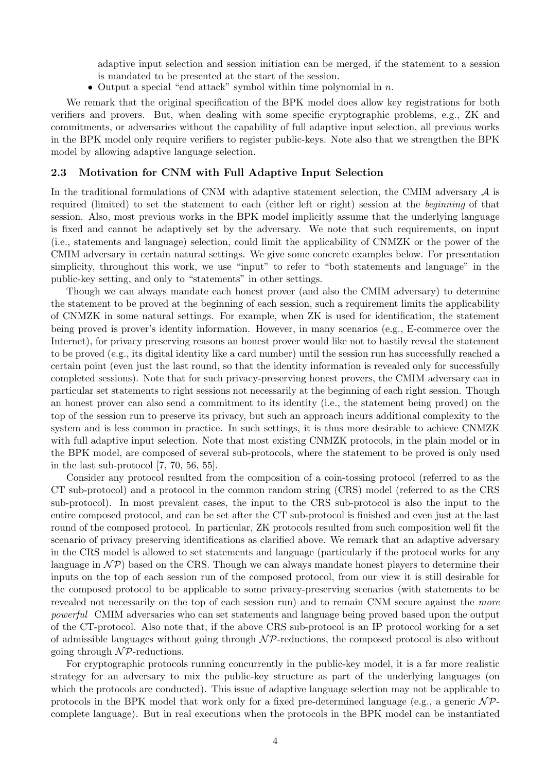adaptive input selection and session initiation can be merged, if the statement to a session is mandated to be presented at the start of the session.

- Output a special "end attack" symbol within time polynomial in $n$.

We remark that the original specification of the BPK model does allow key registrations for both verifiers and provers. But, when dealing with some specific cryptographic problems, e.g., ZK and commitments, or adversaries without the capability of full adaptive input selection, all previous works in the BPK model only require verifiers to register public-keys. Note also that we strengthen the BPK model by allowing adaptive language selection.

### 2.3 Motivation for CNM with Full Adaptive Input Selection

In the traditional formulations of CNM with adaptive statement selection, the CMIM adversary $\mathcal{A}$ is required (limited) to set the statement to each (either left or right) session at the *beginning* of that session. Also, most previous works in the BPK model implicitly assume that the underlying language is fixed and cannot be adaptively set by the adversary. We note that such requirements, on input (i.e., statements and language) selection, could limit the applicability of CNMZK or the power of the CMIM adversary in certain natural settings. We give some concrete examples below. For presentation simplicity, throughout this work, we use "input" to refer to "both statements and language" in the public-key setting, and only to "statements" in other settings.

Though we can always mandate each honest prover (and also the CMIM adversary) to determine the statement to be proved at the beginning of each session, such a requirement limits the applicability of CNMZK in some natural settings. For example, when ZK is used for identification, the statement being proved is prover's identity information. However, in many scenarios (e.g., E-commerce over the Internet), for privacy preserving reasons an honest prover would like not to hastily reveal the statement to be proved (e.g., its digital identity like a card number) until the session run has successfully reached a certain point (even just the last round, so that the identity information is revealed only for successfully completed sessions). Note that for such privacy-preserving honest provers, the CMIM adversary can in particular set statements to right sessions not necessarily at the beginning of each right session. Though an honest prover can also send a commitment to its identity (i.e., the statement being proved) on the top of the session run to preserve its privacy, but such an approach incurs additional complexity to the system and is less common in practice. In such settings, it is thus more desirable to achieve CNMZK with full adaptive input selection. Note that most existing CNMZK protocols, in the plain model or in the BPK model, are composed of several sub-protocols, where the statement to be proved is only used in the last sub-protocol [7, 70, 56, 55].

Consider any protocol resulted from the composition of a coin-tossing protocol (referred to as the CT sub-protocol) and a protocol in the common random string (CRS) model (referred to as the CRS sub-protocol). In most prevalent cases, the input to the CRS sub-protocol is also the input to the entire composed protocol, and can be set after the CT sub-protocol is finished and even just at the last round of the composed protocol. In particular, ZK protocols resulted from such composition well fit the scenario of privacy preserving identifications as clarified above. We remark that an adaptive adversary in the CRS model is allowed to set statements and language (particularly if the protocol works for any language in $\mathcal{NP}$) based on the CRS. Though we can always mandate honest players to determine their inputs on the top of each session run of the composed protocol, from our view it is still desirable for the composed protocol to be applicable to some privacy-preserving scenarios (with statements to be revealed not necessarily on the top of each session run) and to remain CNM secure against the *more powerful* CMIM adversaries who can set statements and language being proved based upon the output of the CT-protocol. Also note that, if the above CRS sub-protocol is an IP protocol working for a set of admissible languages without going through $\mathcal{NP}$-reductions, the composed protocol is also without going through $\mathcal{NP}$-reductions.

For cryptographic protocols running concurrently in the public-key model, it is a far more realistic strategy for an adversary to mix the public-key structure as part of the underlying languages (on which the protocols are conducted). This issue of adaptive language selection may not be applicable to protocols in the BPK model that work only for a fixed pre-determined language (e.g., a generic $\mathcal{NP}$-complete language). But in real executions when the protocols in the BPK model can be instantiated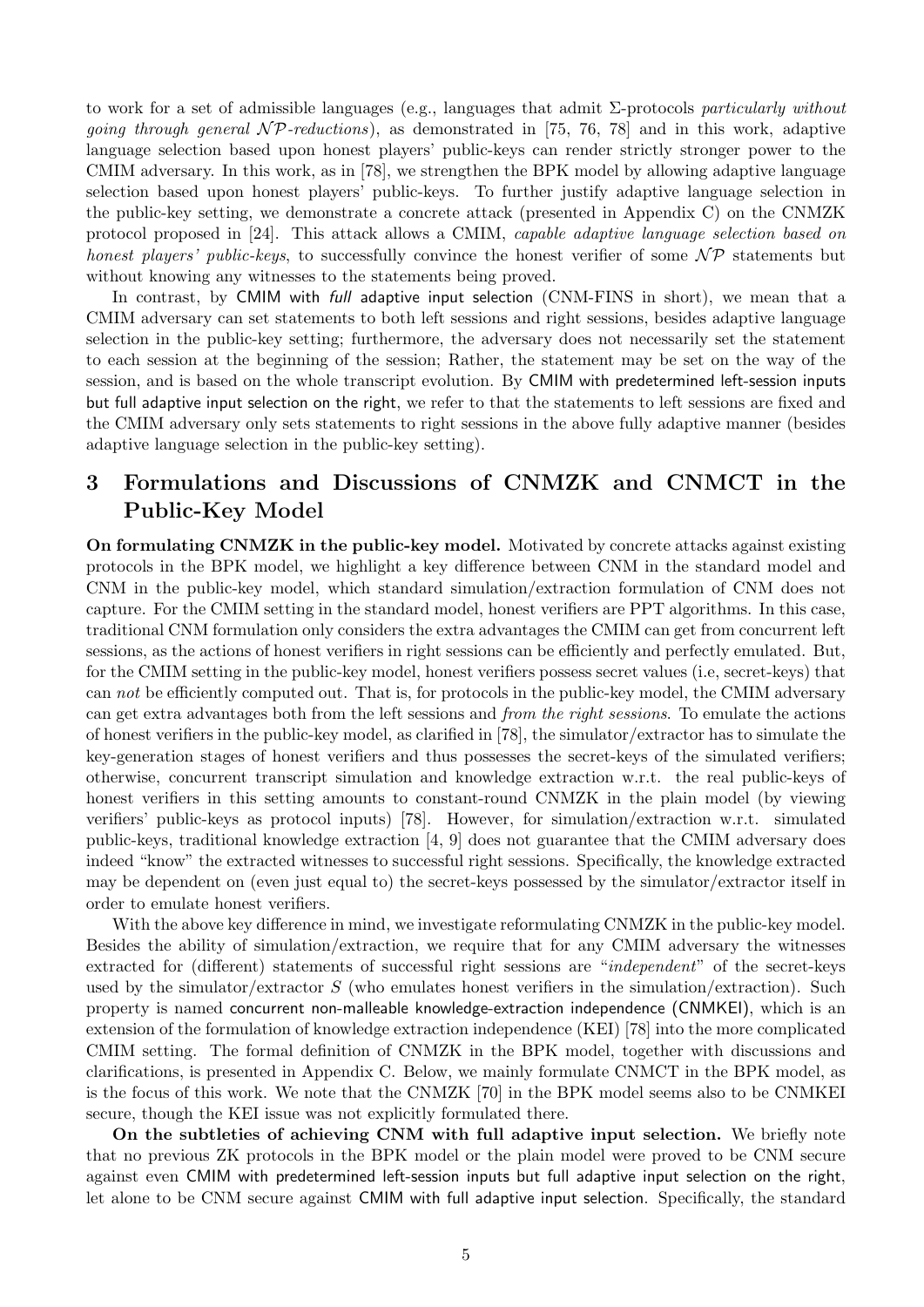to work for a set of admissible languages (e.g., languages that admit Σ-protocols *particularly without going through general $\mathcal{NP}$-reductions*), as demonstrated in [75, 76, 78] and in this work, adaptive language selection based upon honest players' public-keys can render strictly stronger power to the CMIM adversary. In this work, as in [78], we strengthen the BPK model by allowing adaptive language selection based upon honest players' public-keys. To further justify adaptive language selection in the public-key setting, we demonstrate a concrete attack (presented in Appendix C) on the CNMZK protocol proposed in [24]. This attack allows a CMIM, *capable adaptive language selection based on honest players' public-keys*, to successfully convince the honest verifier of some $\mathcal{NP}$ statements but without knowing any witnesses to the statements being proved.

In contrast, by CMIM with *full* adaptive input selection (CNM-FINS in short), we mean that a CMIM adversary can set statements to both left sessions and right sessions, besides adaptive language selection in the public-key setting; furthermore, the adversary does not necessarily set the statement to each session at the beginning of the session; Rather, the statement may be set on the way of the session, and is based on the whole transcript evolution. By CMIM with predetermined left-session inputs but full adaptive input selection on the right, we refer to that the statements to left sessions are fixed and the CMIM adversary only sets statements to right sessions in the above fully adaptive manner (besides adaptive language selection in the public-key setting).

# 3 Formulations and Discussions of CNMZK and CNMCT in the Public-Key Model

**On formulating CNMZK in the public-key model.** Motivated by concrete attacks against existing protocols in the BPK model, we highlight a key difference between CNM in the standard model and CNM in the public-key model, which standard simulation/extraction formulation of CNM does not capture. For the CMIM setting in the standard model, honest verifiers are PPT algorithms. In this case, traditional CNM formulation only considers the extra advantages the CMIM can get from concurrent left sessions, as the actions of honest verifiers in right sessions can be efficiently and perfectly emulated. But, for the CMIM setting in the public-key model, honest verifiers possess secret values (i.e, secret-keys) that can *not* be efficiently computed out. That is, for protocols in the public-key model, the CMIM adversary can get extra advantages both from the left sessions and *from the right sessions*. To emulate the actions of honest verifiers in the public-key model, as clarified in [78], the simulator/extractor has to simulate the key-generation stages of honest verifiers and thus possesses the secret-keys of the simulated verifiers; otherwise, concurrent transcript simulation and knowledge extraction w.r.t. the real public-keys of honest verifiers in this setting amounts to constant-round CNMZK in the plain model (by viewing verifiers' public-keys as protocol inputs) [78]. However, for simulation/extraction w.r.t. simulated public-keys, traditional knowledge extraction [4, 9] does not guarantee that the CMIM adversary does indeed "know" the extracted witnesses to successful right sessions. Specifically, the knowledge extracted may be dependent on (even just equal to) the secret-keys possessed by the simulator/extractor itself in order to emulate honest verifiers.

With the above key difference in mind, we investigate reformulating CNMZK in the public-key model. Besides the ability of simulation/extraction, we require that for any CMIM adversary the witnesses extracted for (different) statements of successful right sessions are "*independent*" of the secret-keys used by the simulator/extractor $S$ (who emulates honest verifiers in the simulation/extraction). Such property is named concurrent non-malleable knowledge-extraction independence (CNMKEI), which is an extension of the formulation of knowledge extraction independence (KEI) [78] into the more complicated CMIM setting. The formal definition of CNMZK in the BPK model, together with discussions and clarifications, is presented in Appendix C. Below, we mainly formulate CNMCT in the BPK model, as is the focus of this work. We note that the CNMZK [70] in the BPK model seems also to be CNMKEI secure, though the KEI issue was not explicitly formulated there.

**On the subtleties of achieving CNM with full adaptive input selection.** We briefly note that no previous ZK protocols in the BPK model or the plain model were proved to be CNM secure against even CMIM with predetermined left-session inputs but full adaptive input selection on the right, let alone to be CNM secure against CMIM with full adaptive input selection. Specifically, the standard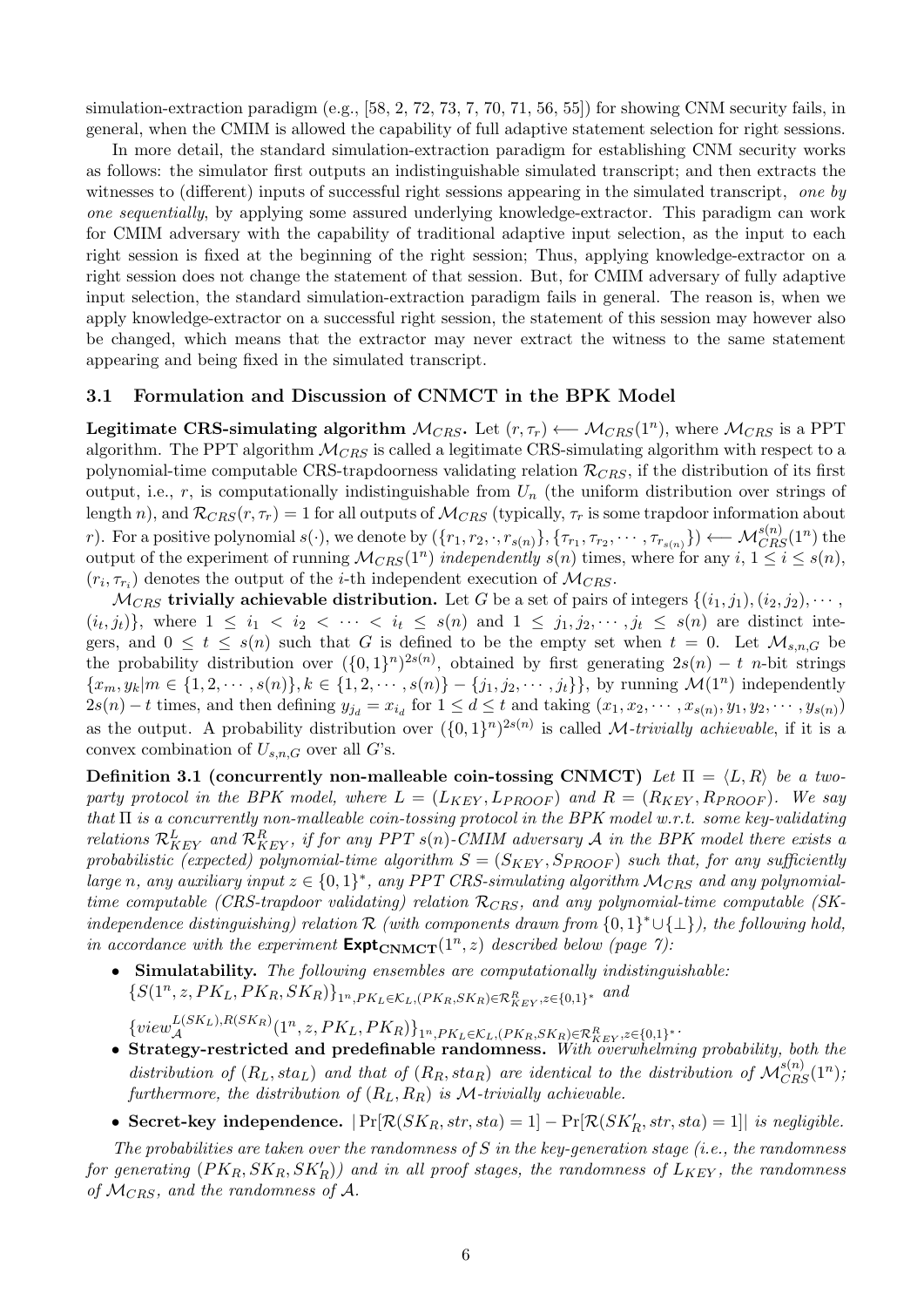simulation-extraction paradigm (e.g., [58, 2, 72, 73, 7, 70, 71, 56, 55]) for showing CNM security fails, in general, when the CMIM is allowed the capability of full adaptive statement selection for right sessions.

In more detail, the standard simulation-extraction paradigm for establishing CNM security works as follows: the simulator first outputs an indistinguishable simulated transcript; and then extracts the witnesses to (different) inputs of successful right sessions appearing in the simulated transcript, *one by one sequentially*, by applying some assured underlying knowledge-extractor. This paradigm can work for CMIM adversary with the capability of traditional adaptive input selection, as the input to each right session is fixed at the beginning of the right session; Thus, applying knowledge-extractor on a right session does not change the statement of that session. But, for CMIM adversary of fully adaptive input selection, the standard simulation-extraction paradigm fails in general. The reason is, when we apply knowledge-extractor on a successful right session, the statement of this session may however also be changed, which means that the extractor may never extract the witness to the same statement appearing and being fixed in the simulated transcript.

### 3.1 Formulation and Discussion of CNMCT in the BPK Model

**Legitimate CRS-simulating algorithm $\mathcal{M}_{CRS}$.** Let $(r, \tau_r) \longleftarrow \mathcal{M}_{CRS}(1^n)$, where $\mathcal{M}_{CRS}$ is a PPT algorithm. The PPT algorithm $\mathcal{M}_{CRS}$ is called a legitimate CRS-simulating algorithm with respect to a polynomial-time computable CRS-trapdoorness validating relation $\mathcal{R}_{CRS}$, if the distribution of its first output, i.e., $r$, is computationally indistinguishable from $U_n$ (the uniform distribution over strings of length $n$), and $\mathcal{R}_{CRS}(r, \tau_r) = 1$ for all outputs of $\mathcal{M}_{CRS}$ (typically, $\tau_r$ is some trapdoor information about $r$). For a positive polynomial $s(\cdot)$, we denote by $(\{r_1, r_2, \cdot, r_{s(n)}\}, \{\tau_{r_1}, \tau_{r_2}, \cdots, \tau_{r_{s(n)}}\}) \longleftarrow \mathcal{M}_{CRS}^{s(n)}(1^n)$ the output of the experiment of running $\mathcal{M}_{CRS}(1^n)$ *independently* $s(n)$ times, where for any $i$, $1 \leq i \leq s(n)$, $(r_i, \tau_{r_i})$ denotes the output of the $i$-th independent execution of $\mathcal{M}_{CRS}$.

**$\mathcal{M}_{CRS}$ trivially achievable distribution.** Let $G$ be a set of pairs of integers $\{(i_1, j_1), (i_2, j_2), \cdots, (i_t, j_t)\}$, where $1 \leq i_1 < i_2 < \cdots < i_t \leq s(n)$ and $1 \leq j_1, j_2, \cdots, j_t \leq s(n)$ are distinct integers, and $0 \leq t \leq s(n)$ such that $G$ is defined to be the empty set when $t = 0$. Let $\mathcal{M}_{s,n,G}$ be the probability distribution over $(\{0,1\}^n)^{2s(n)}$, obtained by first generating $2s(n) - t$ $n$-bit strings $\{x_m, y_k | m \in \{1, 2, \cdots, s(n)\}, k \in \{1, 2, \cdots, s(n)\} - \{j_1, j_2, \cdots, j_t\}\}$, by running $\mathcal{M}(1^n)$ independently $2s(n) - t$ times, and then defining $y_{j_d} = x_{i_d}$ for $1 \leq d \leq t$ and taking $(x_1, x_2, \cdots, x_{s(n)}, y_1, y_2, \cdots, y_{s(n)})$ as the output. A probability distribution over $(\{0,1\}^n)^{2s(n)}$ is called $\mathcal{M}$-*trivially achievable*, if it is a convex combination of $U_{s,n,G}$ over all $G$'s.

**Definition 3.1 (concurrently non-malleable coin-tossing CNMCT)** *Let $\Pi = \langle L, R \rangle$ be a two-party protocol in the BPK model, where $L = (L_{KEY}, L_{PROOF})$ and $R = (R_{KEY}, R_{PROOF})$. We say that $\Pi$ is a concurrently non-malleable coin-tossing protocol in the BPK model w.r.t. some key-validating relations $\mathcal{R}^L_{KEY}$ and $\mathcal{R}^R_{KEY}$, if for any PPT $s(n)$-CMIM adversary $\mathcal{A}$ in the BPK model there exists a probabilistic (expected) polynomial-time algorithm $S = (S_{KEY}, S_{PROOF})$ such that, for any sufficiently large $n$, any auxiliary input $z \in \{0,1\}^*$, any PPT CRS-simulating algorithm $\mathcal{M}_{CRS}$ and any polynomial-time computable (CRS-trapdoor validating) relation $\mathcal{R}_{CRS}$, and any polynomial-time computable (SK-independence distinguishing) relation $\mathcal{R}$ (with components drawn from $\{0,1\}^* \cup \{\perp\}$), the following hold, in accordance with the experiment $\mathsf{Expt}_{\mathbf{CNMCT}}(1^n, z)$ described below (page 7):*

- **Simulatability.** *The following ensembles are computationally indistinguishable:* $\{S(1^n, z, PK_L, PK_R, SK_R)\}_{1^n, PK_L \in \mathcal{K}_L, (PK_R, SK_R) \in \mathcal{R}^R_{KEY}, z \in \{0,1\}^*}$ *and* $\{view_{\mathcal{A}}^{L(SK_L), R(SK_R)}(1^n, z, PK_L, PK_R)\}_{1^n, PK_L \in \mathcal{K}_L, (PK_R, SK_R) \in \mathcal{R}^R_{KEY}, z \in \{0,1\}^*}$.
- **Strategy-restricted and predefinable randomness.** *With overwhelming probability, both the distribution of $(R_L, sta_L)$ and that of $(R_R, sta_R)$ are identical to the distribution of $\mathcal{M}_{CRS}^{s(n)}(1^n)$; furthermore, the distribution of $(R_L, R_R)$ is $\mathcal{M}$-trivially achievable.*
- **Secret-key independence.** $|\Pr[\mathcal{R}(SK_R, str, sta) = 1] - \Pr[\mathcal{R}(SK'_R, str, sta) = 1]|$ *is negligible.*

*The probabilities are taken over the randomness of $S$ in the key-generation stage (i.e., the randomness for generating $(PK_R, SK_R, SK'_R)$) and in all proof stages, the randomness of $L_{KEY}$, the randomness of $\mathcal{M}_{CRS}$, and the randomness of $\mathcal{A}$.*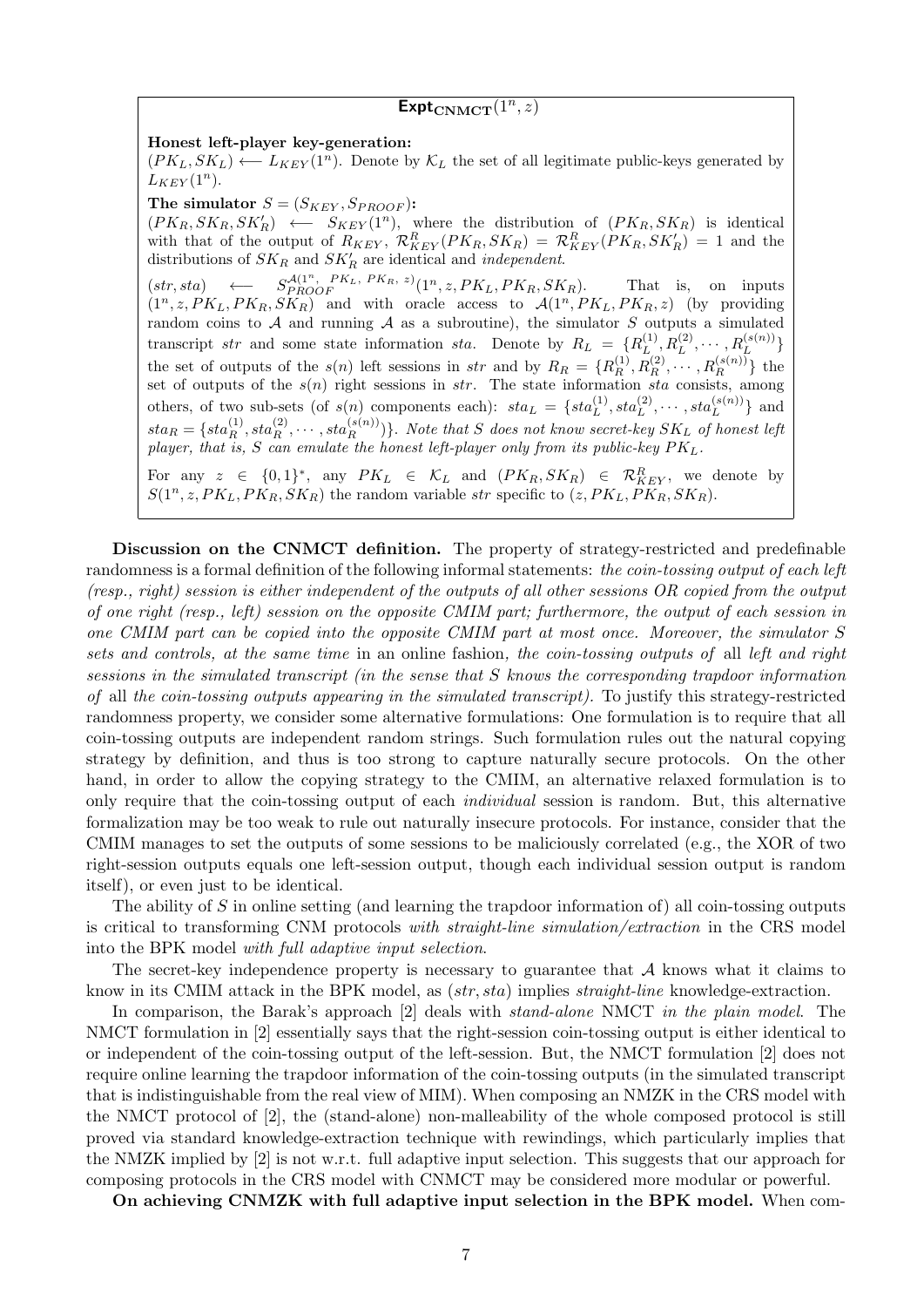**$\mathsf{Expt}_{\mathbf{CNMCT}}(1^n, z)$**

**Honest left-player key-generation:**
$(PK_L, SK_L) \longleftarrow L_{KEY}(1^n)$. Denote by $\mathcal{K}_L$ the set of all legitimate public-keys generated by $L_{KEY}(1^n)$.

**The simulator $S = (S_{KEY}, S_{PROOF})$:**
$(PK_R, SK_R, SK'_R) \longleftarrow S_{KEY}(1^n)$, where the distribution of $(PK_R, SK_R)$ is identical with that of the output of $R_{KEY}$, $\mathcal{R}^R_{KEY}(PK_R, SK_R) = \mathcal{R}^R_{KEY}(PK_R, SK'_R) = 1$ and the distributions of $SK_R$ and $SK'_R$ are identical and *independent*.

$(str, sta) \longleftarrow S_{PROOF}^{\mathcal{A}(1^n,\ PK_L,\ PK_R,\ z)}(1^n, z, PK_L, PK_R, SK_R)$. That is, on inputs $(1^n, z, PK_L, PK_R, SK_R)$ and with oracle access to $\mathcal{A}(1^n, PK_L, PK_R, z)$ (by providing random coins to $\mathcal{A}$ and running $\mathcal{A}$ as a subroutine), the simulator $S$ outputs a simulated transcript $str$ and some state information $sta$. Denote by $R_L = \{R_L^{(1)}, R_L^{(2)}, \cdots, R_L^{(s(n))}\}$ the set of outputs of the $s(n)$ left sessions in $str$ and by $R_R = \{R_R^{(1)}, R_R^{(2)}, \cdots, R_R^{(s(n))}\}$ the set of outputs of the $s(n)$ right sessions in $str$. The state information $sta$ consists, among others, of two sub-sets (of $s(n)$ components each): $sta_L = \{sta_L^{(1)}, sta_L^{(2)}, \cdots, sta_L^{(s(n))}\}$ and $sta_R = \{sta_R^{(1)}, sta_R^{(2)}, \cdots, sta_R^{(s(n))}\}$. *Note that $S$ does not know secret-key $SK_L$ of honest left player, that is, $S$ can emulate the honest left-player only from its public-key $PK_L$.*

For any $z \in \{0,1\}^*$, any $PK_L \in \mathcal{K}_L$ and $(PK_R, SK_R) \in \mathcal{R}^R_{KEY}$, we denote by $S(1^n, z, PK_L, PK_R, SK_R)$ the random variable $str$ specific to $(z, PK_L, PK_R, SK_R)$.

**Discussion on the CNMCT definition.** The property of strategy-restricted and predefinable randomness is a formal definition of the following informal statements: *the coin-tossing output of each left (resp., right) session is either independent of the outputs of all other sessions OR copied from the output of one right (resp., left) session on the opposite CMIM part; furthermore, the output of each session in one CMIM part can be copied into the opposite CMIM part at most once. Moreover, the simulator $S$ sets and controls, at the same time* in an online fashion*, the coin-tossing outputs of* all *left and right sessions in the simulated transcript (in the sense that $S$ knows the corresponding trapdoor information of* all *the coin-tossing outputs appearing in the simulated transcript).* To justify this strategy-restricted randomness property, we consider some alternative formulations: One formulation is to require that all coin-tossing outputs are independent random strings. Such formulation rules out the natural copying strategy by definition, and thus is too strong to capture naturally secure protocols. On the other hand, in order to allow the copying strategy to the CMIM, an alternative relaxed formulation is to only require that the coin-tossing output of each *individual* session is random. But, this alternative formalization may be too weak to rule out naturally insecure protocols. For instance, consider that the CMIM manages to set the outputs of some sessions to be maliciously correlated (e.g., the XOR of two right-session outputs equals one left-session output, though each individual session output is random itself), or even just to be identical.

The ability of $S$ in online setting (and learning the trapdoor information of) all coin-tossing outputs is critical to transforming CNM protocols *with straight-line simulation/extraction* in the CRS model into the BPK model *with full adaptive input selection*.

The secret-key independence property is necessary to guarantee that $\mathcal{A}$ knows what it claims to know in its CMIM attack in the BPK model, as $(str, sta)$ implies *straight-line* knowledge-extraction.

In comparison, the Barak's approach [2] deals with *stand-alone* NMCT *in the plain model*. The NMCT formulation in [2] essentially says that the right-session coin-tossing output is either identical to or independent of the coin-tossing output of the left-session. But, the NMCT formulation [2] does not require online learning the trapdoor information of the coin-tossing outputs (in the simulated transcript that is indistinguishable from the real view of MIM). When composing an NMZK in the CRS model with the NMCT protocol of [2], the (stand-alone) non-malleability of the whole composed protocol is still proved via standard knowledge-extraction technique with rewindings, which particularly implies that the NMZK implied by [2] is not w.r.t. full adaptive input selection. This suggests that our approach for composing protocols in the CRS model with CNMCT may be considered more modular or powerful.

**On achieving CNMZK with full adaptive input selection in the BPK model.** When com-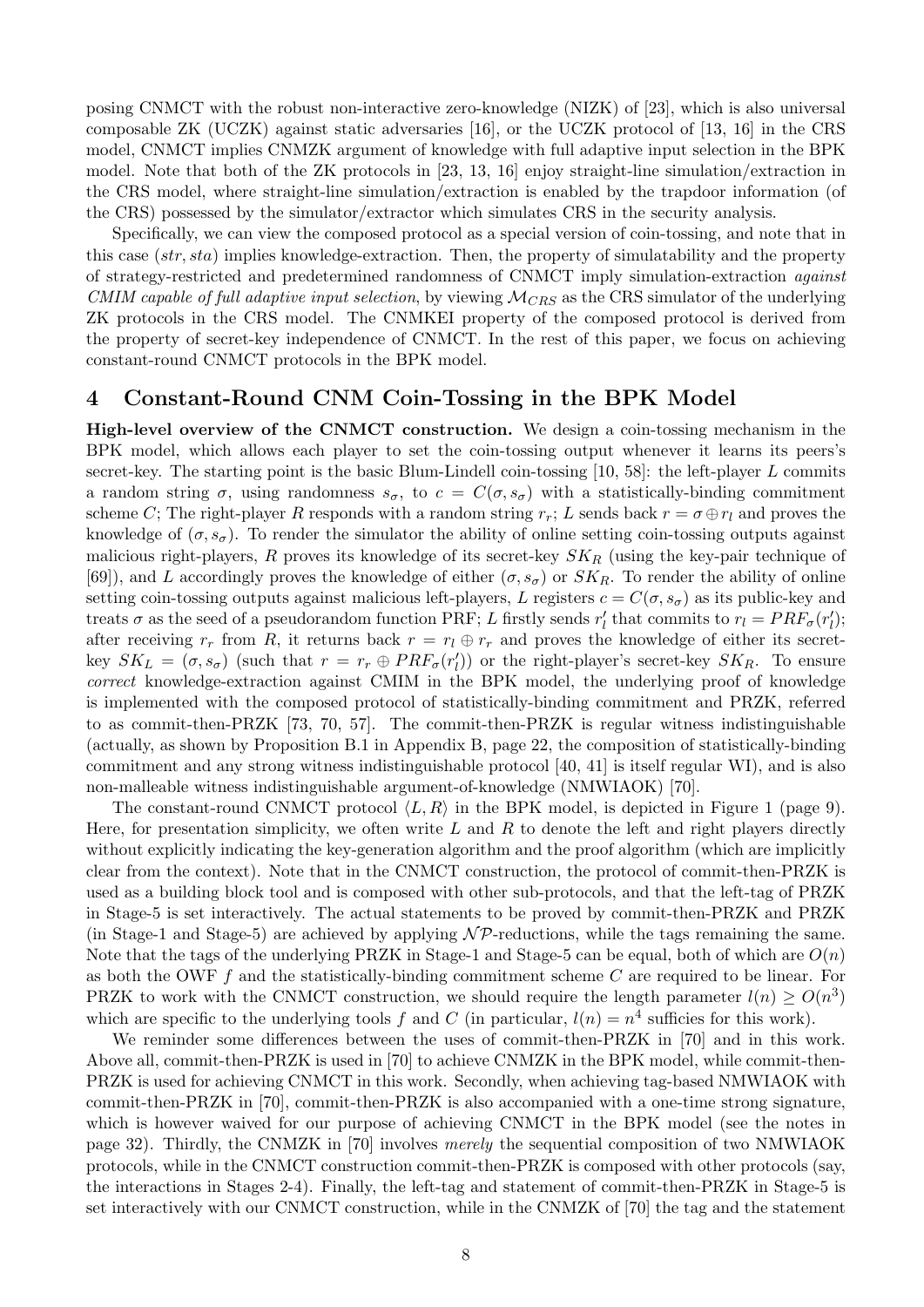posing CNMCT with the robust non-interactive zero-knowledge (NIZK) of [23], which is also universal composable ZK (UCZK) against static adversaries [16], or the UCZK protocol of [13, 16] in the CRS model, CNMCT implies CNMZK argument of knowledge with full adaptive input selection in the BPK model. Note that both of the ZK protocols in [23, 13, 16] enjoy straight-line simulation/extraction in the CRS model, where straight-line simulation/extraction is enabled by the trapdoor information (of the CRS) possessed by the simulator/extractor which simulates CRS in the security analysis.

Specifically, we can view the composed protocol as a special version of coin-tossing, and note that in this case $(str, sta)$ implies knowledge-extraction. Then, the property of simulatability and the property of strategy-restricted and predetermined randomness of CNMCT imply simulation-extraction *against CMIM capable of full adaptive input selection*, by viewing $\mathcal{M}_{CRS}$ as the CRS simulator of the underlying ZK protocols in the CRS model. The CNMKEI property of the composed protocol is derived from the property of secret-key independence of CNMCT. In the rest of this paper, we focus on achieving constant-round CNMCT protocols in the BPK model.

# 4 Constant-Round CNM Coin-Tossing in the BPK Model

**High-level overview of the CNMCT construction.** We design a coin-tossing mechanism in the BPK model, which allows each player to set the coin-tossing output whenever it learns its peers's secret-key. The starting point is the basic Blum-Lindell coin-tossing [10, 58]: the left-player $L$ commits a random string $\sigma$, using randomness $s_\sigma$, to $c = C(\sigma, s_\sigma)$ with a statistically-binding commitment scheme $C$; The right-player $R$ responds with a random string $r_r$; $L$ sends back $r = \sigma \oplus r_l$ and proves the knowledge of $(\sigma, s_\sigma)$. To render the simulator the ability of online setting coin-tossing outputs against malicious right-players, $R$ proves its knowledge of its secret-key $SK_R$ (using the key-pair technique of [69]), and $L$ accordingly proves the knowledge of either $(\sigma, s_\sigma)$ or $SK_R$. To render the ability of online setting coin-tossing outputs against malicious left-players, $L$ registers $c = C(\sigma, s_\sigma)$ as its public-key and treats $\sigma$ as the seed of a pseudorandom function PRF; $L$ firstly sends $r'_l$ that commits to $r_l = PRF_\sigma(r'_l)$; after receiving $r_r$ from $R$, it returns back $r = r_l \oplus r_r$ and proves the knowledge of either its secret-key $SK_L = (\sigma, s_\sigma)$ (such that $r = r_r \oplus PRF_\sigma(r'_l)$) or the right-player's secret-key $SK_R$. To ensure *correct* knowledge-extraction against CMIM in the BPK model, the underlying proof of knowledge is implemented with the composed protocol of statistically-binding commitment and PRZK, referred to as commit-then-PRZK [73, 70, 57]. The commit-then-PRZK is regular witness indistinguishable (actually, as shown by Proposition B.1 in Appendix B, page 22, the composition of statistically-binding commitment and any strong witness indistinguishable protocol [40, 41] is itself regular WI), and is also non-malleable witness indistinguishable argument-of-knowledge (NMWIAOK) [70].

The constant-round CNMCT protocol $\langle L, R \rangle$ in the BPK model, is depicted in Figure 1 (page 9). Here, for presentation simplicity, we often write $L$ and $R$ to denote the left and right players directly without explicitly indicating the key-generation algorithm and the proof algorithm (which are implicitly clear from the context). Note that in the CNMCT construction, the protocol of commit-then-PRZK is used as a building block tool and is composed with other sub-protocols, and that the left-tag of PRZK in Stage-5 is set interactively. The actual statements to be proved by commit-then-PRZK and PRZK (in Stage-1 and Stage-5) are achieved by applying $\mathcal{NP}$-reductions, while the tags remaining the same. Note that the tags of the underlying PRZK in Stage-1 and Stage-5 can be equal, both of which are $O(n)$ as both the OWF $f$ and the statistically-binding commitment scheme $C$ are required to be linear. For PRZK to work with the CNMCT construction, we should require the length parameter $l(n) \geq O(n^3)$ which are specific to the underlying tools $f$ and $C$ (in particular, $l(n) = n^4$ sufficies for this work).

We reminder some differences between the uses of commit-then-PRZK in [70] and in this work. Above all, commit-then-PRZK is used in [70] to achieve CNMZK in the BPK model, while commit-then-PRZK is used for achieving CNMCT in this work. Secondly, when achieving tag-based NMWIAOK with commit-then-PRZK in [70], commit-then-PRZK is also accompanied with a one-time strong signature, which is however waived for our purpose of achieving CNMCT in the BPK model (see the notes in page 32). Thirdly, the CNMZK in [70] involves *merely* the sequential composition of two NMWIAOK protocols, while in the CNMCT construction commit-then-PRZK is composed with other protocols (say, the interactions in Stages 2-4). Finally, the left-tag and statement of commit-then-PRZK in Stage-5 is set interactively with our CNMCT construction, while in the CNMZK of [70] the tag and the statement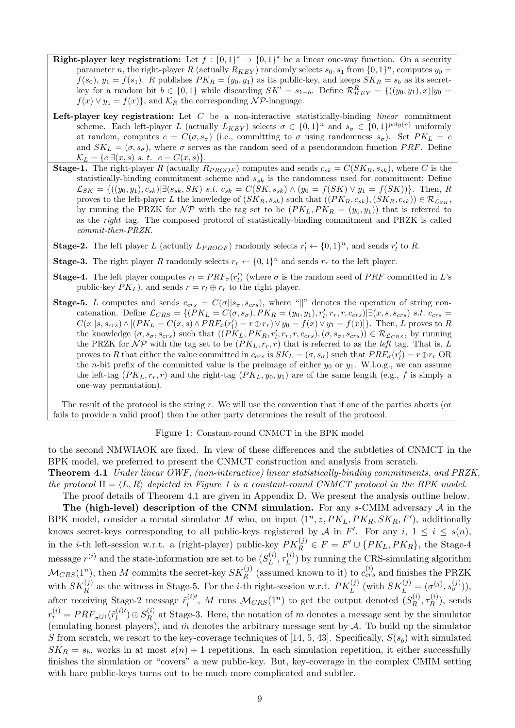**Right-player key registration:** Let $f : \{0,1\}^* \rightarrow \{0,1\}^*$ be a linear one-way function. On a security parameter $n$, the right-player $R$ (actually $R_{KEY}$) randomly selects $s_0, s_1$ from $\{0,1\}^n$, computes $y_0 = f(s_0)$, $y_1 = f(s_1)$. $R$ publishes $PK_R = (y_0, y_1)$ as its public-key, and keeps $SK_R = s_b$ as its secret-key for a random bit $b \in \{0,1\}$ while discarding $SK' = s_{1-b}$. Define $\mathcal{R}^R_{KEY} = \{((y_0, y_1), x) | y_0 = f(x) \vee y_1 = f(x)\}$, and $\mathcal{K}_R$ the corresponding $\mathcal{NP}$-language.

**Left-player key registration:** Let $C$ be a non-interactive statistically-binding *linear* commitment scheme. Each left-player $L$ (actually $L_{KEY}$) selects $\sigma \in \{0,1\}^n$ and $s_\sigma \in \{0,1\}^{poly(n)}$ uniformly at random, computes $c = C(\sigma, s_\sigma)$ (i.e., committing to $\sigma$ using randomness $s_\sigma$). Set $PK_L = c$ and $SK_L = (\sigma, s_\sigma)$, where $\sigma$ serves as the random seed of a pseudorandom function $PRF$. Define $\mathcal{K}_L = \{c | \exists (x, s) \ s.\ t.\ \ c = C(x, s)\}$.

**Stage-1.** The right-player $R$ (actually $R_{PROOF}$) computes and sends $c_{sk} = C(SK_R, s_{sk})$, where $C$ is the statistically-binding commitment scheme and $s_{sk}$ is the randomness used for commitment; Define $\mathcal{L}_{SK} = \{((y_0, y_1), c_{sk}) | \exists (s_{sk}, SK) \ s.t.\ c_{sk} = C(SK, s_{sk}) \wedge (y_0 = f(SK) \vee y_1 = f(SK))\}$. Then, $R$ proves to the left-player $L$ the knowledge of $(SK_R, s_{sk})$ such that $((PK_R, c_{sk}), (SK_R, c_{sk})) \in \mathcal{R}_{\mathcal{L}_{SK}}$, by running the PRZK for $\mathcal{NP}$ with the tag set to be $(PK_L, PK_R = (y_0, y_1))$ that is referred to as the *right* tag. The composed protocol of statistically-binding commitment and PRZK is called *commit-then-PRZK*.

**Stage-2.** The left player $L$ (actually $L_{PROOF}$) randomly selects $r'_l \leftarrow \{0,1\}^n$, and sends $r'_l$ to $R$.

**Stage-3.** The right player $R$ randomly selects $r_r \leftarrow \{0,1\}^n$ and sends $r_r$ to the left player.

**Stage-4.** The left player computes $r_l = PRF_\sigma(r'_l)$ (where $\sigma$ is the random seed of $PRF$ committed in $L$'s public-key $PK_L$), and sends $r = r_l \oplus r_r$ to the right player.

**Stage-5.** $L$ computes and sends $c_{crs} = C(\sigma || s_\sigma, s_{crs})$, where "$||$" denotes the operation of string concatenation. Define $\mathcal{L}_{CRS} = \{(PK_L = C(\sigma, s_\sigma), PK_R = (y_0, y_1), r'_l, r_r, r, c_{crs}) | \exists (x, s, s_{crs}) \ s.t.\ c_{crs} = C(x || s, s_{crs}) \wedge [(PK_L = C(x, s) \wedge PRF_x(r'_l) = r \oplus r_r) \vee y_0 = f(x) \vee y_1 = f(x)]\}$. Then, $L$ proves to $R$ the knowledge $(\sigma, s_\sigma, s_{crs})$ such that $((PK_L, PK_R, r'_l, r_r, r, c_{crs}), (\sigma, s_\sigma, s_{crs})) \in \mathcal{R}_{\mathcal{L}_{CRS}}$, by running the PRZK for $\mathcal{NP}$ with the tag set to be $(PK_L, r_r, r)$ that is referred to as the *left* tag. That is, $L$ proves to $R$ that either the value committed in $c_{crs}$ is $SK_L = (\sigma, s_\sigma)$ such that $PRF_\sigma(r'_l) = r \oplus r_r$ OR the $n$-bit prefix of the committed value is the preimage of either $y_0$ or $y_1$. W.l.o.g., we can assume the left-tag $(PK_L, r_r, r)$ and the right-tag $(PK_L, y_0, y_1)$ are of the same length (e.g., $f$ is simply a one-way permutation).

The result of the protocol is the string $r$. We will use the convention that if one of the parties aborts (or fails to provide a valid proof) then the other party determines the result of the protocol.

Figure 1: Constant-round CNMCT in the BPK model

to the second NMWIAOK are fixed. In view of these differences and the subtleties of CNMCT in the BPK model, we preferred to present the CNMCT construction and analysis from scratch.

**Theorem 4.1** *Under linear OWF, (non-interactive) linear statistically-binding commitments, and PRZK, the protocol $\Pi = \langle L, R \rangle$ depicted in Figure 1 is a constant-round CNMCT protocol in the BPK model.*

The proof details of Theorem 4.1 are given in Appendix D. We present the analysis outline below.

**The (high-level) description of the CNM simulation.** For any $s$-CMIM adversary $\mathcal{A}$ in the BPK model, consider a mental simulator $M$ who, on input $(1^n, z, PK_L, PK_R, SK_R, F')$, additionally knows secret-keys corresponding to all public-keys registered by $\mathcal{A}$ in $F'$. For any $i$, $1 \leq i \leq s(n)$, in the $i$-th left-session w.r.t. a (right-player) public-key $PK^{(j)}_R \in F = F' \cup \{PK_L, PK_R\}$, the Stage-4 message $r^{(i)}$ and the state-information are set to be $(S^{(i)}_L, \tau^{(i)}_L)$ by running the CRS-simulating algorithm $\mathcal{M}_{CRS}(1^n)$; then $M$ commits the secret-key $SK^{(j)}_R$ (assumed known to it) to $c^{(i)}_{crs}$ and finishes the PRZK with $SK^{(j)}_R$ as the witness in Stage-5. For the $i$-th right-session w.r.t. $PK^{(j)}_L$ (with $SK^{(j)}_L = (\sigma^{(j)}, s^{(j)}_\sigma)$), after receiving Stage-2 message $\tilde{r}^{(i)\prime}_l$, $M$ runs $\mathcal{M}_{CRS}(1^n)$ to get the output denoted $(S^{(i)}_R, \tau^{(i)}_R)$, sends $r^{(i)}_r = PRF_{\sigma^{(j)}}(\tilde{r}^{(i)\prime}_l) \oplus S^{(i)}_R$ at Stage-3. Here, the notation of $m$ denotes a message sent by the simulator (emulating honest players), and $\tilde{m}$ denotes the arbitrary message sent by $\mathcal{A}$. To build up the simulator $S$ from scratch, we resort to the key-coverage techniques of [14, 5, 43]. Specifically, $S(s_b)$ with simulated $SK_R = s_b$, works in at most $s(n) + 1$ repetitions. In each simulation repetition, it either successfully finishes the simulation or "covers" a new public-key. But, key-coverage in the complex CMIM setting with bare public-keys turns out to be much more complicated and subtler.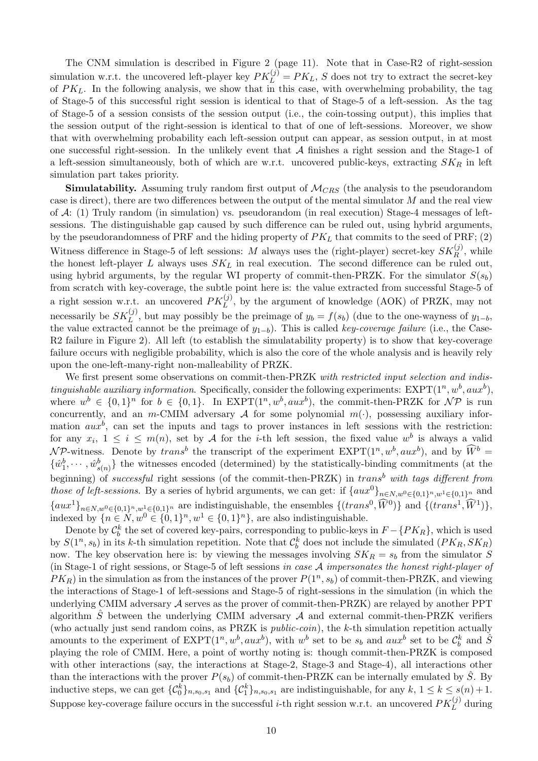The CNM simulation is described in Figure 2 (page 11). Note that in Case-R2 of right-session simulation w.r.t. the uncovered left-player key $PK_L^{(j)} = PK_L$, $S$ does not try to extract the secret-key of $PK_L$. In the following analysis, we show that in this case, with overwhelming probability, the tag of Stage-5 of this successful right session is identical to that of Stage-5 of a left-session. As the tag of Stage-5 of a session consists of the session output (i.e., the coin-tossing output), this implies that the session output of the right-session is identical to that of one of left-sessions. Moreover, we show that with overwhelming probability each left-session output can appear, as session output, in at most one successful right-session. In the unlikely event that $\mathcal{A}$ finishes a right session and the Stage-1 of a left-session simultaneously, both of which are w.r.t. uncovered public-keys, extracting $SK_R$ in left simulation part takes priority.

**Simulatability.** Assuming truly random first output of $\mathcal{M}_{CRS}$ (the analysis to the pseudorandom case is direct), there are two differences between the output of the mental simulator $M$ and the real view of $\mathcal{A}$: (1) Truly random (in simulation) vs. pseudorandom (in real execution) Stage-4 messages of left-sessions. The distinguishable gap caused by such difference can be ruled out, using hybrid arguments, by the pseudorandomness of PRF and the hiding property of $PK_L$ that commits to the seed of PRF; (2) Witness difference in Stage-5 of left sessions: $M$ always uses the (right-player) secret-key $SK_R^{(j)}$, while the honest left-player $L$ always uses $SK_L$ in real execution. The second difference can be ruled out, using hybrid arguments, by the regular WI property of commit-then-PRZK. For the simulator $S(s_b)$ from scratch with key-coverage, the subtle point here is: the value extracted from successful Stage-5 of a right session w.r.t. an uncovered $PK_L^{(j)}$, by the argument of knowledge (AOK) of PRZK, may not necessarily be $SK_L^{(j)}$, but may possibly be the preimage of $y_b = f(s_b)$ (due to the one-wayness of $y_{1-b}$, the value extracted cannot be the preimage of $y_{1-b}$). This is called *key-coverage failure* (i.e., the Case-R2 failure in Figure 2). All left (to establish the simulatability property) is to show that key-coverage failure occurs with negligible probability, which is also the core of the whole analysis and is heavily rely upon the one-left-many-right non-malleability of PRZK.

We first present some observations on commit-then-PRZK *with restricted input selection and indistinguishable auxiliary information*. Specifically, consider the following experiments: $\text{EXPT}(1^n, w^b, aux^b)$, where $w^b \in \{0,1\}^n$ for $b \in \{0,1\}$. In $\text{EXPT}(1^n, w^b, aux^b)$, the commit-then-PRZK for $\mathcal{NP}$ is run concurrently, and an $m$-CMIM adversary $\mathcal{A}$ for some polynomial $m(\cdot)$, possessing auxiliary information $aux^b$, can set the inputs and tags to prover instances in left sessions with the restriction: for any $x_i$, $1 \le i \le m(n)$, set by $\mathcal{A}$ for the $i$-th left session, the fixed value $w^b$ is always a valid $\mathcal{NP}$-witness. Denote by $trans^b$ the transcript of the experiment $\text{EXPT}(1^n, w^b, aux^b)$, and by $\widehat{W}^b = \{\hat{w}_1^b, \cdots, \hat{w}_{s(n)}^b\}$ the witnesses encoded (determined) by the statistically-binding commitments (at the beginning) of *successful* right sessions (of the commit-then-PRZK) in $trans^b$ *with tags different from those of left-sessions*. By a series of hybrid arguments, we can get: if $\{aux^0\}_{n\in N, w^0\in\{0,1\}^n, w^1\in\{0,1\}^n}$ and $\{aux^1\}_{n\in N, w^0\in\{0,1\}^n, w^1\in\{0,1\}^n}$ are indistinguishable, the ensembles $\{(trans^0, \widehat{W}^0)\}$ and $\{(trans^1, \widehat{W}^1)\}$, indexed by $\{n \in N, w^0 \in \{0,1\}^n, w^1 \in \{0,1\}^n\}$, are also indistinguishable.

Denote by $\mathcal{C}_b^k$ the set of covered key-pairs, corresponding to public-keys in $F - \{PK_R\}$, which is used by $S(1^n, s_b)$ in its $k$-th simulation repetition. Note that $\mathcal{C}_b^k$ does not include the simulated $(PK_R, SK_R)$ now. The key observation here is: by viewing the messages involving $SK_R = s_b$ from the simulator $S$ (in Stage-1 of right sessions, or Stage-5 of left sessions *in case $\mathcal{A}$ impersonates the honest right-player of $PK_R$*) in the simulation as from the instances of the prover $P(1^n, s_b)$ of commit-then-PRZK, and viewing the interactions of Stage-1 of left-sessions and Stage-5 of right-sessions in the simulation (in which the underlying CMIM adversary $\mathcal{A}$ serves as the prover of commit-then-PRZK) are relayed by another PPT algorithm $\hat{S}$ between the underlying CMIM adversary $\mathcal{A}$ and external commit-then-PRZK verifiers (who actually just send random coins, as PRZK is *public-coin*), the $k$-th simulation repetition actually amounts to the experiment of $\text{EXPT}(1^n, w^b, aux^b)$, with $w^b$ set to be $s_b$ and $aux^b$ set to be $\mathcal{C}_b^k$ and $\hat{S}$ playing the role of CMIM. Here, a point of worthy noting is: though commit-then-PRZK is composed with other interactions (say, the interactions at Stage-2, Stage-3 and Stage-4), all interactions other than the interactions with the prover $P(s_b)$ of commit-then-PRZK can be internally emulated by $\hat{S}$. By inductive steps, we can get $\{\mathcal{C}_0^k\}_{n,s_0,s_1}$ and $\{\mathcal{C}_1^k\}_{n,s_0,s_1}$ are indistinguishable, for any $k$, $1 \le k \le s(n)+1$. Suppose key-coverage failure occurs in the successful $i$-th right session w.r.t. an uncovered $PK_L^{(j)}$ during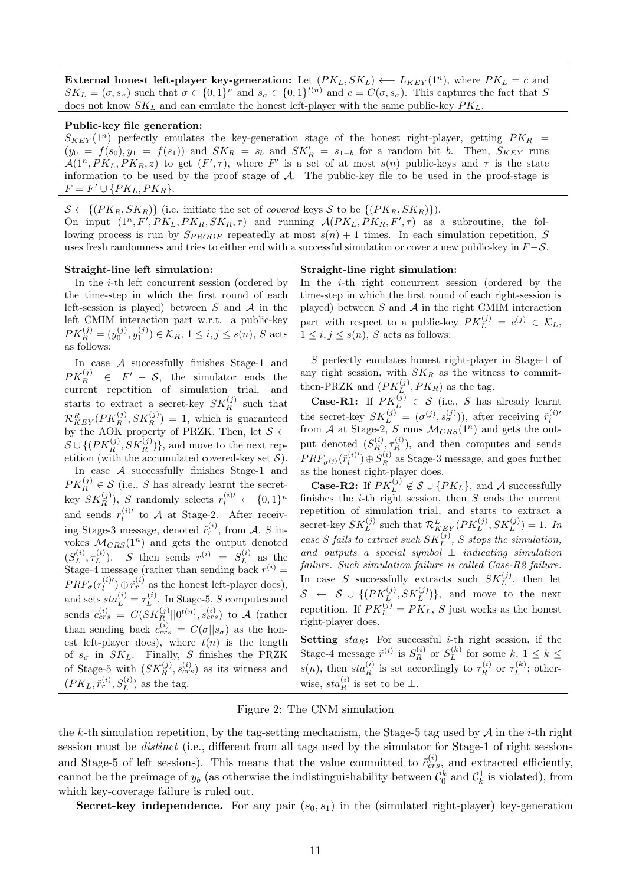**External honest left-player key-generation:** Let $(PK_L, SK_L) \longleftarrow L_{KEY}(1^n)$, where $PK_L = c$ and $SK_L = (\sigma, s_\sigma)$ such that $\sigma \in \{0,1\}^n$ and $s_\sigma \in \{0,1\}^{t(n)}$ and $c = C(\sigma, s_\sigma)$. This captures the fact that $S$ does not know $SK_L$ and can emulate the honest left-player with the same public-key $PK_L$.

**Public-key file generation:**

$S_{KEY}(1^n)$ perfectly emulates the key-generation stage of the honest right-player, getting $PK_R = (y_0 = f(s_0), y_1 = f(s_1))$ and $SK_R = s_b$ and $SK'_R = s_{1-b}$ for a random bit $b$. Then, $S_{KEY}$ runs $\mathcal{A}(1^n, PK_L, PK_R, z)$ to get $(F', \tau)$, where $F'$ is a set of at most $s(n)$ public-keys and $\tau$ is the state information to be used by the proof stage of $\mathcal{A}$. The public-key file to be used in the proof-stage is $F = F' \cup \{PK_L, PK_R\}$.

$\mathcal{S} \leftarrow \{(PK_R, SK_R)\}$ (i.e. initiate the set of *covered* keys $\mathcal{S}$ to be $\{(PK_R, SK_R)\}$).

On input $(1^n, F', PK_L, PK_R, SK_R, \tau)$ and running $\mathcal{A}(PK_L, PK_R, F', \tau)$ as a subroutine, the following process is run by $S_{PROOF}$ repeatedly at most $s(n)+1$ times. In each simulation repetition, $S$ uses fresh randomness and tries to either end with a successful simulation or cover a new public-key in $F - \mathcal{S}$.

**Straight-line left simulation:**

In the $i$-th left concurrent session (ordered by the time-step in which the first round of each left-session is played) between $S$ and $\mathcal{A}$ in the left CMIM interaction part w.r.t. a public-key $PK_R^{(j)} = (y_0^{(j)}, y_1^{(j)}) \in \mathcal{K}_R$, $1 \le i, j \le s(n)$, $S$ acts as follows:

In case $\mathcal{A}$ successfully finishes Stage-1 and $PK_R^{(j)} \in F' - \mathcal{S}$, the simulator ends the current repetition of simulation trial, and starts to extract a secret-key $SK_R^{(j)}$ such that $\mathcal{R}_{KEY}^R(PK_R^{(j)}, SK_R^{(j)}) = 1$, which is guaranteed by the AOK property of PRZK. Then, let $\mathcal{S} \leftarrow \mathcal{S} \cup \{(PK_R^{(j)}, SK_R^{(j)})\}$, and move to the next repetition (with the accumulated covered-key set $\mathcal{S}$).

In case $\mathcal{A}$ successfully finishes Stage-1 and $PK_R^{(j)} \in \mathcal{S}$ (i.e., $S$ has already learnt the secret-key $SK_R^{(j)}$), $S$ randomly selects $r_l^{(i)\prime} \leftarrow \{0,1\}^n$ and sends $r_l^{(i)\prime}$ to $\mathcal{A}$ at Stage-2. After receiving Stage-3 message, denoted $\tilde{r}_r^{(i)}$, from $\mathcal{A}$, $S$ invokes $\mathcal{M}_{CRS}(1^n)$ and gets the output denoted $(S_L^{(i)}, \tau_L^{(i)})$. $S$ then sends $r^{(i)} = S_L^{(i)}$ as the Stage-4 message (rather than sending back $r^{(i)} = PRF_\sigma(r_l^{(i)\prime}) \oplus \tilde{r}_r^{(i)}$ as the honest left-player does), and sets $sta_L^{(i)} = \tau_L^{(i)}$. In Stage-5, $S$ computes and sends $c_{crs}^{(i)} = C(SK_R^{(j)} || 0^{t(n)}, s_{crs}^{(i)})$ to $\mathcal{A}$ (rather than sending back $c_{crs}^{(i)} = C(\sigma || s_\sigma)$ as the honest left-player does), where $t(n)$ is the length of $s_\sigma$ in $SK_L$. Finally, $S$ finishes the PRZK of Stage-5 with $(SK_R^{(j)}, s_{crs}^{(i)})$ as its witness and $(PK_L, \tilde{r}_r^{(i)}, S_L^{(i)})$ as the tag.

**Straight-line right simulation:**

In the $i$-th right concurrent session (ordered by the time-step in which the first round of each right-session is played) between $S$ and $\mathcal{A}$ in the right CMIM interaction part with respect to a public-key $PK_L^{(j)} = c^{(j)} \in \mathcal{K}_L$, $1 \le i, j \le s(n)$, $S$ acts as follows:

$S$ perfectly emulates honest right-player in Stage-1 of any right session, with $SK_R$ as the witness to commit-then-PRZK and $(PK_L^{(j)}, PK_R)$ as the tag.

**Case-R1:** If $PK_L^{(j)} \in \mathcal{S}$ (i.e., $S$ has already learnt the secret-key $SK_L^{(j)} = (\sigma^{(j)}, s_\sigma^{(j)})$), after receiving $\tilde{r}_l^{(i)\prime}$ from $\mathcal{A}$ at Stage-2, $S$ runs $\mathcal{M}_{CRS}(1^n)$ and gets the output denoted $(S_R^{(i)}, \tau_R^{(i)})$, and then computes and sends $PRF_{\sigma^{(j)}}(\tilde{r}_l^{(i)\prime}) \oplus S_R^{(i)}$ as Stage-3 message, and goes further as the honest right-player does.

**Case-R2:** If $PK_L^{(j)} \notin \mathcal{S} \cup \{PK_L\}$, and $\mathcal{A}$ successfully finishes the $i$-th right session, then $S$ ends the current repetition of simulation trial, and starts to extract a secret-key $SK_L^{(j)}$ such that $\mathcal{R}_{KEY}^L(PK_L^{(j)}, SK_L^{(j)}) = 1$. *In case $S$ fails to extract such $SK_L^{(j)}$, $S$ stops the simulation, and outputs a special symbol $\perp$ indicating simulation failure. Such simulation failure is called Case-R2 failure.* In case $S$ successfully extracts such $SK_L^{(j)}$, then let $\mathcal{S} \leftarrow \mathcal{S} \cup \{(PK_L^{(j)}, SK_L^{(j)})\}$, and move to the next repetition. If $PK_L^{(j)} = PK_L$, $S$ just works as the honest right-player does.

**Setting $sta_R$:** For successful $i$-th right session, if the Stage-4 message $\tilde{r}^{(i)}$ is $S_R^{(i)}$ or $S_L^{(k)}$ for some $k$, $1 \le k \le s(n)$, then $sta_R^{(i)}$ is set accordingly to $\tau_R^{(i)}$ or $\tau_L^{(k)}$; otherwise, $sta_R^{(i)}$ is set to be $\perp$.

Figure 2: The CNM simulation

the $k$-th simulation repetition, by the tag-setting mechanism, the Stage-5 tag used by $\mathcal{A}$ in the $i$-th right session must be *distinct* (i.e., different from all tags used by the simulator for Stage-1 of right sessions and Stage-5 of left sessions). This means that the value committed to $\tilde{c}_{crs}^{(i)}$, and extracted efficiently, cannot be the preimage of $y_b$ (as otherwise the indistinguishability between $\mathcal{C}_0^k$ and $\mathcal{C}_k^1$ is violated), from which key-coverage failure is ruled out.

**Secret-key independence.** For any pair $(s_0, s_1)$ in the (simulated right-player) key-generation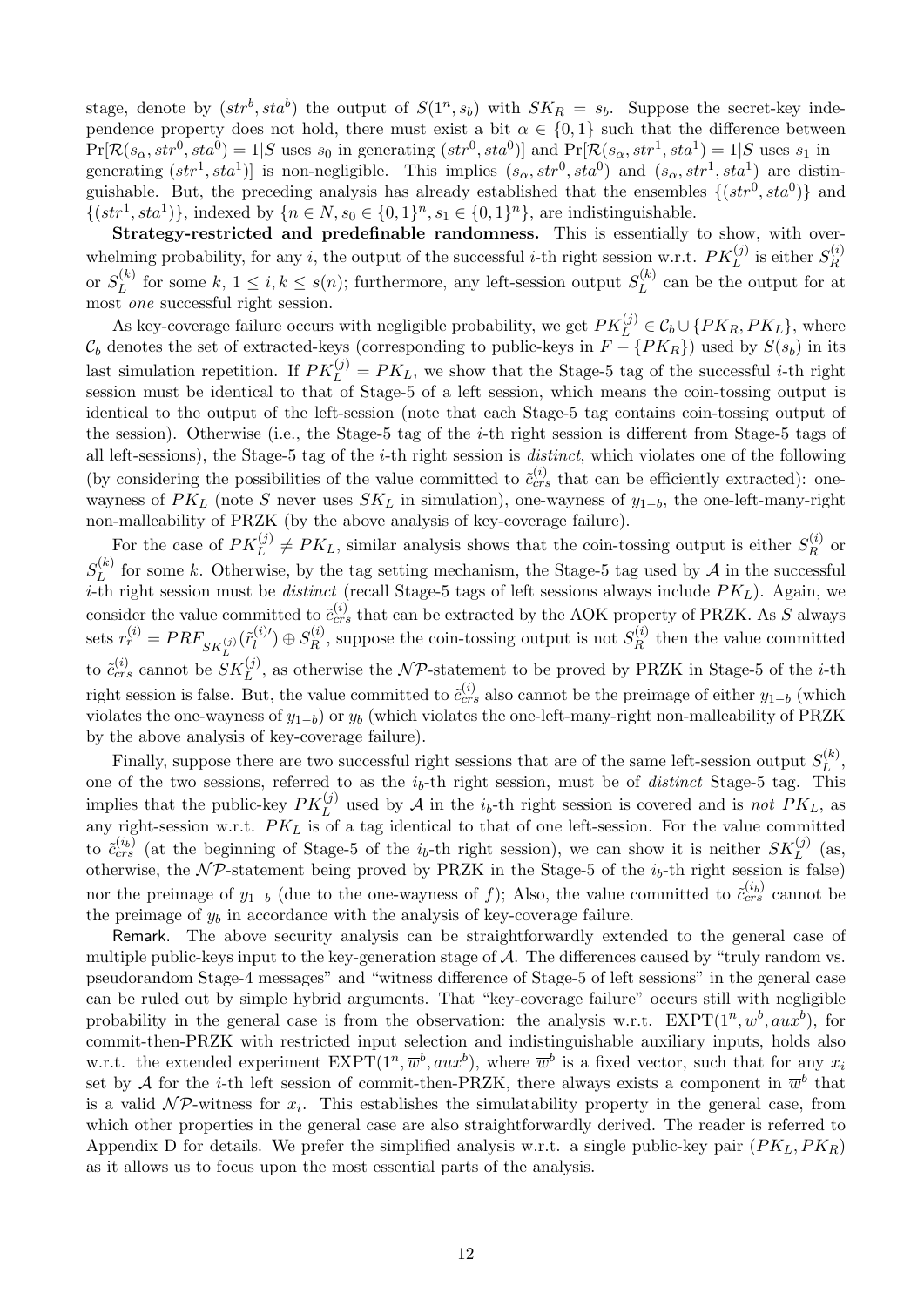stage, denote by $(str^b, sta^b)$ the output of $S(1^n, s_b)$ with $SK_R = s_b$. Suppose the secret-key independence property does not hold, there must exist a bit $\alpha \in \{0,1\}$ such that the difference between $\Pr[\mathcal{R}(s_\alpha, str^0, sta^0) = 1|S$ uses $s_0$ in generating $(str^0, sta^0)]$ and $\Pr[\mathcal{R}(s_\alpha, str^1, sta^1) = 1|S$ uses $s_1$ in generating $(str^1, sta^1)]$ is non-negligible. This implies $(s_\alpha, str^0, sta^0)$ and $(s_\alpha, str^1, sta^1)$ are distinguishable. But, the preceding analysis has already established that the ensembles $\{(str^0, sta^0)\}$ and $\{(str^1, sta^1)\}$, indexed by $\{n \in N, s_0 \in \{0,1\}^n, s_1 \in \{0,1\}^n\}$, are indistinguishable.

**Strategy-restricted and predefinable randomness.** This is essentially to show, with overwhelming probability, for any $i$, the output of the successful $i$-th right session w.r.t. $PK_L^{(j)}$ is either $S_R^{(i)}$ or $S_L^{(k)}$ for some $k$, $1 \le i, k \le s(n)$; furthermore, any left-session output $S_L^{(k)}$ can be the output for at most *one* successful right session.

As key-coverage failure occurs with negligible probability, we get $PK_L^{(j)} \in \mathcal{C}_b \cup \{PK_R, PK_L\}$, where $\mathcal{C}_b$ denotes the set of extracted-keys (corresponding to public-keys in $F - \{PK_R\}$) used by $S(s_b)$ in its last simulation repetition. If $PK_L^{(j)} = PK_L$, we show that the Stage-5 tag of the successful $i$-th right session must be identical to that of Stage-5 of a left session, which means the coin-tossing output is identical to the output of the left-session (note that each Stage-5 tag contains coin-tossing output of the session). Otherwise (i.e., the Stage-5 tag of the $i$-th right session is different from Stage-5 tags of all left-sessions), the Stage-5 tag of the $i$-th right session is *distinct*, which violates one of the following (by considering the possibilities of the value committed to $\tilde{c}_{crs}^{(i)}$ that can be efficiently extracted): one-wayness of $PK_L$ (note $S$ never uses $SK_L$ in simulation), one-wayness of $y_{1-b}$, the one-left-many-right non-malleability of PRZK (by the above analysis of key-coverage failure).

For the case of $PK_L^{(j)} \ne PK_L$, similar analysis shows that the coin-tossing output is either $S_R^{(i)}$ or $S_L^{(k)}$ for some $k$. Otherwise, by the tag setting mechanism, the Stage-5 tag used by $\mathcal{A}$ in the successful $i$-th right session must be *distinct* (recall Stage-5 tags of left sessions always include $PK_L$). Again, we consider the value committed to $\tilde{c}_{crs}^{(i)}$ that can be extracted by the AOK property of PRZK. As $S$ always sets $r_r^{(i)} = PRF_{SK_L^{(j)}}(\tilde{r}_l^{(i)\prime}) \oplus S_R^{(i)}$, suppose the coin-tossing output is not $S_R^{(i)}$ then the value committed to $\tilde{c}_{crs}^{(i)}$ cannot be $SK_L^{(j)}$, as otherwise the $\mathcal{NP}$-statement to be proved by PRZK in Stage-5 of the $i$-th right session is false. But, the value committed to $\tilde{c}_{crs}^{(i)}$ also cannot be the preimage of either $y_{1-b}$ (which violates the one-wayness of $y_{1-b}$) or $y_b$ (which violates the one-left-many-right non-malleability of PRZK by the above analysis of key-coverage failure).

Finally, suppose there are two successful right sessions that are of the same left-session output $S_L^{(k)}$, one of the two sessions, referred to as the $i_b$-th right session, must be of *distinct* Stage-5 tag. This implies that the public-key $PK_L^{(j)}$ used by $\mathcal{A}$ in the $i_b$-th right session is covered and is *not* $PK_L$, as any right-session w.r.t. $PK_L$ is of a tag identical to that of one left-session. For the value committed to $\tilde{c}_{crs}^{(i_b)}$ (at the beginning of Stage-5 of the $i_b$-th right session), we can show it is neither $SK_L^{(j)}$ (as, otherwise, the $\mathcal{NP}$-statement being proved by PRZK in the Stage-5 of the $i_b$-th right session is false) nor the preimage of $y_{1-b}$ (due to the one-wayness of $f$); Also, the value committed to $\tilde{c}_{crs}^{(i_b)}$ cannot be the preimage of $y_b$ in accordance with the analysis of key-coverage failure.

Remark. The above security analysis can be straightforwardly extended to the general case of multiple public-keys input to the key-generation stage of $\mathcal{A}$. The differences caused by "truly random vs. pseudorandom Stage-4 messages" and "witness difference of Stage-5 of left sessions" in the general case can be ruled out by simple hybrid arguments. That "key-coverage failure" occurs still with negligible probability in the general case is from the observation: the analysis w.r.t. $\text{EXPT}(1^n, w^b, aux^b)$, for commit-then-PRZK with restricted input selection and indistinguishable auxiliary inputs, holds also w.r.t. the extended experiment $\text{EXPT}(1^n, \overline{w}^b, aux^b)$, where $\overline{w}^b$ is a fixed vector, such that for any $x_i$ set by $\mathcal{A}$ for the $i$-th left session of commit-then-PRZK, there always exists a component in $\overline{w}^b$ that is a valid $\mathcal{NP}$-witness for $x_i$. This establishes the simulatability property in the general case, from which other properties in the general case are also straightforwardly derived. The reader is referred to Appendix D for details. We prefer the simplified analysis w.r.t. a single public-key pair $(PK_L, PK_R)$ as it allows us to focus upon the most essential parts of the analysis.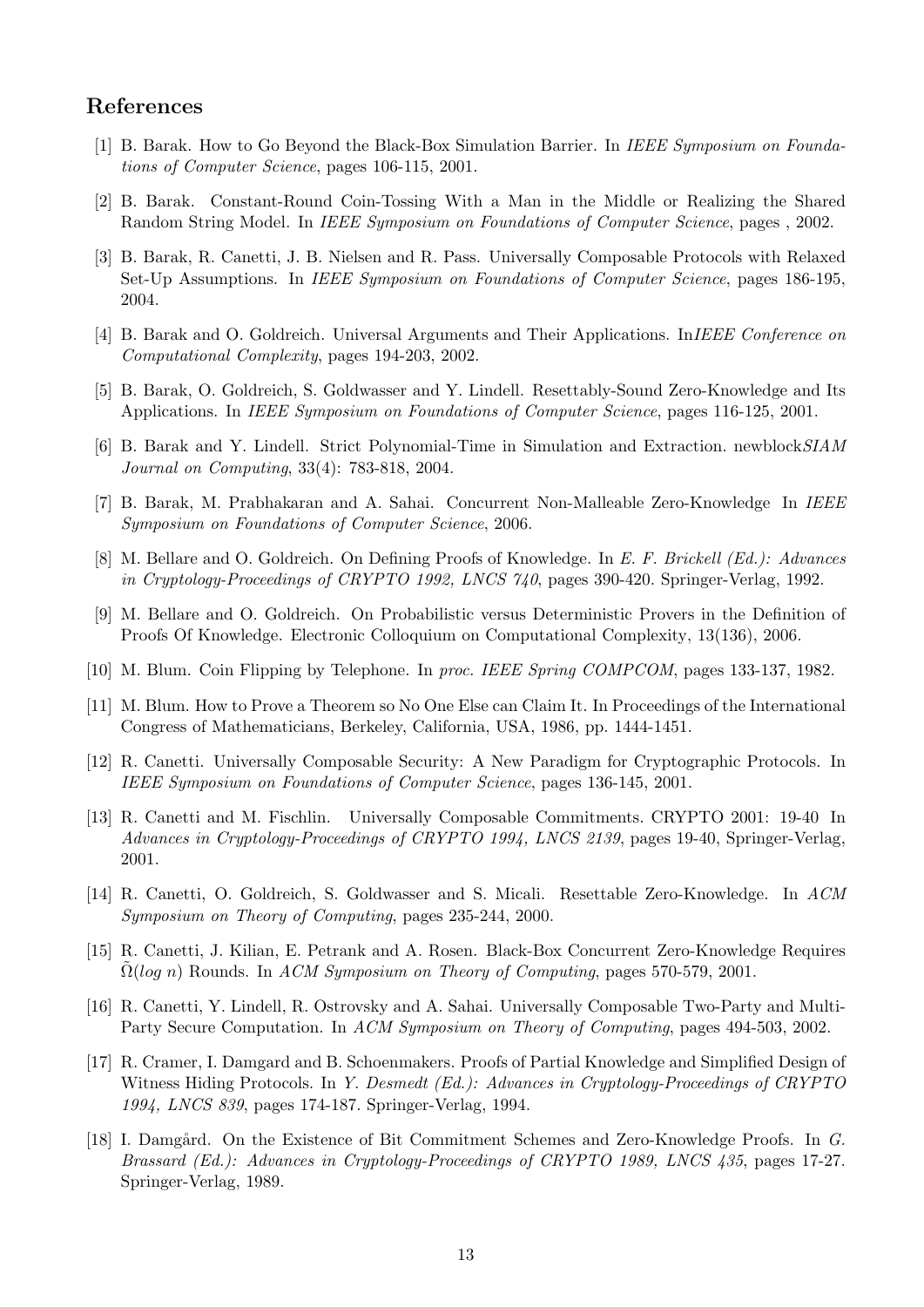## References

[1] B. Barak. How to Go Beyond the Black-Box Simulation Barrier. In *IEEE Symposium on Foundations of Computer Science*, pages 106-115, 2001.

[2] B. Barak. Constant-Round Coin-Tossing With a Man in the Middle or Realizing the Shared Random String Model. In *IEEE Symposium on Foundations of Computer Science*, pages , 2002.

[3] B. Barak, R. Canetti, J. B. Nielsen and R. Pass. Universally Composable Protocols with Relaxed Set-Up Assumptions. In *IEEE Symposium on Foundations of Computer Science*, pages 186-195, 2004.

[4] B. Barak and O. Goldreich. Universal Arguments and Their Applications. In*IEEE Conference on Computational Complexity*, pages 194-203, 2002.

[5] B. Barak, O. Goldreich, S. Goldwasser and Y. Lindell. Resettably-Sound Zero-Knowledge and Its Applications. In *IEEE Symposium on Foundations of Computer Science*, pages 116-125, 2001.

[6] B. Barak and Y. Lindell. Strict Polynomial-Time in Simulation and Extraction. newblock*SIAM Journal on Computing*, 33(4): 783-818, 2004.

[7] B. Barak, M. Prabhakaran and A. Sahai. Concurrent Non-Malleable Zero-Knowledge In *IEEE Symposium on Foundations of Computer Science*, 2006.

[8] M. Bellare and O. Goldreich. On Defining Proofs of Knowledge. In *E. F. Brickell (Ed.): Advances in Cryptology-Proceedings of CRYPTO 1992, LNCS 740*, pages 390-420. Springer-Verlag, 1992.

[9] M. Bellare and O. Goldreich. On Probabilistic versus Deterministic Provers in the Definition of Proofs Of Knowledge. Electronic Colloquium on Computational Complexity, 13(136), 2006.

[10] M. Blum. Coin Flipping by Telephone. In *proc. IEEE Spring COMPCOM*, pages 133-137, 1982.

[11] M. Blum. How to Prove a Theorem so No One Else can Claim It. In Proceedings of the International Congress of Mathematicians, Berkeley, California, USA, 1986, pp. 1444-1451.

[12] R. Canetti. Universally Composable Security: A New Paradigm for Cryptographic Protocols. In *IEEE Symposium on Foundations of Computer Science*, pages 136-145, 2001.

[13] R. Canetti and M. Fischlin. Universally Composable Commitments. CRYPTO 2001: 19-40 In *Advances in Cryptology-Proceedings of CRYPTO 1994, LNCS 2139*, pages 19-40, Springer-Verlag, 2001.

[14] R. Canetti, O. Goldreich, S. Goldwasser and S. Micali. Resettable Zero-Knowledge. In *ACM Symposium on Theory of Computing*, pages 235-244, 2000.

[15] R. Canetti, J. Kilian, E. Petrank and A. Rosen. Black-Box Concurrent Zero-Knowledge Requires $\tilde{\Omega}(log\ n)$ Rounds. In *ACM Symposium on Theory of Computing*, pages 570-579, 2001.

[16] R. Canetti, Y. Lindell, R. Ostrovsky and A. Sahai. Universally Composable Two-Party and Multi-Party Secure Computation. In *ACM Symposium on Theory of Computing*, pages 494-503, 2002.

[17] R. Cramer, I. Damgard and B. Schoenmakers. Proofs of Partial Knowledge and Simplified Design of Witness Hiding Protocols. In *Y. Desmedt (Ed.): Advances in Cryptology-Proceedings of CRYPTO 1994, LNCS 839*, pages 174-187. Springer-Verlag, 1994.

[18] I. Damgård. On the Existence of Bit Commitment Schemes and Zero-Knowledge Proofs. In *G. Brassard (Ed.): Advances in Cryptology-Proceedings of CRYPTO 1989, LNCS 435*, pages 17-27. Springer-Verlag, 1989.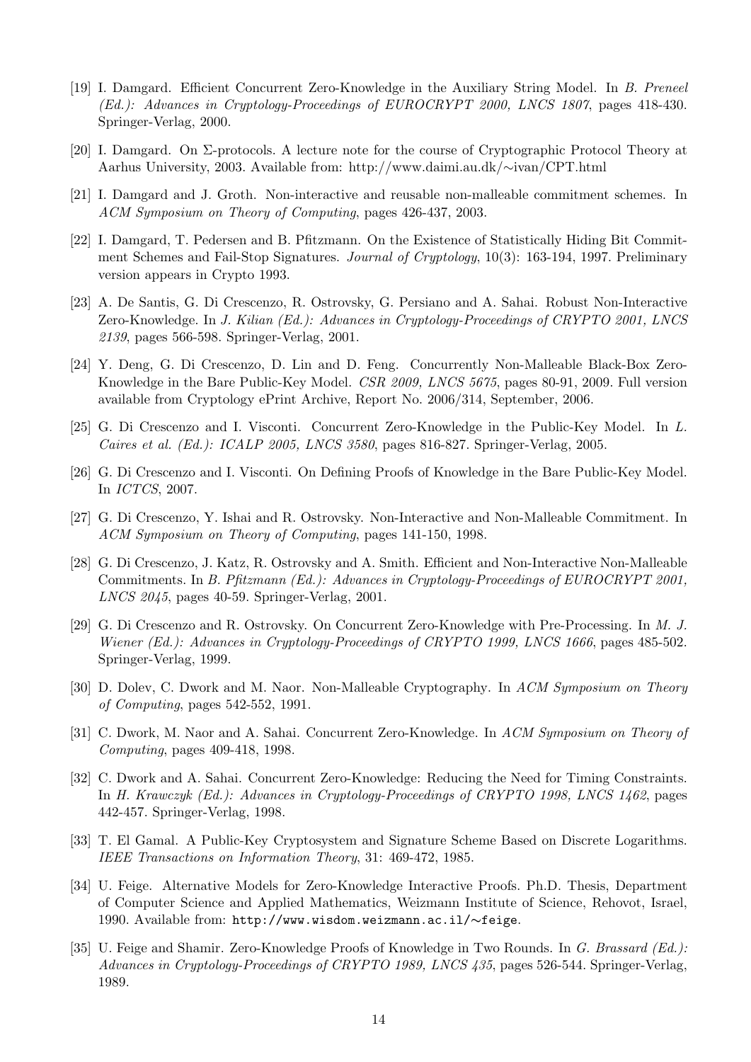[19] I. Damgard. Efficient Concurrent Zero-Knowledge in the Auxiliary String Model. In *B. Preneel (Ed.): Advances in Cryptology-Proceedings of EUROCRYPT 2000, LNCS 1807*, pages 418-430. Springer-Verlag, 2000.

[20] I. Damgard. On Σ-protocols. A lecture note for the course of Cryptographic Protocol Theory at Aarhus University, 2003. Available from: http://www.daimi.au.dk/∼ivan/CPT.html

[21] I. Damgard and J. Groth. Non-interactive and reusable non-malleable commitment schemes. In *ACM Symposium on Theory of Computing*, pages 426-437, 2003.

[22] I. Damgard, T. Pedersen and B. Pfitzmann. On the Existence of Statistically Hiding Bit Commitment Schemes and Fail-Stop Signatures. *Journal of Cryptology*, 10(3): 163-194, 1997. Preliminary version appears in Crypto 1993.

[23] A. De Santis, G. Di Crescenzo, R. Ostrovsky, G. Persiano and A. Sahai. Robust Non-Interactive Zero-Knowledge. In *J. Kilian (Ed.): Advances in Cryptology-Proceedings of CRYPTO 2001, LNCS 2139*, pages 566-598. Springer-Verlag, 2001.

[24] Y. Deng, G. Di Crescenzo, D. Lin and D. Feng. Concurrently Non-Malleable Black-Box Zero-Knowledge in the Bare Public-Key Model. *CSR 2009, LNCS 5675*, pages 80-91, 2009. Full version available from Cryptology ePrint Archive, Report No. 2006/314, September, 2006.

[25] G. Di Crescenzo and I. Visconti. Concurrent Zero-Knowledge in the Public-Key Model. In *L. Caires et al. (Ed.): ICALP 2005, LNCS 3580*, pages 816-827. Springer-Verlag, 2005.

[26] G. Di Crescenzo and I. Visconti. On Defining Proofs of Knowledge in the Bare Public-Key Model. In *ICTCS*, 2007.

[27] G. Di Crescenzo, Y. Ishai and R. Ostrovsky. Non-Interactive and Non-Malleable Commitment. In *ACM Symposium on Theory of Computing*, pages 141-150, 1998.

[28] G. Di Crescenzo, J. Katz, R. Ostrovsky and A. Smith. Efficient and Non-Interactive Non-Malleable Commitments. In *B. Pfitzmann (Ed.): Advances in Cryptology-Proceedings of EUROCRYPT 2001, LNCS 2045*, pages 40-59. Springer-Verlag, 2001.

[29] G. Di Crescenzo and R. Ostrovsky. On Concurrent Zero-Knowledge with Pre-Processing. In *M. J. Wiener (Ed.): Advances in Cryptology-Proceedings of CRYPTO 1999, LNCS 1666*, pages 485-502. Springer-Verlag, 1999.

[30] D. Dolev, C. Dwork and M. Naor. Non-Malleable Cryptography. In *ACM Symposium on Theory of Computing*, pages 542-552, 1991.

[31] C. Dwork, M. Naor and A. Sahai. Concurrent Zero-Knowledge. In *ACM Symposium on Theory of Computing*, pages 409-418, 1998.

[32] C. Dwork and A. Sahai. Concurrent Zero-Knowledge: Reducing the Need for Timing Constraints. In *H. Krawczyk (Ed.): Advances in Cryptology-Proceedings of CRYPTO 1998, LNCS 1462*, pages 442-457. Springer-Verlag, 1998.

[33] T. El Gamal. A Public-Key Cryptosystem and Signature Scheme Based on Discrete Logarithms. *IEEE Transactions on Information Theory*, 31: 469-472, 1985.

[34] U. Feige. Alternative Models for Zero-Knowledge Interactive Proofs. Ph.D. Thesis, Department of Computer Science and Applied Mathematics, Weizmann Institute of Science, Rehovot, Israel, 1990. Available from: `http://www.wisdom.weizmann.ac.il/∼feige`.

[35] U. Feige and Shamir. Zero-Knowledge Proofs of Knowledge in Two Rounds. In *G. Brassard (Ed.): Advances in Cryptology-Proceedings of CRYPTO 1989, LNCS 435*, pages 526-544. Springer-Verlag, 1989.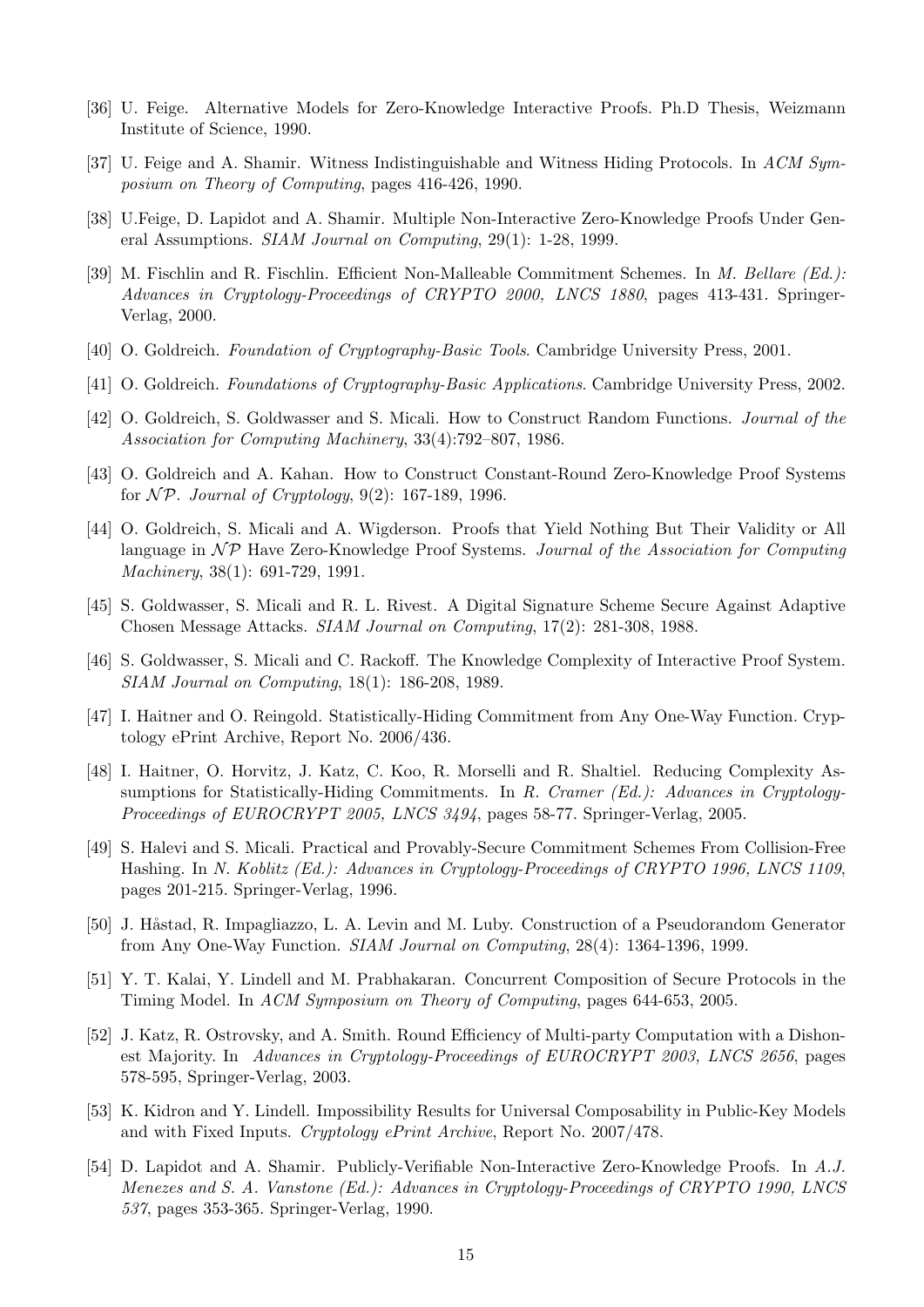[36] U. Feige. Alternative Models for Zero-Knowledge Interactive Proofs. Ph.D Thesis, Weizmann Institute of Science, 1990.

[37] U. Feige and A. Shamir. Witness Indistinguishable and Witness Hiding Protocols. In *ACM Symposium on Theory of Computing*, pages 416-426, 1990.

[38] U.Feige, D. Lapidot and A. Shamir. Multiple Non-Interactive Zero-Knowledge Proofs Under General Assumptions. *SIAM Journal on Computing*, 29(1): 1-28, 1999.

[39] M. Fischlin and R. Fischlin. Efficient Non-Malleable Commitment Schemes. In *M. Bellare (Ed.): Advances in Cryptology-Proceedings of CRYPTO 2000, LNCS 1880*, pages 413-431. Springer-Verlag, 2000.

[40] O. Goldreich. *Foundation of Cryptography-Basic Tools*. Cambridge University Press, 2001.

[41] O. Goldreich. *Foundations of Cryptography-Basic Applications*. Cambridge University Press, 2002.

[42] O. Goldreich, S. Goldwasser and S. Micali. How to Construct Random Functions. *Journal of the Association for Computing Machinery*, 33(4):792–807, 1986.

[43] O. Goldreich and A. Kahan. How to Construct Constant-Round Zero-Knowledge Proof Systems for $\mathcal{NP}$. *Journal of Cryptology*, 9(2): 167-189, 1996.

[44] O. Goldreich, S. Micali and A. Wigderson. Proofs that Yield Nothing But Their Validity or All language in $\mathcal{NP}$ Have Zero-Knowledge Proof Systems. *Journal of the Association for Computing Machinery*, 38(1): 691-729, 1991.

[45] S. Goldwasser, S. Micali and R. L. Rivest. A Digital Signature Scheme Secure Against Adaptive Chosen Message Attacks. *SIAM Journal on Computing*, 17(2): 281-308, 1988.

[46] S. Goldwasser, S. Micali and C. Rackoff. The Knowledge Complexity of Interactive Proof System. *SIAM Journal on Computing*, 18(1): 186-208, 1989.

[47] I. Haitner and O. Reingold. Statistically-Hiding Commitment from Any One-Way Function. Cryptology ePrint Archive, Report No. 2006/436.

[48] I. Haitner, O. Horvitz, J. Katz, C. Koo, R. Morselli and R. Shaltiel. Reducing Complexity Assumptions for Statistically-Hiding Commitments. In *R. Cramer (Ed.): Advances in Cryptology-Proceedings of EUROCRYPT 2005, LNCS 3494*, pages 58-77. Springer-Verlag, 2005.

[49] S. Halevi and S. Micali. Practical and Provably-Secure Commitment Schemes From Collision-Free Hashing. In *N. Koblitz (Ed.): Advances in Cryptology-Proceedings of CRYPTO 1996, LNCS 1109*, pages 201-215. Springer-Verlag, 1996.

[50] J. Håstad, R. Impagliazzo, L. A. Levin and M. Luby. Construction of a Pseudorandom Generator from Any One-Way Function. *SIAM Journal on Computing*, 28(4): 1364-1396, 1999.

[51] Y. T. Kalai, Y. Lindell and M. Prabhakaran. Concurrent Composition of Secure Protocols in the Timing Model. In *ACM Symposium on Theory of Computing*, pages 644-653, 2005.

[52] J. Katz, R. Ostrovsky, and A. Smith. Round Efficiency of Multi-party Computation with a Dishonest Majority. In *Advances in Cryptology-Proceedings of EUROCRYPT 2003, LNCS 2656*, pages 578-595, Springer-Verlag, 2003.

[53] K. Kidron and Y. Lindell. Impossibility Results for Universal Composability in Public-Key Models and with Fixed Inputs. *Cryptology ePrint Archive*, Report No. 2007/478.

[54] D. Lapidot and A. Shamir. Publicly-Verifiable Non-Interactive Zero-Knowledge Proofs. In *A.J. Menezes and S. A. Vanstone (Ed.): Advances in Cryptology-Proceedings of CRYPTO 1990, LNCS 537*, pages 353-365. Springer-Verlag, 1990.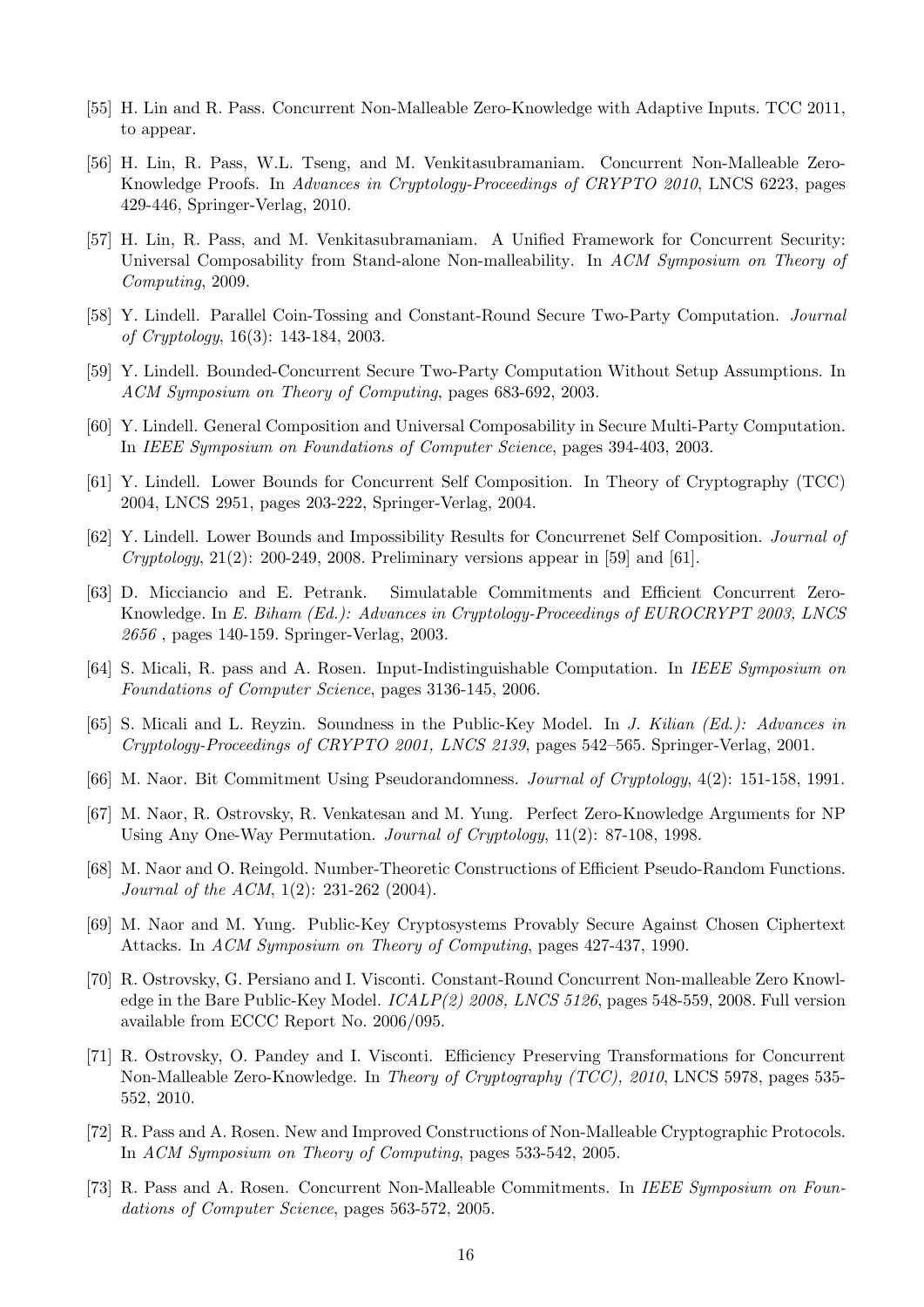[55] H. Lin and R. Pass. Concurrent Non-Malleable Zero-Knowledge with Adaptive Inputs. TCC 2011, to appear.

[56] H. Lin, R. Pass, W.L. Tseng, and M. Venkitasubramaniam. Concurrent Non-Malleable Zero-Knowledge Proofs. In *Advances in Cryptology-Proceedings of CRYPTO 2010*, LNCS 6223, pages 429-446, Springer-Verlag, 2010.

[57] H. Lin, R. Pass, and M. Venkitasubramaniam. A Unified Framework for Concurrent Security: Universal Composability from Stand-alone Non-malleability. In *ACM Symposium on Theory of Computing*, 2009.

[58] Y. Lindell. Parallel Coin-Tossing and Constant-Round Secure Two-Party Computation. *Journal of Cryptology*, 16(3): 143-184, 2003.

[59] Y. Lindell. Bounded-Concurrent Secure Two-Party Computation Without Setup Assumptions. In *ACM Symposium on Theory of Computing*, pages 683-692, 2003.

[60] Y. Lindell. General Composition and Universal Composability in Secure Multi-Party Computation. In *IEEE Symposium on Foundations of Computer Science*, pages 394-403, 2003.

[61] Y. Lindell. Lower Bounds for Concurrent Self Composition. In Theory of Cryptography (TCC) 2004, LNCS 2951, pages 203-222, Springer-Verlag, 2004.

[62] Y. Lindell. Lower Bounds and Impossibility Results for Concurrenet Self Composition. *Journal of Cryptology*, 21(2): 200-249, 2008. Preliminary versions appear in [59] and [61].

[63] D. Micciancio and E. Petrank. Simulatable Commitments and Efficient Concurrent Zero-Knowledge. In *E. Biham (Ed.): Advances in Cryptology-Proceedings of EUROCRYPT 2003, LNCS 2656* , pages 140-159. Springer-Verlag, 2003.

[64] S. Micali, R. pass and A. Rosen. Input-Indistinguishable Computation. In *IEEE Symposium on Foundations of Computer Science*, pages 3136-145, 2006.

[65] S. Micali and L. Reyzin. Soundness in the Public-Key Model. In *J. Kilian (Ed.): Advances in Cryptology-Proceedings of CRYPTO 2001, LNCS 2139*, pages 542–565. Springer-Verlag, 2001.

[66] M. Naor. Bit Commitment Using Pseudorandomness. *Journal of Cryptology*, 4(2): 151-158, 1991.

[67] M. Naor, R. Ostrovsky, R. Venkatesan and M. Yung. Perfect Zero-Knowledge Arguments for NP Using Any One-Way Permutation. *Journal of Cryptology*, 11(2): 87-108, 1998.

[68] M. Naor and O. Reingold. Number-Theoretic Constructions of Efficient Pseudo-Random Functions. *Journal of the ACM*, 1(2): 231-262 (2004).

[69] M. Naor and M. Yung. Public-Key Cryptosystems Provably Secure Against Chosen Ciphertext Attacks. In *ACM Symposium on Theory of Computing*, pages 427-437, 1990.

[70] R. Ostrovsky, G. Persiano and I. Visconti. Constant-Round Concurrent Non-malleable Zero Knowledge in the Bare Public-Key Model. *ICALP(2) 2008, LNCS 5126*, pages 548-559, 2008. Full version available from ECCC Report No. 2006/095.

[71] R. Ostrovsky, O. Pandey and I. Visconti. Efficiency Preserving Transformations for Concurrent Non-Malleable Zero-Knowledge. In *Theory of Cryptography (TCC), 2010*, LNCS 5978, pages 535-552, 2010.

[72] R. Pass and A. Rosen. New and Improved Constructions of Non-Malleable Cryptographic Protocols. In *ACM Symposium on Theory of Computing*, pages 533-542, 2005.

[73] R. Pass and A. Rosen. Concurrent Non-Malleable Commitments. In *IEEE Symposium on Foundations of Computer Science*, pages 563-572, 2005.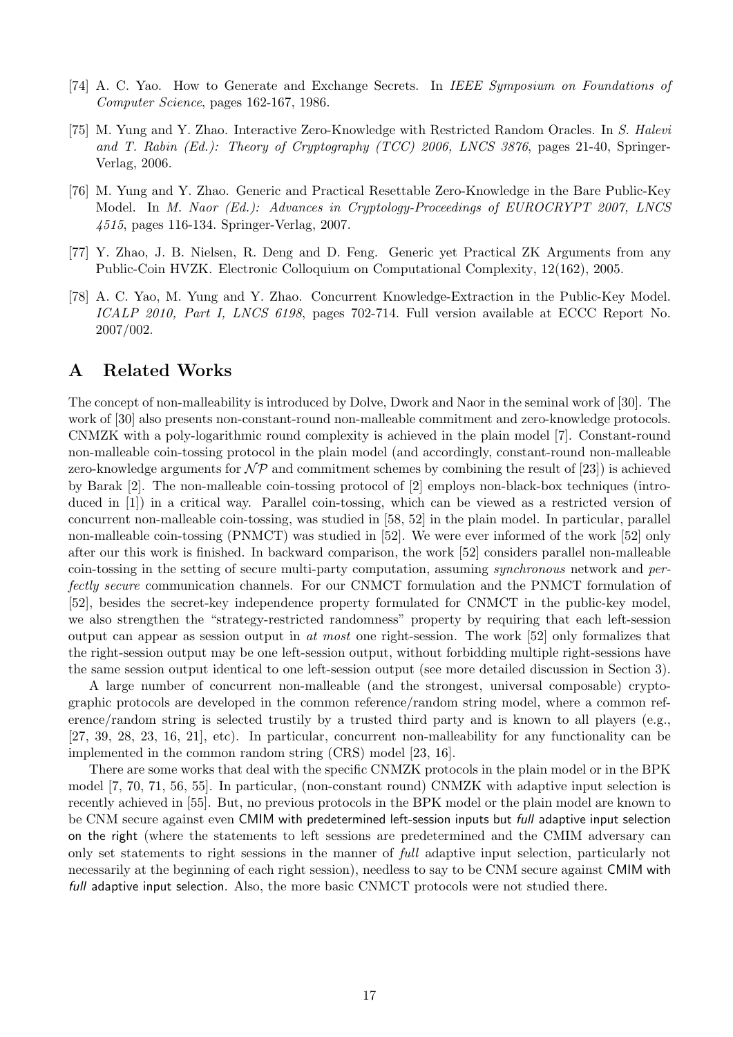[74] A. C. Yao. How to Generate and Exchange Secrets. In *IEEE Symposium on Foundations of Computer Science*, pages 162-167, 1986.

[75] M. Yung and Y. Zhao. Interactive Zero-Knowledge with Restricted Random Oracles. In *S. Halevi and T. Rabin (Ed.): Theory of Cryptography (TCC) 2006, LNCS 3876*, pages 21-40, Springer-Verlag, 2006.

[76] M. Yung and Y. Zhao. Generic and Practical Resettable Zero-Knowledge in the Bare Public-Key Model. In *M. Naor (Ed.): Advances in Cryptology-Proceedings of EUROCRYPT 2007, LNCS 4515*, pages 116-134. Springer-Verlag, 2007.

[77] Y. Zhao, J. B. Nielsen, R. Deng and D. Feng. Generic yet Practical ZK Arguments from any Public-Coin HVZK. Electronic Colloquium on Computational Complexity, 12(162), 2005.

[78] A. C. Yao, M. Yung and Y. Zhao. Concurrent Knowledge-Extraction in the Public-Key Model. *ICALP 2010, Part I, LNCS 6198*, pages 702-714. Full version available at ECCC Report No. 2007/002.

# A Related Works

The concept of non-malleability is introduced by Dolve, Dwork and Naor in the seminal work of [30]. The work of [30] also presents non-constant-round non-malleable commitment and zero-knowledge protocols. CNMZK with a poly-logarithmic round complexity is achieved in the plain model [7]. Constant-round non-malleable coin-tossing protocol in the plain model (and accordingly, constant-round non-malleable zero-knowledge arguments for $\mathcal{NP}$ and commitment schemes by combining the result of [23]) is achieved by Barak [2]. The non-malleable coin-tossing protocol of [2] employs non-black-box techniques (introduced in [1]) in a critical way. Parallel coin-tossing, which can be viewed as a restricted version of concurrent non-malleable coin-tossing, was studied in [58, 52] in the plain model. In particular, parallel non-malleable coin-tossing (PNMCT) was studied in [52]. We were ever informed of the work [52] only after our this work is finished. In backward comparison, the work [52] considers parallel non-malleable coin-tossing in the setting of secure multi-party computation, assuming *synchronous* network and *perfectly secure* communication channels. For our CNMCT formulation and the PNMCT formulation of [52], besides the secret-key independence property formulated for CNMCT in the public-key model, we also strengthen the "strategy-restricted randomness" property by requiring that each left-session output can appear as session output in *at most* one right-session. The work [52] only formalizes that the right-session output may be one left-session output, without forbidding multiple right-sessions have the same session output identical to one left-session output (see more detailed discussion in Section 3).

A large number of concurrent non-malleable (and the strongest, universal composable) cryptographic protocols are developed in the common reference/random string model, where a common reference/random string is selected trustily by a trusted third party and is known to all players (e.g., [27, 39, 28, 23, 16, 21], etc). In particular, concurrent non-malleability for any functionality can be implemented in the common random string (CRS) model [23, 16].

There are some works that deal with the specific CNMZK protocols in the plain model or in the BPK model [7, 70, 71, 56, 55]. In particular, (non-constant round) CNMZK with adaptive input selection is recently achieved in [55]. But, no previous protocols in the BPK model or the plain model are known to be CNM secure against even CMIM with predetermined left-session inputs but *full* adaptive input selection on the right (where the statements to left sessions are predetermined and the CMIM adversary can only set statements to right sessions in the manner of *full* adaptive input selection, particularly not necessarily at the beginning of each right session), needless to say to be CNM secure against CMIM with *full* adaptive input selection. Also, the more basic CNMCT protocols were not studied there.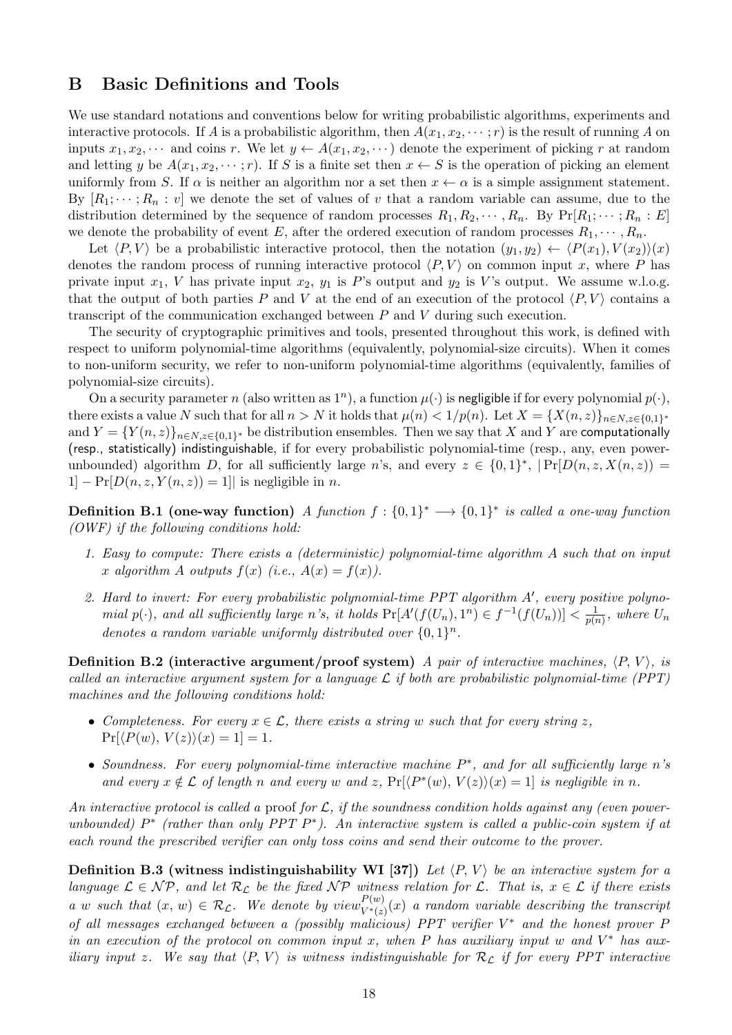## B Basic Definitions and Tools

We use standard notations and conventions below for writing probabilistic algorithms, experiments and interactive protocols. If $A$ is a probabilistic algorithm, then $A(x_1, x_2, \cdots ; r)$ is the result of running $A$ on inputs $x_1, x_2, \cdots$ and coins $r$. We let $y \leftarrow A(x_1, x_2, \cdots)$ denote the experiment of picking $r$ at random and letting $y$ be $A(x_1, x_2, \cdots ; r)$. If $S$ is a finite set then $x \leftarrow S$ is the operation of picking an element uniformly from $S$. If $\alpha$ is neither an algorithm nor a set then $x \leftarrow \alpha$ is a simple assignment statement. By $[R_1; \cdots ; R_n : v]$ we denote the set of values of $v$ that a random variable can assume, due to the distribution determined by the sequence of random processes $R_1, R_2, \cdots, R_n$. By $\Pr[R_1; \cdots ; R_n : E]$ we denote the probability of event $E$, after the ordered execution of random processes $R_1, \cdots, R_n$.

Let $\langle P, V \rangle$ be a probabilistic interactive protocol, then the notation $(y_1, y_2) \leftarrow \langle P(x_1), V(x_2) \rangle(x)$ denotes the random process of running interactive protocol $\langle P, V \rangle$ on common input $x$, where $P$ has private input $x_1$, $V$ has private input $x_2$, $y_1$ is $P$'s output and $y_2$ is $V$'s output. We assume w.l.o.g. that the output of both parties $P$ and $V$ at the end of an execution of the protocol $\langle P, V \rangle$ contains a transcript of the communication exchanged between $P$ and $V$ during such execution.

The security of cryptographic primitives and tools, presented throughout this work, is defined with respect to uniform polynomial-time algorithms (equivalently, polynomial-size circuits). When it comes to non-uniform security, we refer to non-uniform polynomial-time algorithms (equivalently, families of polynomial-size circuits).

On a security parameter $n$ (also written as $1^n$), a function $\mu(\cdot)$ is negligible if for every polynomial $p(\cdot)$, there exists a value $N$ such that for all $n > N$ it holds that $\mu(n) < 1/p(n)$. Let $X = \{X(n, z)\}_{n \in N, z \in \{0,1\}^*}$ and $Y = \{Y(n, z)\}_{n \in N, z \in \{0,1\}^*}$ be distribution ensembles. Then we say that $X$ and $Y$ are computationally (resp., statistically) indistinguishable, if for every probabilistic polynomial-time (resp., any, even power-unbounded) algorithm $D$, for all sufficiently large $n$'s, and every $z \in \{0,1\}^*$, $|\Pr[D(n, z, X(n, z)) = 1] - \Pr[D(n, z, Y(n, z)) = 1]|$ is negligible in $n$.

**Definition B.1 (one-way function)** *A function $f : \{0,1\}^* \longrightarrow \{0,1\}^*$ is called a one-way function (OWF) if the following conditions hold:*

1. *Easy to compute: There exists a (deterministic) polynomial-time algorithm $A$ such that on input $x$ algorithm $A$ outputs $f(x)$ (i.e., $A(x) = f(x)$).*
2. *Hard to invert: For every probabilistic polynomial-time PPT algorithm $A'$, every positive polynomial $p(\cdot)$, and all sufficiently large $n$'s, it holds $\Pr[A'(f(U_n), 1^n) \in f^{-1}(f(U_n))] < \frac{1}{p(n)}$, where $U_n$ denotes a random variable uniformly distributed over $\{0,1\}^n$.*

**Definition B.2 (interactive argument/proof system)** *A pair of interactive machines, $\langle P, V \rangle$, is called an interactive argument system for a language $\mathcal{L}$ if both are probabilistic polynomial-time (PPT) machines and the following conditions hold:*

- *Completeness. For every $x \in \mathcal{L}$, there exists a string $w$ such that for every string $z$, $\Pr[\langle P(w), V(z) \rangle(x) = 1] = 1$.*
- *Soundness. For every polynomial-time interactive machine $P^*$, and for all sufficiently large $n$'s and every $x \notin \mathcal{L}$ of length $n$ and every $w$ and $z$, $\Pr[\langle P^*(w), V(z) \rangle(x) = 1]$ is negligible in $n$.*

*An interactive protocol is called a* proof *for $\mathcal{L}$, if the soundness condition holds against any (even power-unbounded) $P^*$ (rather than only PPT $P^*$). An interactive system is called a public-coin system if at each round the prescribed verifier can only toss coins and send their outcome to the prover.*

**Definition B.3 (witness indistinguishability WI [37])** *Let $\langle P, V \rangle$ be an interactive system for a language $\mathcal{L} \in \mathcal{NP}$, and let $\mathcal{R}_{\mathcal{L}}$ be the fixed $\mathcal{NP}$ witness relation for $\mathcal{L}$. That is, $x \in \mathcal{L}$ if there exists a $w$ such that $(x, w) \in \mathcal{R}_{\mathcal{L}}$. We denote by $view^{P(w)}_{V^*(z)}(x)$ a random variable describing the transcript of all messages exchanged between a (possibly malicious) PPT verifier $V^*$ and the honest prover $P$ in an execution of the protocol on common input $x$, when $P$ has auxiliary input $w$ and $V^*$ has auxiliary input $z$. We say that $\langle P, V \rangle$ is witness indistinguishable for $\mathcal{R}_{\mathcal{L}}$ if for every PPT interactive*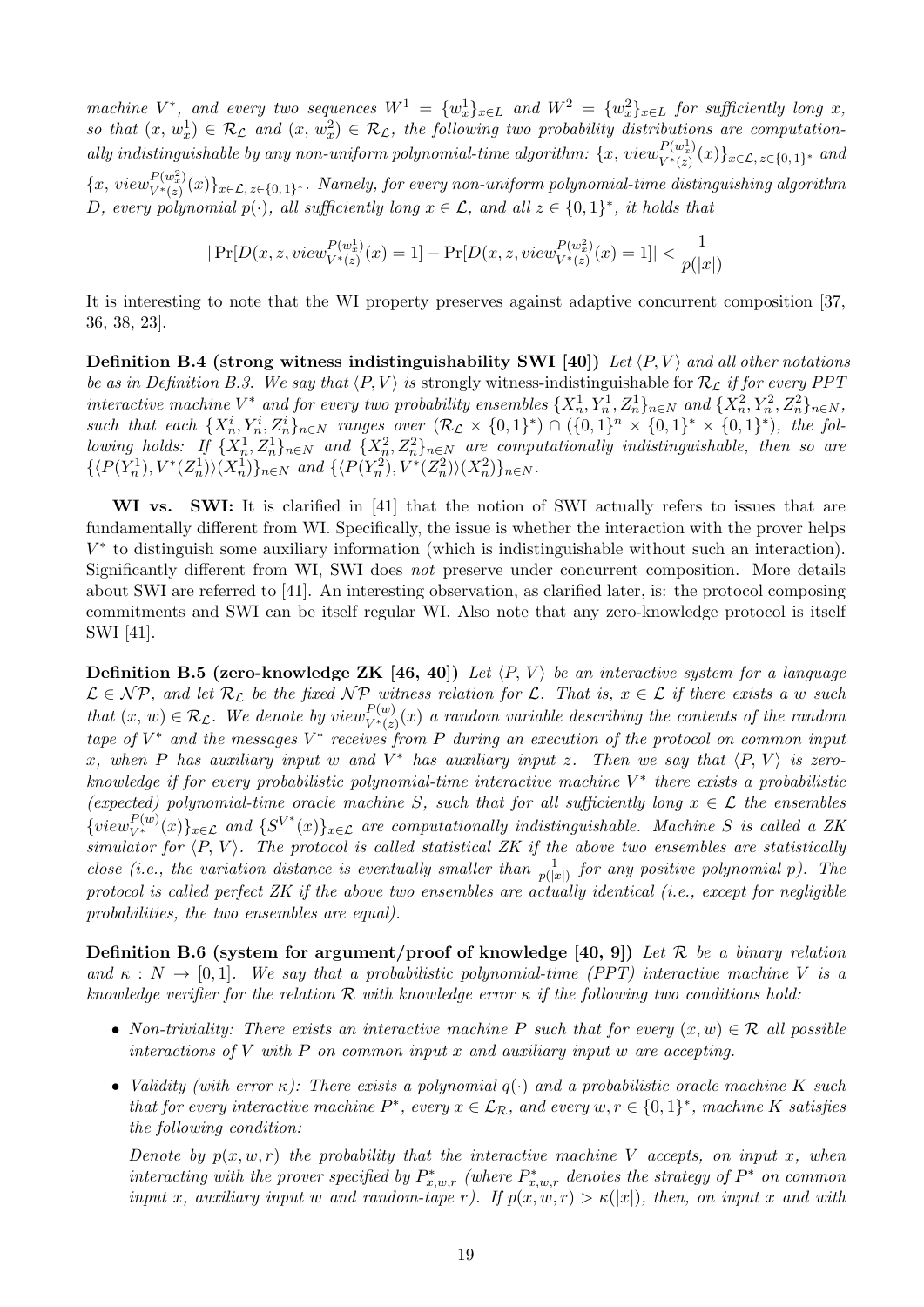*machine $V^*$, and every two sequences $W^1 = \{w^1_x\}_{x \in L}$ and $W^2 = \{w^2_x\}_{x \in L}$ for sufficiently long $x$, so that $(x, w^1_x) \in \mathcal{R}_\mathcal{L}$ and $(x, w^2_x) \in \mathcal{R}_\mathcal{L}$, the following two probability distributions are computationally indistinguishable by any non-uniform polynomial-time algorithm: $\{x, view^{P(w^1_x)}_{V^*(z)}(x)\}_{x \in \mathcal{L},\, z \in \{0,1\}^*}$ and $\{x, view^{P(w^2_x)}_{V^*(z)}(x)\}_{x \in \mathcal{L},\, z \in \{0,1\}^*}$. Namely, for every non-uniform polynomial-time distinguishing algorithm $D$, every polynomial $p(\cdot)$, all sufficiently long $x \in \mathcal{L}$, and all $z \in \{0,1\}^*$, it holds that*

$$|\Pr[D(x, z, view^{P(w^1_x)}_{V^*(z)}(x) = 1] - \Pr[D(x, z, view^{P(w^2_x)}_{V^*(z)}(x) = 1]| < \frac{1}{p(|x|)}$$

It is interesting to note that the WI property preserves against adaptive concurrent composition [37, 36, 38, 23].

**Definition B.4 (strong witness indistinguishability SWI [40])** *Let $\langle P, V\rangle$ and all other notations be as in Definition B.3. We say that $\langle P, V\rangle$ is* strongly witness-indistinguishable for $\mathcal{R}_\mathcal{L}$ *if for every PPT interactive machine $V^*$ and for every two probability ensembles $\{X^1_n, Y^1_n, Z^1_n\}_{n \in N}$ and $\{X^2_n, Y^2_n, Z^2_n\}_{n \in N}$, such that each $\{X^i_n, Y^i_n, Z^i_n\}_{n \in N}$ ranges over $(\mathcal{R}_\mathcal{L} \times \{0,1\}^*) \cap (\{0,1\}^n \times \{0,1\}^* \times \{0,1\}^*)$, the following holds: If $\{X^1_n, Z^1_n\}_{n \in N}$ and $\{X^2_n, Z^2_n\}_{n \in N}$ are computationally indistinguishable, then so are $\{\langle P(Y^1_n), V^*(Z^1_n)\rangle(X^1_n)\}_{n \in N}$ and $\{\langle P(Y^2_n), V^*(Z^2_n)\rangle(X^2_n)\}_{n \in N}$.*

**WI vs. SWI:** It is clarified in [41] that the notion of SWI actually refers to issues that are fundamentally different from WI. Specifically, the issue is whether the interaction with the prover helps $V^*$ to distinguish some auxiliary information (which is indistinguishable without such an interaction). Significantly different from WI, SWI does *not* preserve under concurrent composition. More details about SWI are referred to [41]. An interesting observation, as clarified later, is: the protocol composing commitments and SWI can be itself regular WI. Also note that any zero-knowledge protocol is itself SWI [41].

**Definition B.5 (zero-knowledge ZK [46, 40])** *Let $\langle P, V\rangle$ be an interactive system for a language $\mathcal{L} \in \mathcal{NP}$, and let $\mathcal{R}_\mathcal{L}$ be the fixed $\mathcal{NP}$ witness relation for $\mathcal{L}$. That is, $x \in \mathcal{L}$ if there exists a $w$ such that $(x, w) \in \mathcal{R}_\mathcal{L}$. We denote by $view^{P(w)}_{V^*(z)}(x)$ a random variable describing the contents of the random tape of $V^*$ and the messages $V^*$ receives from $P$ during an execution of the protocol on common input $x$, when $P$ has auxiliary input $w$ and $V^*$ has auxiliary input $z$. Then we say that $\langle P, V\rangle$ is zero-knowledge if for every probabilistic polynomial-time interactive machine $V^*$ there exists a probabilistic (expected) polynomial-time oracle machine $S$, such that for all sufficiently long $x \in \mathcal{L}$ the ensembles $\{view^{P(w)}_{V^*}(x)\}_{x \in \mathcal{L}}$ and $\{S^{V^*}(x)\}_{x \in \mathcal{L}}$ are computationally indistinguishable. Machine $S$ is called a ZK simulator for $\langle P, V\rangle$. The protocol is called statistical ZK if the above two ensembles are statistically close (i.e., the variation distance is eventually smaller than $\frac{1}{p(|x|)}$ for any positive polynomial $p$). The protocol is called perfect ZK if the above two ensembles are actually identical (i.e., except for negligible probabilities, the two ensembles are equal).*

**Definition B.6 (system for argument/proof of knowledge [40, 9])** *Let $\mathcal{R}$ be a binary relation and $\kappa : N \to [0, 1]$. We say that a probabilistic polynomial-time (PPT) interactive machine $V$ is a knowledge verifier for the relation $\mathcal{R}$ with knowledge error $\kappa$ if the following two conditions hold:*

- *Non-triviality: There exists an interactive machine $P$ such that for every $(x, w) \in \mathcal{R}$ all possible interactions of $V$ with $P$ on common input $x$ and auxiliary input $w$ are accepting.*
- *Validity (with error $\kappa$): There exists a polynomial $q(\cdot)$ and a probabilistic oracle machine $K$ such that for every interactive machine $P^*$, every $x \in \mathcal{L}_\mathcal{R}$, and every $w, r \in \{0,1\}^*$, machine $K$ satisfies the following condition:*

  *Denote by $p(x, w, r)$ the probability that the interactive machine $V$ accepts, on input $x$, when interacting with the prover specified by $P^*_{x,w,r}$ (where $P^*_{x,w,r}$ denotes the strategy of $P^*$ on common input $x$, auxiliary input $w$ and random-tape $r$). If $p(x, w, r) > \kappa(|x|)$, then, on input $x$ and with*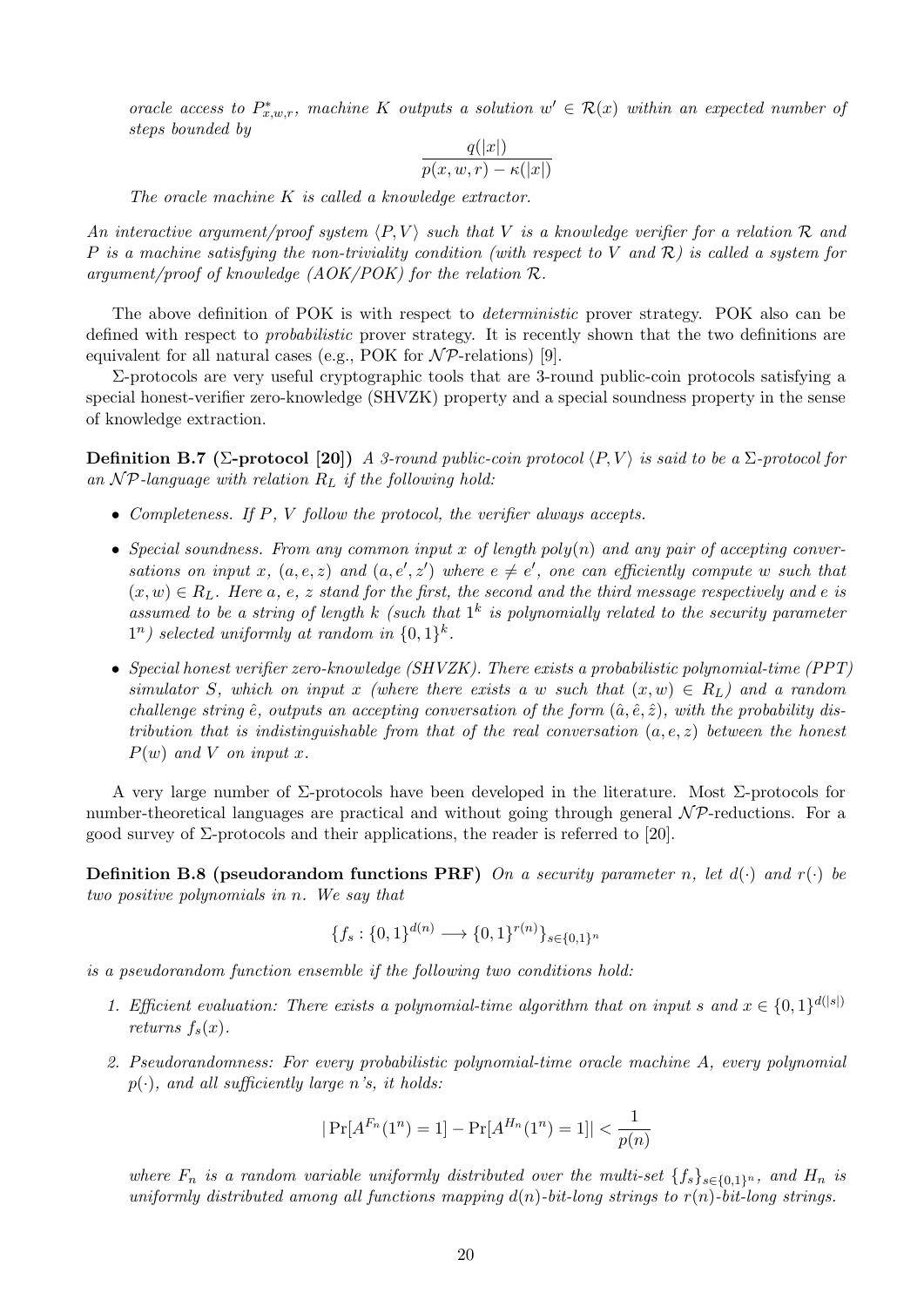*oracle access to $P^*_{x,w,r}$, machine $K$ outputs a solution $w' \in \mathcal{R}(x)$ within an expected number of steps bounded by*

$$\frac{q(|x|)}{p(x,w,r) - \kappa(|x|)}$$

*The oracle machine $K$ is called a knowledge extractor.*

*An interactive argument/proof system $\langle P, V\rangle$ such that $V$ is a knowledge verifier for a relation $\mathcal{R}$ and $P$ is a machine satisfying the non-triviality condition (with respect to $V$ and $\mathcal{R}$) is called a system for argument/proof of knowledge (AOK/POK) for the relation $\mathcal{R}$.*

The above definition of POK is with respect to *deterministic* prover strategy. POK also can be defined with respect to *probabilistic* prover strategy. It is recently shown that the two definitions are equivalent for all natural cases (e.g., POK for $\mathcal{NP}$-relations) [9].

$\Sigma$-protocols are very useful cryptographic tools that are 3-round public-coin protocols satisfying a special honest-verifier zero-knowledge (SHVZK) property and a special soundness property in the sense of knowledge extraction.

**Definition B.7 ($\Sigma$-protocol [20])** *A 3-round public-coin protocol $\langle P, V\rangle$ is said to be a $\Sigma$-protocol for an $\mathcal{NP}$-language with relation $R_L$ if the following hold:*

- *Completeness. If $P$, $V$ follow the protocol, the verifier always accepts.*
- *Special soundness. From any common input $x$ of length $poly(n)$ and any pair of accepting conversations on input $x$, $(a, e, z)$ and $(a, e', z')$ where $e \neq e'$, one can efficiently compute $w$ such that $(x, w) \in R_L$. Here $a$, $e$, $z$ stand for the first, the second and the third message respectively and $e$ is assumed to be a string of length $k$ (such that $1^k$ is polynomially related to the security parameter $1^n$) selected uniformly at random in $\{0,1\}^k$.*
- *Special honest verifier zero-knowledge (SHVZK). There exists a probabilistic polynomial-time (PPT) simulator $S$, which on input $x$ (where there exists a $w$ such that $(x, w) \in R_L$) and a random challenge string $\hat{e}$, outputs an accepting conversation of the form $(\hat{a}, \hat{e}, \hat{z})$, with the probability distribution that is indistinguishable from that of the real conversation $(a, e, z)$ between the honest $P(w)$ and $V$ on input $x$.*

A very large number of $\Sigma$-protocols have been developed in the literature. Most $\Sigma$-protocols for number-theoretical languages are practical and without going through general $\mathcal{NP}$-reductions. For a good survey of $\Sigma$-protocols and their applications, the reader is referred to [20].

**Definition B.8 (pseudorandom functions PRF)** *On a security parameter $n$, let $d(\cdot)$ and $r(\cdot)$ be two positive polynomials in $n$. We say that*

$$\{f_s : \{0,1\}^{d(n)} \longrightarrow \{0,1\}^{r(n)}\}_{s\in\{0,1\}^n}$$

*is a pseudorandom function ensemble if the following two conditions hold:*

1. *Efficient evaluation: There exists a polynomial-time algorithm that on input $s$ and $x \in \{0,1\}^{d(|s|)}$ returns $f_s(x)$.*
2. *Pseudorandomness: For every probabilistic polynomial-time oracle machine $A$, every polynomial $p(\cdot)$, and all sufficiently large $n$'s, it holds:*

$$|\Pr[A^{F_n}(1^n) = 1] - \Pr[A^{H_n}(1^n) = 1]| < \frac{1}{p(n)}$$

*where $F_n$ is a random variable uniformly distributed over the multi-set $\{f_s\}_{s\in\{0,1\}^n}$, and $H_n$ is uniformly distributed among all functions mapping $d(n)$-bit-long strings to $r(n)$-bit-long strings.*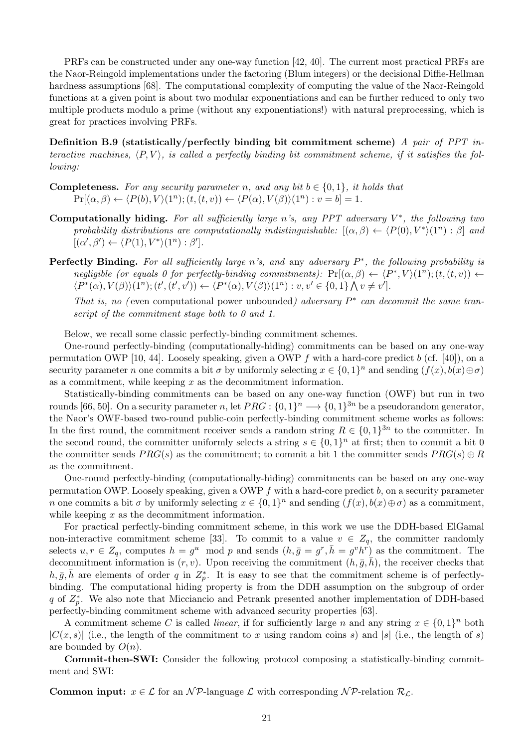PRFs can be constructed under any one-way function [42, 40]. The current most practical PRFs are the Naor-Reingold implementations under the factoring (Blum integers) or the decisional Diffie-Hellman hardness assumptions [68]. The computational complexity of computing the value of the Naor-Reingold functions at a given point is about two modular exponentiations and can be further reduced to only two multiple products modulo a prime (without any exponentiations!) with natural preprocessing, which is great for practices involving PRFs.

**Definition B.9 (statistically/perfectly binding bit commitment scheme)** *A pair of PPT interactive machines, $\langle P, V \rangle$, is called a perfectly binding bit commitment scheme, if it satisfies the following:*

**Completeness.** *For any security parameter $n$, and any bit $b \in \{0,1\}$, it holds that* $\Pr[(\alpha, \beta) \leftarrow \langle P(b), V \rangle(1^n); (t, (t, v)) \leftarrow \langle P(\alpha), V(\beta) \rangle(1^n) : v = b] = 1$.

**Computationally hiding.** *For all sufficiently large $n$'s, any PPT adversary $V^*$, the following two probability distributions are computationally indistinguishable: $[(\alpha, \beta) \leftarrow \langle P(0), V^* \rangle(1^n) : \beta]$ and $[(\alpha', \beta') \leftarrow \langle P(1), V^* \rangle(1^n) : \beta']$.*

**Perfectly Binding.** *For all sufficiently large $n$'s, and* any *adversary $P^*$, the following probability is negligible (or equals 0 for perfectly-binding commitments): $\Pr[(\alpha, \beta) \leftarrow \langle P^*, V \rangle(1^n); (t, (t, v)) \leftarrow \langle P^*(\alpha), V(\beta) \rangle(1^n); (t', (t', v')) \leftarrow \langle P^*(\alpha), V(\beta) \rangle(1^n) : v, v' \in \{0,1\} \bigwedge v \neq v']$.*

*That is, no (*even computational power unbounded*) adversary $P^*$ can decommit the same transcript of the commitment stage both to 0 and 1.*

Below, we recall some classic perfectly-binding commitment schemes.

One-round perfectly-binding (computationally-hiding) commitments can be based on any one-way permutation OWP [10, 44]. Loosely speaking, given a OWP $f$ with a hard-core predict $b$ (cf. [40]), on a security parameter $n$ one commits a bit $\sigma$ by uniformly selecting $x \in \{0,1\}^n$ and sending $(f(x), b(x) \oplus \sigma)$ as a commitment, while keeping $x$ as the decommitment information.

Statistically-binding commitments can be based on any one-way function (OWF) but run in two rounds [66, 50]. On a security parameter $n$, let $PRG : \{0,1\}^n \longrightarrow \{0,1\}^{3n}$ be a pseudorandom generator, the Naor's OWF-based two-round public-coin perfectly-binding commitment scheme works as follows: In the first round, the commitment receiver sends a random string $R \in \{0,1\}^{3n}$ to the committer. In the second round, the committer uniformly selects a string $s \in \{0,1\}^n$ at first; then to commit a bit 0 the committer sends $PRG(s)$ as the commitment; to commit a bit 1 the committer sends $PRG(s) \oplus R$ as the commitment.

One-round perfectly-binding (computationally-hiding) commitments can be based on any one-way permutation OWP. Loosely speaking, given a OWP $f$ with a hard-core predict $b$, on a security parameter $n$ one commits a bit $\sigma$ by uniformly selecting $x \in \{0,1\}^n$ and sending $(f(x), b(x) \oplus \sigma)$ as a commitment, while keeping $x$ as the decommitment information.

For practical perfectly-binding commitment scheme, in this work we use the DDH-based ElGamal non-interactive commitment scheme [33]. To commit to a value $v \in Z_q$, the committer randomly selects $u, r \in Z_q$, computes $h = g^u \mod p$ and sends $(h, \bar{g} = g^r, \bar{h} = g^v h^r)$ as the commitment. The decommitment information is $(r, v)$. Upon receiving the commitment $(h, \bar{g}, \bar{h})$, the receiver checks that $h, \bar{g}, \bar{h}$ are elements of order $q$ in $Z_p^*$. It is easy to see that the commitment scheme is of perfectly-binding. The computational hiding property is from the DDH assumption on the subgroup of order $q$ of $Z_p^*$. We also note that Micciancio and Petrank presented another implementation of DDH-based perfectly-binding commitment scheme with advanced security properties [63].

A commitment scheme $C$ is called *linear*, if for sufficiently large $n$ and any string $x \in \{0,1\}^n$ both $|C(x,s)|$ (i.e., the length of the commitment to $x$ using random coins $s$) and $|s|$ (i.e., the length of $s$) are bounded by $O(n)$.

**Commit-then-SWI:** Consider the following protocol composing a statistically-binding commitment and SWI:

**Common input:** $x \in \mathcal{L}$ for an $\mathcal{NP}$-language $\mathcal{L}$ with corresponding $\mathcal{NP}$-relation $\mathcal{R}_{\mathcal{L}}$.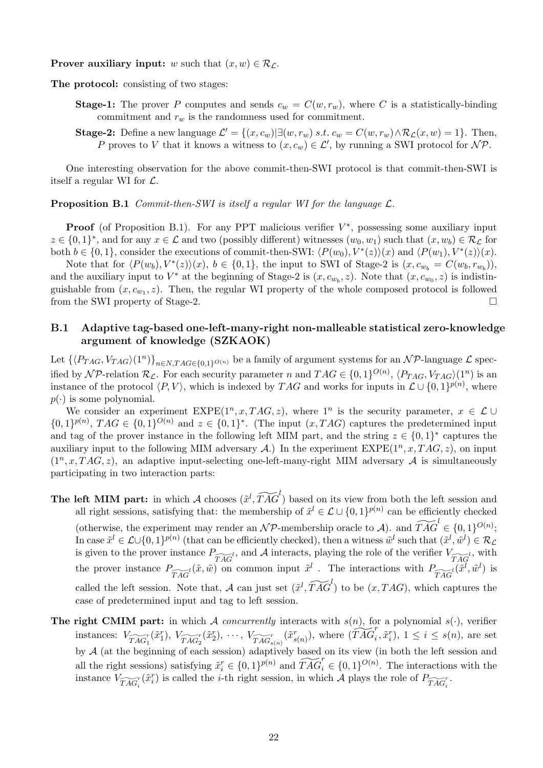**Prover auxiliary input:** $w$ such that $(x, w) \in \mathcal{R}_{\mathcal{L}}$.

**The protocol:** consisting of two stages:

> **Stage-1:** The prover $P$ computes and sends $c_w = C(w, r_w)$, where $C$ is a statistically-binding commitment and $r_w$ is the randomness used for commitment.
>
> **Stage-2:** Define a new language $\mathcal{L}' = \{(x, c_w) | \exists (w, r_w) \ s.t. \ c_w = C(w, r_w) \wedge \mathcal{R}_{\mathcal{L}}(x, w) = 1\}$. Then, $P$ proves to $V$ that it knows a witness to $(x, c_w) \in \mathcal{L}'$, by running a SWI protocol for $\mathcal{NP}$.

One interesting observation for the above commit-then-SWI protocol is that commit-then-SWI is itself a regular WI for $\mathcal{L}$.

**Proposition B.1** *Commit-then-SWI is itself a regular WI for the language $\mathcal{L}$.*

**Proof** (of Proposition B.1). For any PPT malicious verifier $V^*$, possessing some auxiliary input $z \in \{0,1\}^*$, and for any $x \in \mathcal{L}$ and two (possibly different) witnesses $(w_0, w_1)$ such that $(x, w_b) \in \mathcal{R}_{\mathcal{L}}$ for both $b \in \{0,1\}$, consider the executions of commit-then-SWI: $\langle P(w_0), V^*(z) \rangle(x)$ and $\langle P(w_1), V^*(z) \rangle(x)$.

Note that for $\langle P(w_b), V^*(z) \rangle(x)$, $b \in \{0,1\}$, the input to SWI of Stage-2 is $(x, c_{w_b} = C(w_b, r_{w_b}))$, and the auxiliary input to $V^*$ at the beginning of Stage-2 is $(x, c_{w_b}, z)$. Note that $(x, c_{w_0}, z)$ is indistinguishable from $(x, c_{w_1}, z)$. Then, the regular WI property of the whole composed protocol is followed from the SWI property of Stage-2. □

## B.1 Adaptive tag-based one-left-many-right non-malleable statistical zero-knowledge argument of knowledge (SZKAOK)

Let $\{\langle P_{TAG}, V_{TAG} \rangle(1^n)\}_{n \in N, TAG \in \{0,1\}^{O(n)}}$ be a family of argument systems for an $\mathcal{NP}$-language $\mathcal{L}$ specified by $\mathcal{NP}$-relation $\mathcal{R}_{\mathcal{L}}$. For each security parameter $n$ and $TAG \in \{0,1\}^{O(n)}$, $\langle P_{TAG}, V_{TAG} \rangle(1^n)$ is an instance of the protocol $\langle P, V \rangle$, which is indexed by $TAG$ and works for inputs in $\mathcal{L} \cup \{0,1\}^{p(n)}$, where $p(\cdot)$ is some polynomial.

We consider an experiment EXPE$(1^n, x, TAG, z)$, where $1^n$ is the security parameter, $x \in \mathcal{L} \cup \{0,1\}^{p(n)}$, $TAG \in \{0,1\}^{O(n)}$ and $z \in \{0,1\}^*$. (The input $(x, TAG)$ captures the predetermined input and tag of the prover instance in the following left MIM part, and the string $z \in \{0,1\}^*$ captures the auxiliary input to the following MIM adversary $\mathcal{A}$.) In the experiment EXPE$(1^n, x, TAG, z)$, on input $(1^n, x, TAG, z)$, an adaptive input-selecting one-left-many-right MIM adversary $\mathcal{A}$ is simultaneously participating in two interaction parts:

**The left MIM part:** in which $\mathcal{A}$ chooses $(\tilde{x}^l, \widetilde{TAG}^l)$ based on its view from both the left session and all right sessions, satisfying that: the membership of $\tilde{x}^l \in \mathcal{L} \cup \{0,1\}^{p(n)}$ can be efficiently checked (otherwise, the experiment may render an $\mathcal{NP}$-membership oracle to $\mathcal{A}$). and $\widetilde{TAG}^l \in \{0,1\}^{O(n)}$; In case $\tilde{x}^l \in \mathcal{L} \cup \{0,1\}^{p(n)}$ (that can be efficiently checked), then a witness $\tilde{w}^l$ such that $(\tilde{x}^l, \tilde{w}^l) \in \mathcal{R}_{\mathcal{L}}$ is given to the prover instance $P_{\widetilde{TAG}^l}$, and $\mathcal{A}$ interacts, playing the role of the verifier $V_{\widetilde{TAG}^l}$, with the prover instance $P_{\widetilde{TAG}^l}(\tilde{x}, \tilde{w})$ on common input $\tilde{x}^l$ . The interactions with $P_{\widetilde{TAG}^l}(\tilde{x}^l, \tilde{w}^l)$ is called the left session. Note that, $\mathcal{A}$ can just set $(\tilde{x}^l, \widetilde{TAG}^l)$ to be $(x, TAG)$, which captures the case of predetermined input and tag to left session.

**The right CMIM part:** in which $\mathcal{A}$ *concurrently* interacts with $s(n)$, for a polynomial $s(\cdot)$, verifier instances: $V_{\widetilde{TAG}_1^r}(\tilde{x}_1^r)$, $V_{\widetilde{TAG}_2^r}(\tilde{x}_2^r)$, $\cdots$, $V_{\widetilde{TAG}_{s(n)}^r}(\tilde{x}_{s(n)}^r)$, where $(\widetilde{TAG}_i^r, \tilde{x}_i^r)$, $1 \le i \le s(n)$, are set by $\mathcal{A}$ (at the beginning of each session) adaptively based on its view (in both the left session and all the right sessions) satisfying $\tilde{x}_i^r \in \{0,1\}^{p(n)}$ and $\widetilde{TAG}_i^r \in \{0,1\}^{O(n)}$. The interactions with the instance $V_{\widetilde{TAG}_i^r}(\tilde{x}_i^r)$ is called the $i$-th right session, in which $\mathcal{A}$ plays the role of $P_{\widetilde{TAG}_i^r}$.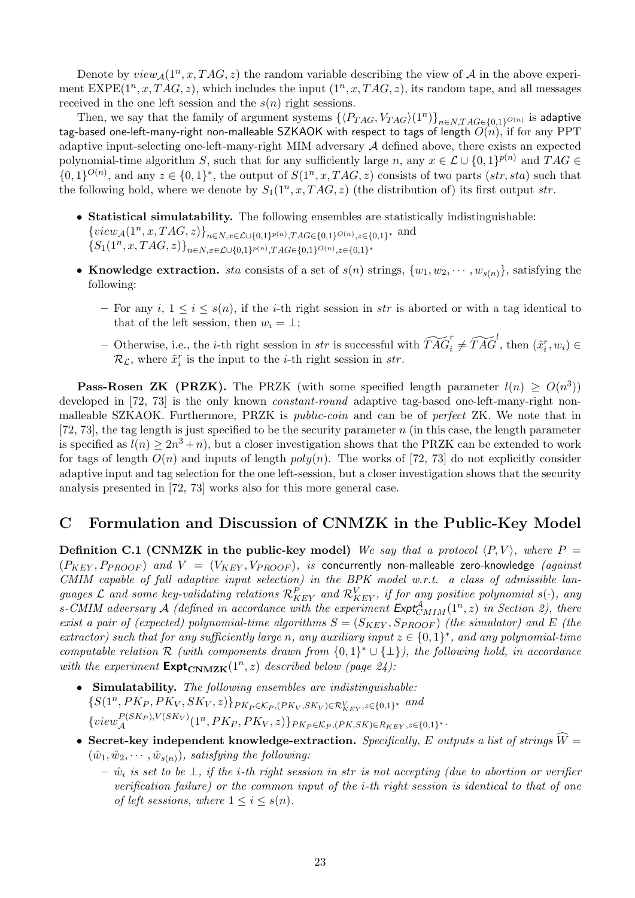Denote by $view_{\mathcal{A}}(1^n, x, TAG, z)$ the random variable describing the view of $\mathcal{A}$ in the above experiment $\mathrm{EXPE}(1^n, x, TAG, z)$, which includes the input $(1^n, x, TAG, z)$, its random tape, and all messages received in the one left session and the $s(n)$ right sessions.

Then, we say that the family of argument systems $\{\langle P_{TAG}, V_{TAG}\rangle(1^n)\}_{n\in N, TAG\in\{0,1\}^{O(n)}}$ is adaptive tag-based one-left-many-right non-malleable SZKAOK with respect to tags of length $O(n)$, if for any PPT adaptive input-selecting one-left-many-right MIM adversary $\mathcal{A}$ defined above, there exists an expected polynomial-time algorithm $S$, such that for any sufficiently large $n$, any $x \in \mathcal{L} \cup \{0,1\}^{p(n)}$ and $TAG \in \{0,1\}^{O(n)}$, and any $z \in \{0,1\}^*$, the output of $S(1^n, x, TAG, z)$ consists of two parts $(str, sta)$ such that the following hold, where we denote by $S_1(1^n, x, TAG, z)$ (the distribution of) its first output $str$.

- **Statistical simulatability.** The following ensembles are statistically indistinguishable: $\{view_{\mathcal{A}}(1^n, x, TAG, z)\}_{n\in N, x\in\mathcal{L}\cup\{0,1\}^{p(n)}, TAG\in\{0,1\}^{O(n)}, z\in\{0,1\}^*}$ and $\{S_1(1^n, x, TAG, z)\}_{n\in N, x\in\mathcal{L}\cup\{0,1\}^{p(n)}, TAG\in\{0,1\}^{O(n)}, z\in\{0,1\}^*}$
- **Knowledge extraction.** $sta$ consists of a set of $s(n)$ strings, $\{w_1, w_2, \cdots, w_{s(n)}\}$, satisfying the following:
  - For any $i$, $1 \le i \le s(n)$, if the $i$-th right session in $str$ is aborted or with a tag identical to that of the left session, then $w_i = \perp$;
  - Otherwise, i.e., the $i$-th right session in $str$ is successful with $\widetilde{TAG}_i^r \neq \widetilde{TAG}^l$, then $(\tilde{x}_i^r, w_i) \in \mathcal{R}_{\mathcal{L}}$, where $\tilde{x}_i^r$ is the input to the $i$-th right session in $str$.

**Pass-Rosen ZK (PRZK).** The PRZK (with some specified length parameter $l(n) \geq O(n^3)$) developed in [72, 73] is the only known *constant-round* adaptive tag-based one-left-many-right non-malleable SZKAOK. Furthermore, PRZK is *public-coin* and can be of *perfect* ZK. We note that in [72, 73], the tag length is just specified to be the security parameter $n$ (in this case, the length parameter is specified as $l(n) \geq 2n^3 + n$), but a closer investigation shows that the PRZK can be extended to work for tags of length $O(n)$ and inputs of length $poly(n)$. The works of [72, 73] do not explicitly consider adaptive input and tag selection for the one left-session, but a closer investigation shows that the security analysis presented in [72, 73] works also for this more general case.

## C Formulation and Discussion of CNMZK in the Public-Key Model

**Definition C.1 (CNMZK in the public-key model)** *We say that a protocol $\langle P, V\rangle$, where $P = (P_{KEY}, P_{PROOF})$ and $V = (V_{KEY}, V_{PROOF})$, is* concurrently non-malleable zero-knowledge *(against CMIM capable of full adaptive input selection) in the BPK model w.r.t. a class of admissible languages $\mathcal{L}$ and some key-validating relations $\mathcal{R}^P_{KEY}$ and $\mathcal{R}^V_{KEY}$, if for any positive polynomial $s(\cdot)$, any $s$-CMIM adversary $\mathcal{A}$ (defined in accordance with the experiment $\mathsf{Expt}^{\mathcal{A}}_{CMIM}(1^n, z)$ in Section 2), there exist a pair of (expected) polynomial-time algorithms $S = (S_{KEY}, S_{PROOF})$ (the simulator) and $E$ (the extractor) such that for any sufficiently large $n$, any auxiliary input $z \in \{0,1\}^*$, and any polynomial-time computable relation $\mathcal{R}$ (with components drawn from $\{0,1\}^* \cup \{\perp\}$), the following hold, in accordance with the experiment $\mathsf{Expt}_{\mathbf{CNMZK}}(1^n, z)$ described below (page 24):*

- **Simulatability.** *The following ensembles are indistinguishable: $\{S(1^n, PK_P, PK_V, SK_V, z)\}_{PK_P\in\mathcal{K}_P, (PK_V, SK_V)\in\mathcal{R}^V_{KEY}, z\in\{0,1\}^*}$ and $\{view_{\mathcal{A}}^{P(SK_P), V(SK_V)}(1^n, PK_P, PK_V, z)\}_{PK_P\in\mathcal{K}_P, (PK, SK)\in R_{KEY}, z\in\{0,1\}^*}$.*
- **Secret-key independent knowledge-extraction.** *Specifically, $E$ outputs a list of strings $\widehat{W} = (\hat{w}_1, \hat{w}_2, \cdots, \hat{w}_{s(n)})$, satisfying the following:*
  - *$\hat{w}_i$ is set to be $\perp$, if the $i$-th right session in $str$ is not accepting (due to abortion or verifier verification failure) or the common input of the $i$-th right session is identical to that of one of left sessions, where $1 \le i \le s(n)$.*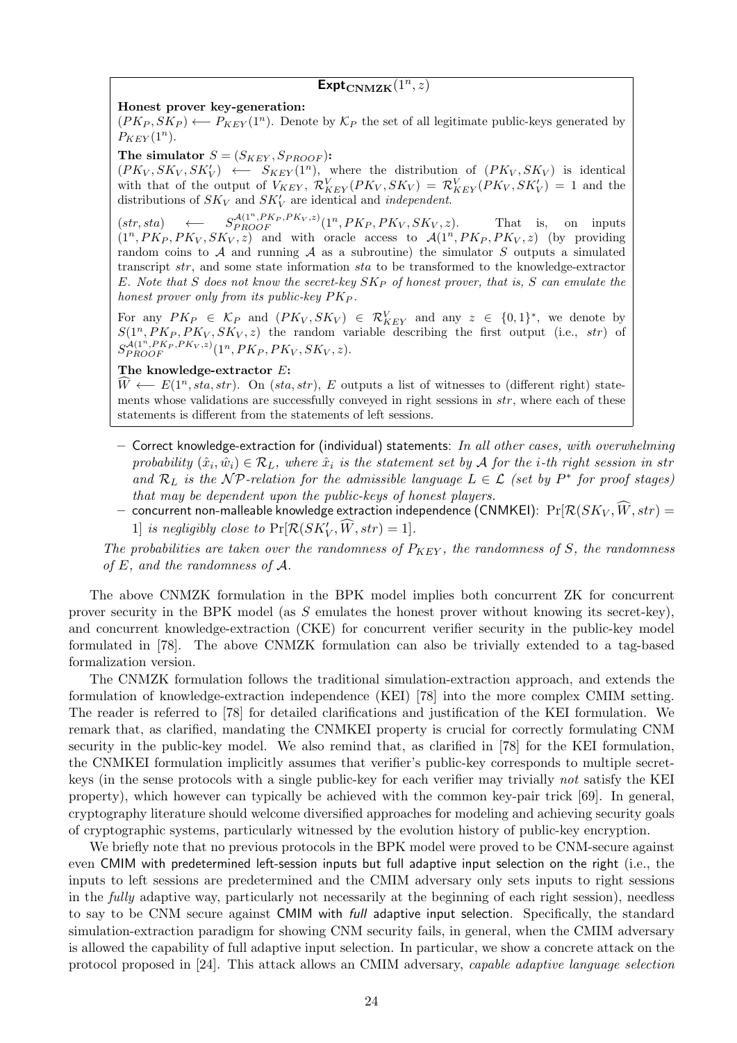**$\mathsf{Expt_{CNMZK}}(1^n, z)$**

**Honest prover key-generation:**
$(PK_P, SK_P) \longleftarrow P_{KEY}(1^n)$. Denote by $\mathcal{K}_P$ the set of all legitimate public-keys generated by $P_{KEY}(1^n)$.

**The simulator $S = (S_{KEY}, S_{PROOF})$:**
$(PK_V, SK_V, SK'_V) \longleftarrow S_{KEY}(1^n)$, where the distribution of $(PK_V, SK_V)$ is identical with that of the output of $V_{KEY}$, $\mathcal{R}^V_{KEY}(PK_V, SK_V) = \mathcal{R}^V_{KEY}(PK_V, SK'_V) = 1$ and the distributions of $SK_V$ and $SK'_V$ are identical and *independent*.

$(str, sta) \longleftarrow S^{\mathcal{A}(1^n, PK_P, PK_V, z)}_{PROOF}(1^n, PK_P, PK_V, SK_V, z)$. That is, on inputs $(1^n, PK_P, PK_V, SK_V, z)$ and with oracle access to $\mathcal{A}(1^n, PK_P, PK_V, z)$ (by providing random coins to $\mathcal{A}$ and running $\mathcal{A}$ as a subroutine) the simulator $S$ outputs a simulated transcript $str$, and some state information $sta$ to be transformed to the knowledge-extractor $E$. *Note that $S$ does not know the secret-key $SK_P$ of honest prover, that is, $S$ can emulate the honest prover only from its public-key $PK_P$.*

For any $PK_P \in \mathcal{K}_P$ and $(PK_V, SK_V) \in \mathcal{R}^V_{KEY}$ and any $z \in \{0,1\}^*$, we denote by $S(1^n, PK_P, PK_V, SK_V, z)$ the random variable describing the first output (i.e., $str$) of $S^{\mathcal{A}(1^n, PK_P, PK_V, z)}_{PROOF}(1^n, PK_P, PK_V, SK_V, z)$.

**The knowledge-extractor $E$:**
$\widehat{W} \longleftarrow E(1^n, sta, str)$. On $(sta, str)$, $E$ outputs a list of witnesses to (different right) statements whose validations are successfully conveyed in right sessions in $str$, where each of these statements is different from the statements of left sessions.

– Correct knowledge-extraction for (individual) statements: *In all other cases, with overwhelming probability $(\hat{x}_i, \hat{w}_i) \in \mathcal{R}_L$, where $\hat{x}_i$ is the statement set by $\mathcal{A}$ for the $i$-th right session in $str$ and $\mathcal{R}_L$ is the $\mathcal{NP}$-relation for the admissible language $L \in \mathcal{L}$ (set by $P^*$ for proof stages) that may be dependent upon the public-keys of honest players.*

– concurrent non-malleable knowledge extraction independence (CNMKEI): $\Pr[\mathcal{R}(SK_V, \widehat{W}, str) = 1]$ *is negligibly close to* $\Pr[\mathcal{R}(SK'_V, \widehat{W}, str) = 1]$.

*The probabilities are taken over the randomness of $P_{KEY}$, the randomness of $S$, the randomness of $E$, and the randomness of $\mathcal{A}$.*

The above CNMZK formulation in the BPK model implies both concurrent ZK for concurrent prover security in the BPK model (as $S$ emulates the honest prover without knowing its secret-key), and concurrent knowledge-extraction (CKE) for concurrent verifier security in the public-key model formulated in [78]. The above CNMZK formulation can also be trivially extended to a tag-based formalization version.

The CNMZK formulation follows the traditional simulation-extraction approach, and extends the formulation of knowledge-extraction independence (KEI) [78] into the more complex CMIM setting. The reader is referred to [78] for detailed clarifications and justification of the KEI formulation. We remark that, as clarified, mandating the CNMKEI property is crucial for correctly formulating CNM security in the public-key model. We also remind that, as clarified in [78] for the KEI formulation, the CNMKEI formulation implicitly assumes that verifier's public-key corresponds to multiple secret-keys (in the sense protocols with a single public-key for each verifier may trivially *not* satisfy the KEI property), which however can typically be achieved with the common key-pair trick [69]. In general, cryptography literature should welcome diversified approaches for modeling and achieving security goals of cryptographic systems, particularly witnessed by the evolution history of public-key encryption.

We briefly note that no previous protocols in the BPK model were proved to be CNM-secure against even CMIM with predetermined left-session inputs but full adaptive input selection on the right (i.e., the inputs to left sessions are predetermined and the CMIM adversary only sets inputs to right sessions in the *fully* adaptive way, particularly not necessarily at the beginning of each right session), needless to say to be CNM secure against CMIM with *full* adaptive input selection. Specifically, the standard simulation-extraction paradigm for showing CNM security fails, in general, when the CMIM adversary is allowed the capability of full adaptive input selection. In particular, we show a concrete attack on the protocol proposed in [24]. This attack allows an CMIM adversary, *capable adaptive language selection*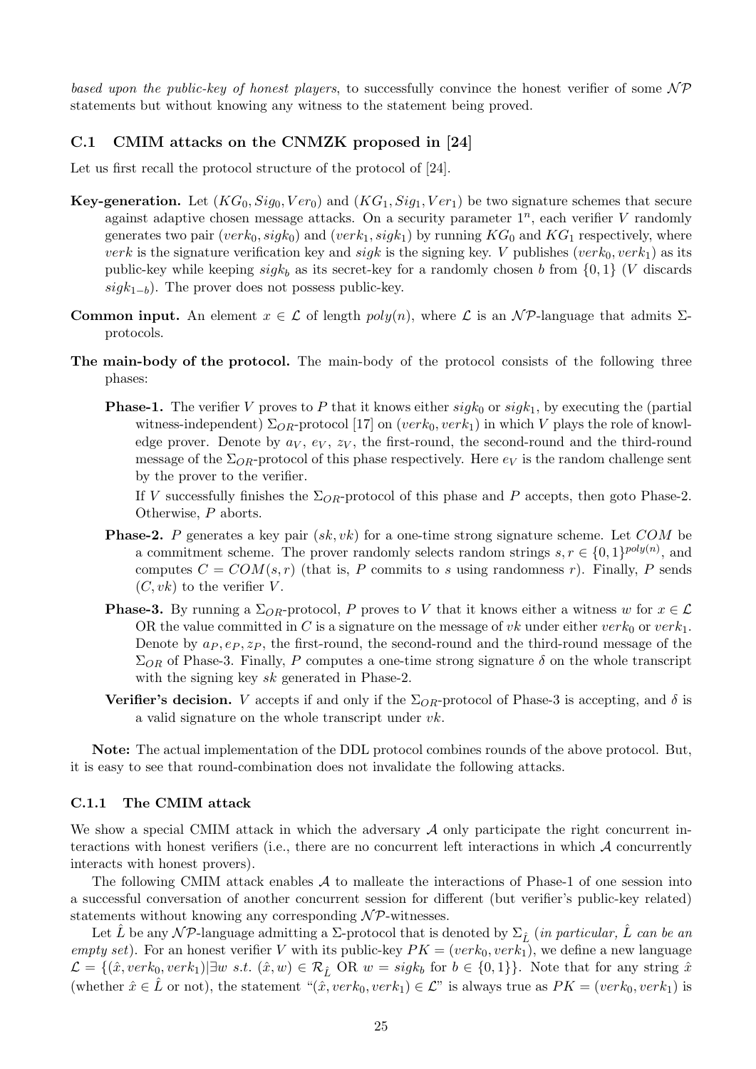*based upon the public-key of honest players*, to successfully convince the honest verifier of some $\mathcal{NP}$ statements but without knowing any witness to the statement being proved.

### C.1 CMIM attacks on the CNMZK proposed in [24]

Let us first recall the protocol structure of the protocol of [24].

**Key-generation.** Let $(KG_0, Sig_0, Ver_0)$ and $(KG_1, Sig_1, Ver_1)$ be two signature schemes that secure against adaptive chosen message attacks. On a security parameter $1^n$, each verifier $V$ randomly generates two pair $(verk_0, sigk_0)$ and $(verk_1, sigk_1)$ by running $KG_0$ and $KG_1$ respectively, where $verk$ is the signature verification key and $sigk$ is the signing key. $V$ publishes $(verk_0, verk_1)$ as its public-key while keeping $sigk_b$ as its secret-key for a randomly chosen $b$ from $\{0, 1\}$ ($V$ discards $sigk_{1-b}$). The prover does not possess public-key.

**Common input.** An element $x \in \mathcal{L}$ of length $poly(n)$, where $\mathcal{L}$ is an $\mathcal{NP}$-language that admits $\Sigma$-protocols.

**The main-body of the protocol.** The main-body of the protocol consists of the following three phases:

**Phase-1.** The verifier $V$ proves to $P$ that it knows either $sigk_0$ or $sigk_1$, by executing the (partial witness-independent) $\Sigma_{OR}$-protocol [17] on $(verk_0, verk_1)$ in which $V$ plays the role of knowledge prover. Denote by $a_V$, $e_V$, $z_V$, the first-round, the second-round and the third-round message of the $\Sigma_{OR}$-protocol of this phase respectively. Here $e_V$ is the random challenge sent by the prover to the verifier.

If $V$ successfully finishes the $\Sigma_{OR}$-protocol of this phase and $P$ accepts, then goto Phase-2. Otherwise, $P$ aborts.

**Phase-2.** $P$ generates a key pair $(sk, vk)$ for a one-time strong signature scheme. Let $COM$ be a commitment scheme. The prover randomly selects random strings $s, r \in \{0, 1\}^{poly(n)}$, and computes $C = COM(s, r)$ (that is, $P$ commits to $s$ using randomness $r$). Finally, $P$ sends $(C, vk)$ to the verifier $V$.

**Phase-3.** By running a $\Sigma_{OR}$-protocol, $P$ proves to $V$ that it knows either a witness $w$ for $x \in \mathcal{L}$ OR the value committed in $C$ is a signature on the message of $vk$ under either $verk_0$ or $verk_1$. Denote by $a_P, e_P, z_P$, the first-round, the second-round and the third-round message of the $\Sigma_{OR}$ of Phase-3. Finally, $P$ computes a one-time strong signature $\delta$ on the whole transcript with the signing key $sk$ generated in Phase-2.

**Verifier's decision.** $V$ accepts if and only if the $\Sigma_{OR}$-protocol of Phase-3 is accepting, and $\delta$ is a valid signature on the whole transcript under $vk$.

**Note:** The actual implementation of the DDL protocol combines rounds of the above protocol. But, it is easy to see that round-combination does not invalidate the following attacks.

#### C.1.1 The CMIM attack

We show a special CMIM attack in which the adversary $\mathcal{A}$ only participate the right concurrent interactions with honest verifiers (i.e., there are no concurrent left interactions in which $\mathcal{A}$ concurrently interacts with honest provers).

The following CMIM attack enables $\mathcal{A}$ to malleate the interactions of Phase-1 of one session into a successful conversation of another concurrent session for different (but verifier's public-key related) statements without knowing any corresponding $\mathcal{NP}$-witnesses.

Let $\hat{L}$ be any $\mathcal{NP}$-language admitting a $\Sigma$-protocol that is denoted by $\Sigma_{\hat{L}}$ (*in particular, $\hat{L}$ can be an empty set*). For an honest verifier $V$ with its public-key $PK = (verk_0, verk_1)$, we define a new language $\mathcal{L} = \{(\hat{x}, verk_0, verk_1) | \exists w \ s.t. \ (\hat{x}, w) \in \mathcal{R}_{\hat{L}} \text{ OR } w = sigk_b \text{ for } b \in \{0, 1\}\}$. Note that for any string $\hat{x}$ (whether $\hat{x} \in \hat{L}$ or not), the statement "$(\hat{x}, verk_0, verk_1) \in \mathcal{L}$" is always true as $PK = (verk_0, verk_1)$ is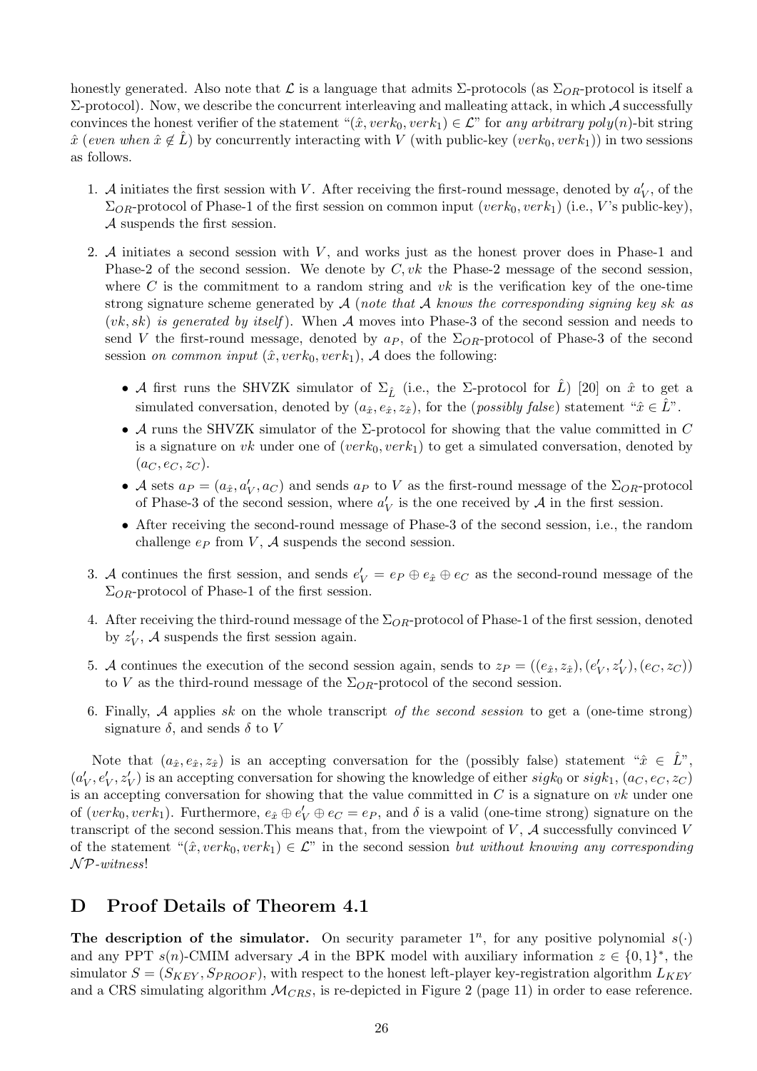honestly generated. Also note that $\mathcal{L}$ is a language that admits Σ-protocols (as $\Sigma_{OR}$-protocol is itself a Σ-protocol). Now, we describe the concurrent interleaving and malleating attack, in which $\mathcal{A}$ successfully convinces the honest verifier of the statement "$(\hat{x}, verk_0, verk_1) \in \mathcal{L}$" for *any arbitrary poly(n)-bit string* $\hat{x}$ (*even when* $\hat{x} \notin \hat{L}$) by concurrently interacting with $V$ (with public-key $(verk_0, verk_1)$) in two sessions as follows.

1. $\mathcal{A}$ initiates the first session with $V$. After receiving the first-round message, denoted by $a'_V$, of the $\Sigma_{OR}$-protocol of Phase-1 of the first session on common input $(verk_0, verk_1)$ (i.e., $V$'s public-key), $\mathcal{A}$ suspends the first session.

2. $\mathcal{A}$ initiates a second session with $V$, and works just as the honest prover does in Phase-1 and Phase-2 of the second session. We denote by $C, vk$ the Phase-2 message of the second session, where $C$ is the commitment to a random string and $vk$ is the verification key of the one-time strong signature scheme generated by $\mathcal{A}$ (*note that* $\mathcal{A}$ *knows the corresponding signing key* $sk$ *as* $(vk, sk)$ *is generated by itself*). When $\mathcal{A}$ moves into Phase-3 of the second session and needs to send $V$ the first-round message, denoted by $a_P$, of the $\Sigma_{OR}$-protocol of Phase-3 of the second session *on common input* $(\hat{x}, verk_0, verk_1)$, $\mathcal{A}$ does the following:

   - $\mathcal{A}$ first runs the SHVZK simulator of $\Sigma_{\hat{L}}$ (i.e., the Σ-protocol for $\hat{L}$) [20] on $\hat{x}$ to get a simulated conversation, denoted by $(a_{\hat{x}}, e_{\hat{x}}, z_{\hat{x}})$, for the (*possibly false*) statement "$\hat{x} \in \hat{L}$".
   - $\mathcal{A}$ runs the SHVZK simulator of the Σ-protocol for showing that the value committed in $C$ is a signature on $vk$ under one of $(verk_0, verk_1)$ to get a simulated conversation, denoted by $(a_C, e_C, z_C)$.
   - $\mathcal{A}$ sets $a_P = (a_{\hat{x}}, a'_V, a_C)$ and sends $a_P$ to $V$ as the first-round message of the $\Sigma_{OR}$-protocol of Phase-3 of the second session, where $a'_V$ is the one received by $\mathcal{A}$ in the first session.
   - After receiving the second-round message of Phase-3 of the second session, i.e., the random challenge $e_P$ from $V$, $\mathcal{A}$ suspends the second session.

3. $\mathcal{A}$ continues the first session, and sends $e'_V = e_P \oplus e_{\hat{x}} \oplus e_C$ as the second-round message of the $\Sigma_{OR}$-protocol of Phase-1 of the first session.

4. After receiving the third-round message of the $\Sigma_{OR}$-protocol of Phase-1 of the first session, denoted by $z'_V$, $\mathcal{A}$ suspends the first session again.

5. $\mathcal{A}$ continues the execution of the second session again, sends to $z_P = ((e_{\hat{x}}, z_{\hat{x}}), (e'_V, z'_V), (e_C, z_C))$ to $V$ as the third-round message of the $\Sigma_{OR}$-protocol of the second session.

6. Finally, $\mathcal{A}$ applies $sk$ on the whole transcript *of the second session* to get a (one-time strong) signature $\delta$, and sends $\delta$ to $V$

Note that $(a_{\hat{x}}, e_{\hat{x}}, z_{\hat{x}})$ is an accepting conversation for the (possibly false) statement "$\hat{x} \in \hat{L}$", $(a'_V, e'_V, z'_V)$ is an accepting conversation for showing the knowledge of either $sigk_0$ or $sigk_1$, $(a_C, e_C, z_C)$ is an accepting conversation for showing that the value committed in $C$ is a signature on $vk$ under one of $(verk_0, verk_1)$. Furthermore, $e_{\hat{x}} \oplus e'_V \oplus e_C = e_P$, and $\delta$ is a valid (one-time strong) signature on the transcript of the second session.This means that, from the viewpoint of $V$, $\mathcal{A}$ successfully convinced $V$ of the statement "$(\hat{x}, verk_0, verk_1) \in \mathcal{L}$" in the second session *but without knowing any corresponding* $\mathcal{NP}$*-witness*!

# D Proof Details of Theorem 4.1

**The description of the simulator.** On security parameter $1^n$, for any positive polynomial $s(\cdot)$ and any PPT $s(n)$-CMIM adversary $\mathcal{A}$ in the BPK model with auxiliary information $z \in \{0,1\}^*$, the simulator $S = (S_{KEY}, S_{PROOF})$, with respect to the honest left-player key-registration algorithm $L_{KEY}$ and a CRS simulating algorithm $\mathcal{M}_{CRS}$, is re-depicted in Figure 2 (page 11) in order to ease reference.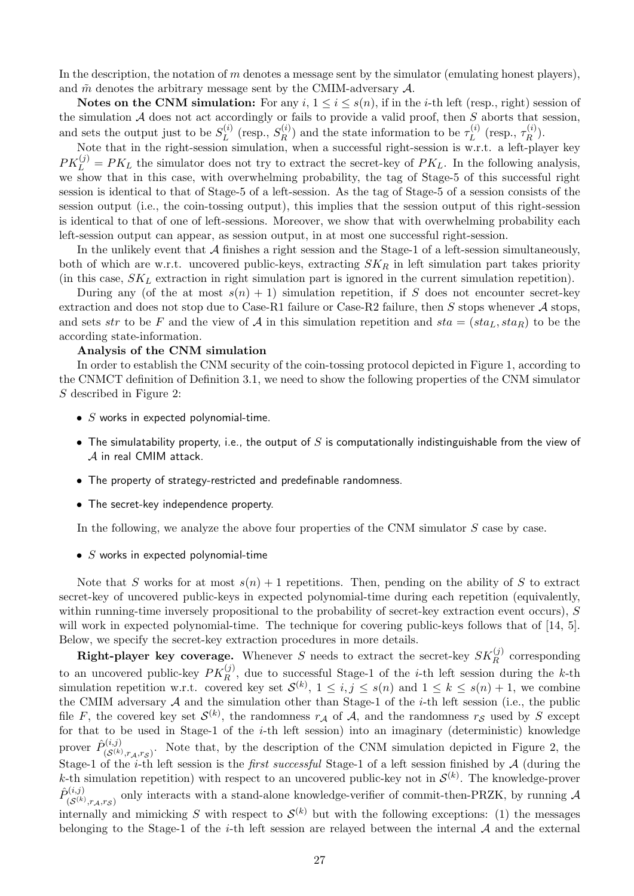In the description, the notation of $m$ denotes a message sent by the simulator (emulating honest players), and $\tilde{m}$ denotes the arbitrary message sent by the CMIM-adversary $\mathcal{A}$.

**Notes on the CNM simulation:** For any $i$, $1 \le i \le s(n)$, if in the $i$-th left (resp., right) session of the simulation $\mathcal{A}$ does not act accordingly or fails to provide a valid proof, then $S$ aborts that session, and sets the output just to be $S_L^{(i)}$ (resp., $S_R^{(i)}$) and the state information to be $\tau_L^{(i)}$ (resp., $\tau_R^{(i)}$).

Note that in the right-session simulation, when a successful right-session is w.r.t. a left-player key $PK_L^{(j)} = PK_L$ the simulator does not try to extract the secret-key of $PK_L$. In the following analysis, we show that in this case, with overwhelming probability, the tag of Stage-5 of this successful right session is identical to that of Stage-5 of a left-session. As the tag of Stage-5 of a session consists of the session output (i.e., the coin-tossing output), this implies that the session output of this right-session is identical to that of one of left-sessions. Moreover, we show that with overwhelming probability each left-session output can appear, as session output, in at most one successful right-session.

In the unlikely event that $\mathcal{A}$ finishes a right session and the Stage-1 of a left-session simultaneously, both of which are w.r.t. uncovered public-keys, extracting $SK_R$ in left simulation part takes priority (in this case, $SK_L$ extraction in right simulation part is ignored in the current simulation repetition).

During any (of the at most $s(n) + 1$) simulation repetition, if $S$ does not encounter secret-key extraction and does not stop due to Case-R1 failure or Case-R2 failure, then $S$ stops whenever $\mathcal{A}$ stops, and sets $str$ to be $F$ and the view of $\mathcal{A}$ in this simulation repetition and $sta = (sta_L, sta_R)$ to be the according state-information.

**Analysis of the CNM simulation**

In order to establish the CNM security of the coin-tossing protocol depicted in Figure 1, according to the CNMCT definition of Definition 3.1, we need to show the following properties of the CNM simulator $S$ described in Figure 2:

- $S$ works in expected polynomial-time.
- The simulatability property, i.e., the output of $S$ is computationally indistinguishable from the view of $\mathcal{A}$ in real CMIM attack.
- The property of strategy-restricted and predefinable randomness.
- The secret-key independence property.

In the following, we analyze the above four properties of the CNM simulator $S$ case by case.

- $S$ works in expected polynomial-time

Note that $S$ works for at most $s(n) + 1$ repetitions. Then, pending on the ability of $S$ to extract secret-key of uncovered public-keys in expected polynomial-time during each repetition (equivalently, within running-time inversely propositional to the probability of secret-key extraction event occurs), $S$ will work in expected polynomial-time. The technique for covering public-keys follows that of [14, 5]. Below, we specify the secret-key extraction procedures in more details.

**Right-player key coverage.** Whenever $S$ needs to extract the secret-key $SK_R^{(j)}$ corresponding to an uncovered public-key $PK_R^{(j)}$, due to successful Stage-1 of the $i$-th left session during the $k$-th simulation repetition w.r.t. covered key set $\mathcal{S}^{(k)}$, $1 \le i, j \le s(n)$ and $1 \le k \le s(n) + 1$, we combine the CMIM adversary $\mathcal{A}$ and the simulation other than Stage-1 of the $i$-th left session (i.e., the public file $F$, the covered key set $\mathcal{S}^{(k)}$, the randomness $r_{\mathcal{A}}$ of $\mathcal{A}$, and the randomness $r_{\mathcal{S}}$ used by $S$ except for that to be used in Stage-1 of the $i$-th left session) into an imaginary (deterministic) knowledge prover $\hat{P}^{(i,j)}_{(\mathcal{S}^{(k)}, r_{\mathcal{A}}, r_{\mathcal{S}})}$. Note that, by the description of the CNM simulation depicted in Figure 2, the Stage-1 of the $i$-th left session is the *first successful* Stage-1 of a left session finished by $\mathcal{A}$ (during the $k$-th simulation repetition) with respect to an uncovered public-key not in $\mathcal{S}^{(k)}$. The knowledge-prover $\hat{P}^{(i,j)}_{(\mathcal{S}^{(k)}, r_{\mathcal{A}}, r_{\mathcal{S}})}$ only interacts with a stand-alone knowledge-verifier of commit-then-PRZK, by running $\mathcal{A}$ internally and mimicking $S$ with respect to $\mathcal{S}^{(k)}$ but with the following exceptions: (1) the messages belonging to the Stage-1 of the $i$-th left session are relayed between the internal $\mathcal{A}$ and the external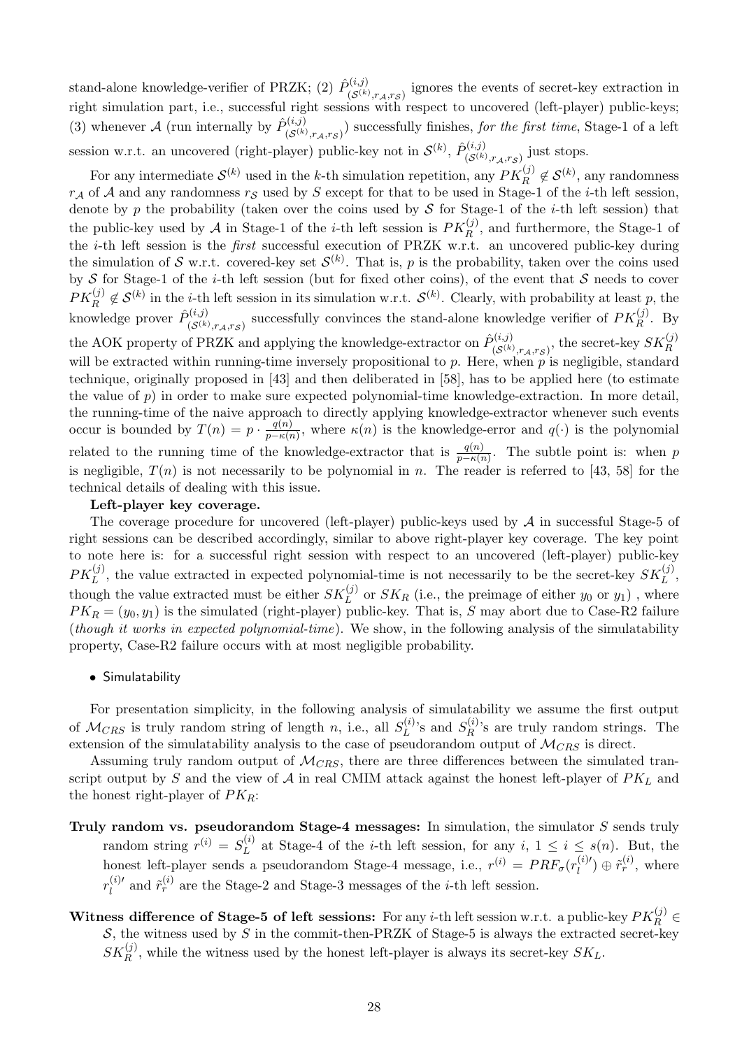stand-alone knowledge-verifier of PRZK; (2) $\hat{P}^{(i,j)}_{(\mathcal{S}^{(k)},r_\mathcal{A},r_\mathcal{S})}$ ignores the events of secret-key extraction in right simulation part, i.e., successful right sessions with respect to uncovered (left-player) public-keys; (3) whenever $\mathcal{A}$ (run internally by $\hat{P}^{(i,j)}_{(\mathcal{S}^{(k)},r_\mathcal{A},r_\mathcal{S})}$) successfully finishes, *for the first time*, Stage-1 of a left session w.r.t. an uncovered (right-player) public-key not in $\mathcal{S}^{(k)}$, $\hat{P}^{(i,j)}_{(\mathcal{S}^{(k)},r_\mathcal{A},r_\mathcal{S})}$ just stops.

For any intermediate $\mathcal{S}^{(k)}$ used in the $k$-th simulation repetition, any $PK_R^{(j)} \notin \mathcal{S}^{(k)}$, any randomness $r_\mathcal{A}$ of $\mathcal{A}$ and any randomness $r_\mathcal{S}$ used by $S$ except for that to be used in Stage-1 of the $i$-th left session, denote by $p$ the probability (taken over the coins used by $\mathcal{S}$ for Stage-1 of the $i$-th left session) that the public-key used by $\mathcal{A}$ in Stage-1 of the $i$-th left session is $PK_R^{(j)}$, and furthermore, the Stage-1 of the $i$-th left session is the *first* successful execution of PRZK w.r.t. an uncovered public-key during the simulation of $\mathcal{S}$ w.r.t. covered-key set $\mathcal{S}^{(k)}$. That is, $p$ is the probability, taken over the coins used by $\mathcal{S}$ for Stage-1 of the $i$-th left session (but for fixed other coins), of the event that $\mathcal{S}$ needs to cover $PK_R^{(j)} \notin \mathcal{S}^{(k)}$ in the $i$-th left session in its simulation w.r.t. $\mathcal{S}^{(k)}$. Clearly, with probability at least $p$, the knowledge prover $\hat{P}^{(i,j)}_{(\mathcal{S}^{(k)},r_\mathcal{A},r_\mathcal{S})}$ successfully convinces the stand-alone knowledge verifier of $PK_R^{(j)}$. By the AOK property of PRZK and applying the knowledge-extractor on $\hat{P}^{(i,j)}_{(\mathcal{S}^{(k)},r_\mathcal{A},r_\mathcal{S})}$, the secret-key $SK_R^{(j)}$ will be extracted within running-time inversely propositional to $p$. Here, when $p$ is negligible, standard technique, originally proposed in [43] and then deliberated in [58], has to be applied here (to estimate the value of $p$) in order to make sure expected polynomial-time knowledge-extraction. In more detail, the running-time of the naive approach to directly applying knowledge-extractor whenever such events occur is bounded by $T(n) = p \cdot \frac{q(n)}{p-\kappa(n)}$, where $\kappa(n)$ is the knowledge-error and $q(\cdot)$ is the polynomial related to the running time of the knowledge-extractor that is $\frac{q(n)}{p-\kappa(n)}$. The subtle point is: when $p$ is negligible, $T(n)$ is not necessarily to be polynomial in $n$. The reader is referred to [43, 58] for the technical details of dealing with this issue.

**Left-player key coverage.**

The coverage procedure for uncovered (left-player) public-keys used by $\mathcal{A}$ in successful Stage-5 of right sessions can be described accordingly, similar to above right-player key coverage. The key point to note here is: for a successful right session with respect to an uncovered (left-player) public-key $PK_L^{(j)}$, the value extracted in expected polynomial-time is not necessarily to be the secret-key $SK_L^{(j)}$, though the value extracted must be either $SK_L^{(j)}$ or $SK_R$ (i.e., the preimage of either $y_0$ or $y_1$) , where $PK_R = (y_0, y_1)$ is the simulated (right-player) public-key. That is, $S$ may abort due to Case-R2 failure (*though it works in expected polynomial-time*). We show, in the following analysis of the simulatability property, Case-R2 failure occurs with at most negligible probability.

- Simulatability

For presentation simplicity, in the following analysis of simulatability we assume the first output of $\mathcal{M}_{CRS}$ is truly random string of length $n$, i.e., all $S_L^{(i)}$'s and $S_R^{(i)}$'s are truly random strings. The extension of the simulatability analysis to the case of pseudorandom output of $\mathcal{M}_{CRS}$ is direct.

Assuming truly random output of $\mathcal{M}_{CRS}$, there are three differences between the simulated transcript output by $S$ and the view of $\mathcal{A}$ in real CMIM attack against the honest left-player of $PK_L$ and the honest right-player of $PK_R$:

**Truly random vs. pseudorandom Stage-4 messages:** In simulation, the simulator $S$ sends truly random string $r^{(i)} = S_L^{(i)}$ at Stage-4 of the $i$-th left session, for any $i$, $1 \le i \le s(n)$. But, the honest left-player sends a pseudorandom Stage-4 message, i.e., $r^{(i)} = PRF_\sigma(r_l^{(i)\prime}) \oplus \tilde{r}_r^{(i)}$, where $r_l^{(i)\prime}$ and $\tilde{r}_r^{(i)}$ are the Stage-2 and Stage-3 messages of the $i$-th left session.

**Witness difference of Stage-5 of left sessions:** For any $i$-th left session w.r.t. a public-key $PK_R^{(j)} \in \mathcal{S}$, the witness used by $S$ in the commit-then-PRZK of Stage-5 is always the extracted secret-key $SK_R^{(j)}$, while the witness used by the honest left-player is always its secret-key $SK_L$.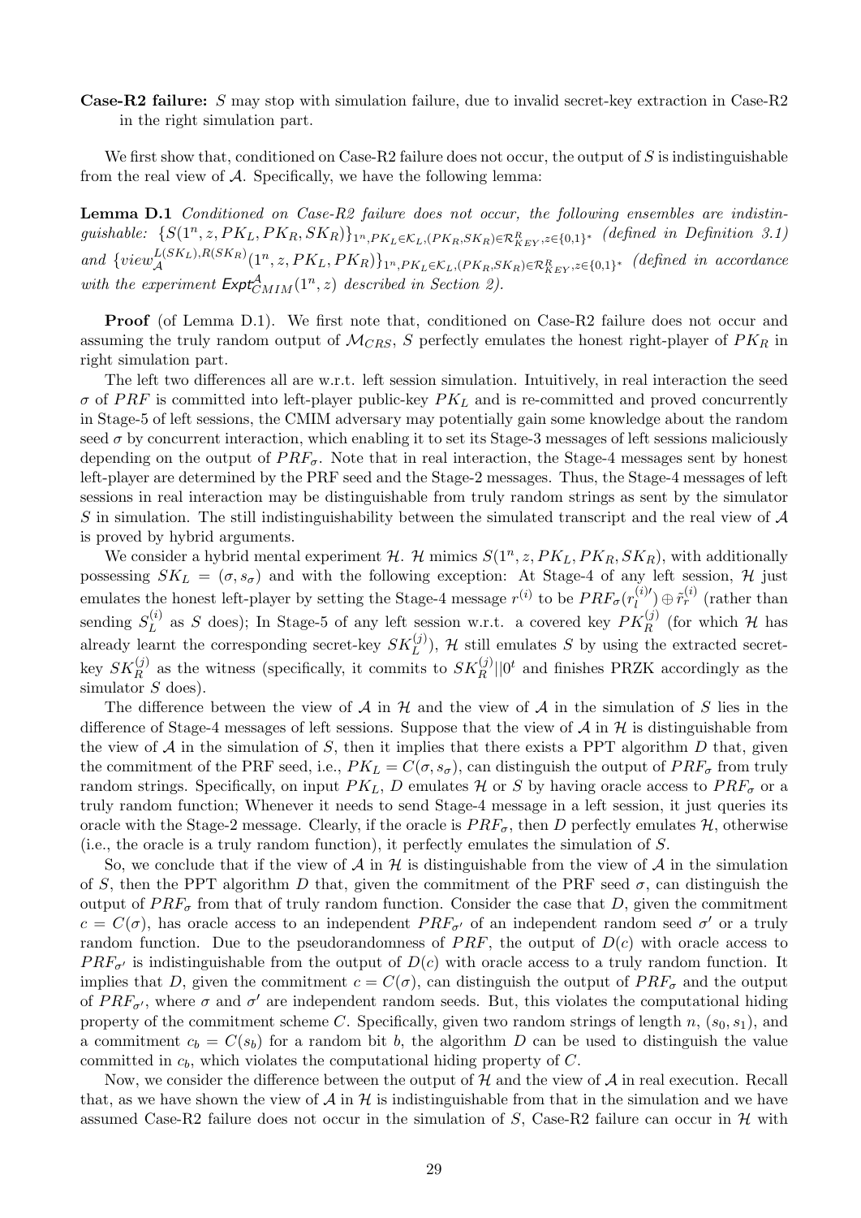**Case-R2 failure:** $S$ may stop with simulation failure, due to invalid secret-key extraction in Case-R2 in the right simulation part.

We first show that, conditioned on Case-R2 failure does not occur, the output of $S$ is indistinguishable from the real view of $\mathcal{A}$. Specifically, we have the following lemma:

**Lemma D.1** *Conditioned on Case-R2 failure does not occur, the following ensembles are indistinguishable:* $\{S(1^n, z, PK_L, PK_R, SK_R)\}_{1^n, PK_L \in \mathcal{K}_L, (PK_R, SK_R) \in \mathcal{R}^R_{KEY}, z \in \{0,1\}^*}$ *(defined in Definition 3.1) and* $\{view_{\mathcal{A}}^{L(SK_L), R(SK_R)}(1^n, z, PK_L, PK_R)\}_{1^n, PK_L \in \mathcal{K}_L, (PK_R, SK_R) \in \mathcal{R}^R_{KEY}, z \in \{0,1\}^*}$ *(defined in accordance with the experiment* $\mathsf{Expt}^{\mathcal{A}}_{CMIM}(1^n, z)$ *described in Section 2).*

**Proof** (of Lemma D.1). We first note that, conditioned on Case-R2 failure does not occur and assuming the truly random output of $\mathcal{M}_{CRS}$, $S$ perfectly emulates the honest right-player of $PK_R$ in right simulation part.

The left two differences all are w.r.t. left session simulation. Intuitively, in real interaction the seed $\sigma$ of $PRF$ is committed into left-player public-key $PK_L$ and is re-committed and proved concurrently in Stage-5 of left sessions, the CMIM adversary may potentially gain some knowledge about the random seed $\sigma$ by concurrent interaction, which enabling it to set its Stage-3 messages of left sessions maliciously depending on the output of $PRF_\sigma$. Note that in real interaction, the Stage-4 messages sent by honest left-player are determined by the PRF seed and the Stage-2 messages. Thus, the Stage-4 messages of left sessions in real interaction may be distinguishable from truly random strings as sent by the simulator $S$ in simulation. The still indistinguishability between the simulated transcript and the real view of $\mathcal{A}$ is proved by hybrid arguments.

We consider a hybrid mental experiment $\mathcal{H}$. $\mathcal{H}$ mimics $S(1^n, z, PK_L, PK_R, SK_R)$, with additionally possessing $SK_L = (\sigma, s_\sigma)$ and with the following exception: At Stage-4 of any left session, $\mathcal{H}$ just emulates the honest left-player by setting the Stage-4 message $r^{(i)}$ to be $PRF_\sigma(r_l^{(i)\prime}) \oplus \tilde{r}_r^{(i)}$ (rather than sending $S_L^{(i)}$ as $S$ does); In Stage-5 of any left session w.r.t. a covered key $PK_R^{(j)}$ (for which $\mathcal{H}$ has already learnt the corresponding secret-key $SK_L^{(j)}$), $\mathcal{H}$ still emulates $S$ by using the extracted secret-key $SK_R^{(j)}$ as the witness (specifically, it commits to $SK_R^{(j)}||0^t$ and finishes PRZK accordingly as the simulator $S$ does).

The difference between the view of $\mathcal{A}$ in $\mathcal{H}$ and the view of $\mathcal{A}$ in the simulation of $S$ lies in the difference of Stage-4 messages of left sessions. Suppose that the view of $\mathcal{A}$ in $\mathcal{H}$ is distinguishable from the view of $\mathcal{A}$ in the simulation of $S$, then it implies that there exists a PPT algorithm $D$ that, given the commitment of the PRF seed, i.e., $PK_L = C(\sigma, s_\sigma)$, can distinguish the output of $PRF_\sigma$ from truly random strings. Specifically, on input $PK_L$, $D$ emulates $\mathcal{H}$ or $S$ by having oracle access to $PRF_\sigma$ or a truly random function; Whenever it needs to send Stage-4 message in a left session, it just queries its oracle with the Stage-2 message. Clearly, if the oracle is $PRF_\sigma$, then $D$ perfectly emulates $\mathcal{H}$, otherwise (i.e., the oracle is a truly random function), it perfectly emulates the simulation of $S$.

So, we conclude that if the view of $\mathcal{A}$ in $\mathcal{H}$ is distinguishable from the view of $\mathcal{A}$ in the simulation of $S$, then the PPT algorithm $D$ that, given the commitment of the PRF seed $\sigma$, can distinguish the output of $PRF_\sigma$ from that of truly random function. Consider the case that $D$, given the commitment $c = C(\sigma)$, has oracle access to an independent $PRF_{\sigma'}$ of an independent random seed $\sigma'$ or a truly random function. Due to the pseudorandomness of $PRF$, the output of $D(c)$ with oracle access to $PRF_{\sigma'}$ is indistinguishable from the output of $D(c)$ with oracle access to a truly random function. It implies that $D$, given the commitment $c = C(\sigma)$, can distinguish the output of $PRF_\sigma$ and the output of $PRF_{\sigma'}$, where $\sigma$ and $\sigma'$ are independent random seeds. But, this violates the computational hiding property of the commitment scheme $C$. Specifically, given two random strings of length $n$, $(s_0, s_1)$, and a commitment $c_b = C(s_b)$ for a random bit $b$, the algorithm $D$ can be used to distinguish the value committed in $c_b$, which violates the computational hiding property of $C$.

Now, we consider the difference between the output of $\mathcal{H}$ and the view of $\mathcal{A}$ in real execution. Recall that, as we have shown the view of $\mathcal{A}$ in $\mathcal{H}$ is indistinguishable from that in the simulation and we have assumed Case-R2 failure does not occur in the simulation of $S$, Case-R2 failure can occur in $\mathcal{H}$ with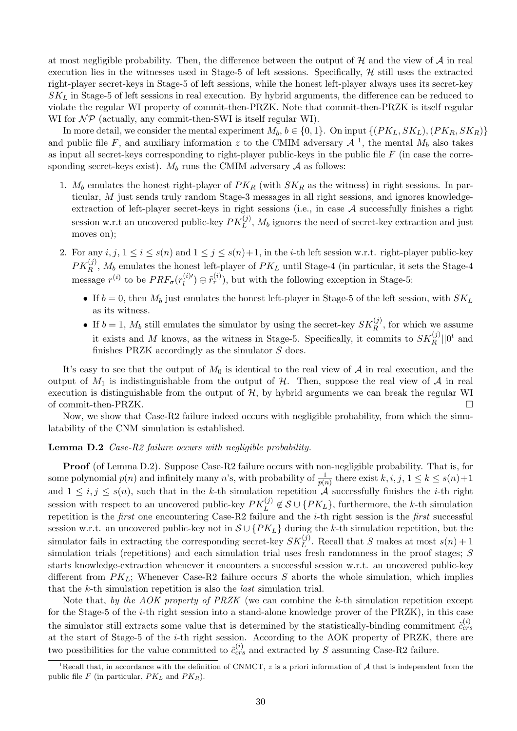at most negligible probability. Then, the difference between the output of $\mathcal{H}$ and the view of $\mathcal{A}$ in real execution lies in the witnesses used in Stage-5 of left sessions. Specifically, $\mathcal{H}$ still uses the extracted right-player secret-keys in Stage-5 of left sessions, while the honest left-player always uses its secret-key $SK_L$ in Stage-5 of left sessions in real execution. By hybrid arguments, the difference can be reduced to violate the regular WI property of commit-then-PRZK. Note that commit-then-PRZK is itself regular WI for $\mathcal{NP}$ (actually, any commit-then-SWI is itself regular WI).

In more detail, we consider the mental experiment $M_b$, $b \in \{0,1\}$. On input $\{(PK_L, SK_L), (PK_R, SK_R)\}$ and public file $F$, and auxiliary information $z$ to the CMIM adversary $\mathcal{A}$ [1], the mental $M_b$ also takes as input all secret-keys corresponding to right-player public-keys in the public file $F$ (in case the corresponding secret-keys exist). $M_b$ runs the CMIM adversary $\mathcal{A}$ as follows:

1. $M_b$ emulates the honest right-player of $PK_R$ (with $SK_R$ as the witness) in right sessions. In particular, $M$ just sends truly random Stage-3 messages in all right sessions, and ignores knowledge-extraction of left-player secret-keys in right sessions (i.e., in case $\mathcal{A}$ successfully finishes a right session w.r.t an uncovered public-key $PK_L^{(j)}$, $M_b$ ignores the need of secret-key extraction and just moves on);

2. For any $i, j$, $1 \le i \le s(n)$ and $1 \le j \le s(n)+1$, in the $i$-th left session w.r.t. right-player public-key $PK_R^{(j)}$, $M_b$ emulates the honest left-player of $PK_L$ until Stage-4 (in particular, it sets the Stage-4 message $r^{(i)}$ to be $PRF_\sigma(r_l^{(i)\prime}) \oplus \tilde{r}_r^{(i)}$), but with the following exception in Stage-5:

   - If $b = 0$, then $M_b$ just emulates the honest left-player in Stage-5 of the left session, with $SK_L$ as its witness.
   - If $b = 1$, $M_b$ still emulates the simulator by using the secret-key $SK_R^{(j)}$, for which we assume it exists and $M$ knows, as the witness in Stage-5. Specifically, it commits to $SK_R^{(j)}||0^t$ and finishes PRZK accordingly as the simulator $S$ does.

It's easy to see that the output of $M_0$ is identical to the real view of $\mathcal{A}$ in real execution, and the output of $M_1$ is indistinguishable from the output of $\mathcal{H}$. Then, suppose the real view of $\mathcal{A}$ in real execution is distinguishable from the output of $\mathcal{H}$, by hybrid arguments we can break the regular WI of commit-then-PRZK. □

Now, we show that Case-R2 failure indeed occurs with negligible probability, from which the simulatability of the CNM simulation is established.

**Lemma D.2** *Case-R2 failure occurs with negligible probability.*

**Proof** (of Lemma D.2). Suppose Case-R2 failure occurs with non-negligible probability. That is, for some polynomial $p(n)$ and infinitely many $n$'s, with probability of $\frac{1}{p(n)}$ there exist $k, i, j$, $1 \le k \le s(n)+1$ and $1 \le i, j \le s(n)$, such that in the $k$-th simulation repetition $\mathcal{A}$ successfully finishes the $i$-th right session with respect to an uncovered public-key $PK_L^{(j)} \notin \mathcal{S} \cup \{PK_L\}$, furthermore, the $k$-th simulation repetition is the *first* one encountering Case-R2 failure and the $i$-th right session is the *first* successful session w.r.t. an uncovered public-key not in $\mathcal{S} \cup \{PK_L\}$ during the $k$-th simulation repetition, but the simulator fails in extracting the corresponding secret-key $SK_L^{(j)}$. Recall that $S$ makes at most $s(n)+1$ simulation trials (repetitions) and each simulation trial uses fresh randomness in the proof stages; $S$ starts knowledge-extraction whenever it encounters a successful session w.r.t. an uncovered public-key different from $PK_L$; Whenever Case-R2 failure occurs $S$ aborts the whole simulation, which implies that the $k$-th simulation repetition is also the *last* simulation trial.

Note that, *by the AOK property of PRZK* (we can combine the $k$-th simulation repetition except for the Stage-5 of the $i$-th right session into a stand-alone knowledge prover of the PRZK), in this case the simulator still extracts some value that is determined by the statistically-binding commitment $\tilde{c}_{crs}^{(i)}$ at the start of Stage-5 of the $i$-th right session. According to the AOK property of PRZK, there are two possibilities for the value committed to $\tilde{c}_{crs}^{(i)}$ and extracted by $S$ assuming Case-R2 failure.

[1] Recall that, in accordance with the definition of CNMCT, $z$ is a priori information of $\mathcal{A}$ that is independent from the public file $F$ (in particular, $PK_L$ and $PK_R$).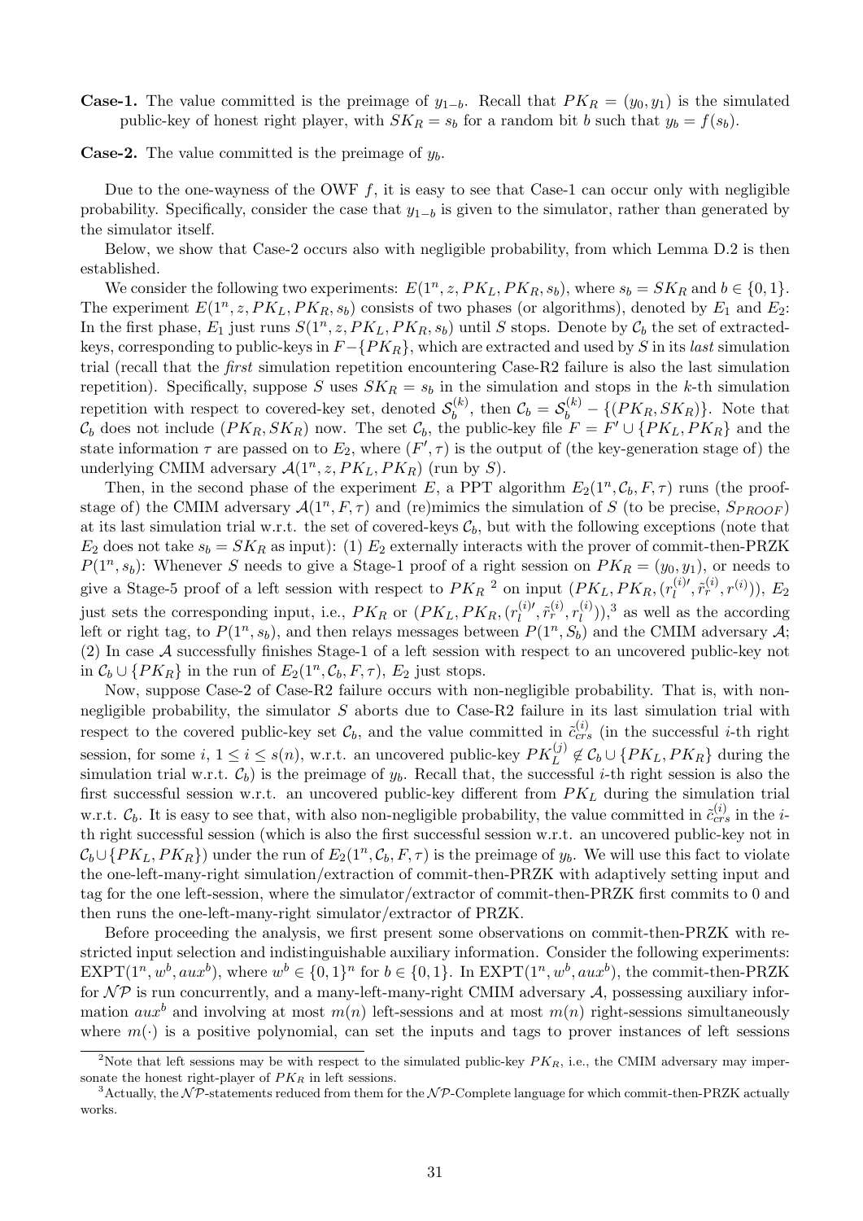**Case-1.** The value committed is the preimage of $y_{1-b}$. Recall that $PK_R = (y_0, y_1)$ is the simulated public-key of honest right player, with $SK_R = s_b$ for a random bit $b$ such that $y_b = f(s_b)$.

**Case-2.** The value committed is the preimage of $y_b$.

Due to the one-wayness of the OWF $f$, it is easy to see that Case-1 can occur only with negligible probability. Specifically, consider the case that $y_{1-b}$ is given to the simulator, rather than generated by the simulator itself.

Below, we show that Case-2 occurs also with negligible probability, from which Lemma D.2 is then established.

We consider the following two experiments: $E(1^n, z, PK_L, PK_R, s_b)$, where $s_b = SK_R$ and $b \in \{0,1\}$. The experiment $E(1^n, z, PK_L, PK_R, s_b)$ consists of two phases (or algorithms), denoted by $E_1$ and $E_2$: In the first phase, $E_1$ just runs $S(1^n, z, PK_L, PK_R, s_b)$ until $S$ stops. Denote by $\mathcal{C}_b$ the set of extracted-keys, corresponding to public-keys in $F - \{PK_R\}$, which are extracted and used by $S$ in its *last* simulation trial (recall that the *first* simulation repetition encountering Case-R2 failure is also the last simulation repetition). Specifically, suppose $S$ uses $SK_R = s_b$ in the simulation and stops in the $k$-th simulation repetition with respect to covered-key set, denoted $\mathcal{S}_b^{(k)}$, then $\mathcal{C}_b = \mathcal{S}_b^{(k)} - \{(PK_R, SK_R)\}$. Note that $\mathcal{C}_b$ does not include $(PK_R, SK_R)$ now. The set $\mathcal{C}_b$, the public-key file $F = F' \cup \{PK_L, PK_R\}$ and the state information $\tau$ are passed on to $E_2$, where $(F', \tau)$ is the output of (the key-generation stage of) the underlying CMIM adversary $\mathcal{A}(1^n, z, PK_L, PK_R)$ (run by $S$).

Then, in the second phase of the experiment $E$, a PPT algorithm $E_2(1^n, \mathcal{C}_b, F, \tau)$ runs (the proof-stage of) the CMIM adversary $\mathcal{A}(1^n, F, \tau)$ and (re)mimics the simulation of $S$ (to be precise, $S_{PROOF}$) at its last simulation trial w.r.t. the set of covered-keys $\mathcal{C}_b$, but with the following exceptions (note that $E_2$ does not take $s_b = SK_R$ as input): (1) $E_2$ externally interacts with the prover of commit-then-PRZK $P(1^n, s_b)$: Whenever $S$ needs to give a Stage-1 proof of a right session on $PK_R = (y_0, y_1)$, or needs to give a Stage-5 proof of a left session with respect to $PK_R$ [2] on input $(PK_L, PK_R, (r_l^{(i)\prime}, \tilde{r}_r^{(i)}, r^{(i)}))$, $E_2$ just sets the corresponding input, i.e., $PK_R$ or $(PK_L, PK_R, (r_l^{(i)\prime}, \tilde{r}_r^{(i)}, r_l^{(i)}))$,[3] as well as the according left or right tag, to $P(1^n, s_b)$, and then relays messages between $P(1^n, S_b)$ and the CMIM adversary $\mathcal{A}$; (2) In case $\mathcal{A}$ successfully finishes Stage-1 of a left session with respect to an uncovered public-key not in $\mathcal{C}_b \cup \{PK_R\}$ in the run of $E_2(1^n, \mathcal{C}_b, F, \tau)$, $E_2$ just stops.

Now, suppose Case-2 of Case-R2 failure occurs with non-negligible probability. That is, with non-negligible probability, the simulator $S$ aborts due to Case-R2 failure in its last simulation trial with respect to the covered public-key set $\mathcal{C}_b$, and the value committed in $\tilde{c}_{crs}^{(i)}$ (in the successful $i$-th right session, for some $i$, $1 \leq i \leq s(n)$, w.r.t. an uncovered public-key $PK_L^{(j)} \notin \mathcal{C}_b \cup \{PK_L, PK_R\}$ during the simulation trial w.r.t. $\mathcal{C}_b$) is the preimage of $y_b$. Recall that, the successful $i$-th right session is also the first successful session w.r.t. an uncovered public-key different from $PK_L$ during the simulation trial w.r.t. $\mathcal{C}_b$. It is easy to see that, with also non-negligible probability, the value committed in $\tilde{c}_{crs}^{(i)}$ in the $i$-th right successful session (which is also the first successful session w.r.t. an uncovered public-key not in $\mathcal{C}_b \cup \{PK_L, PK_R\}$) under the run of $E_2(1^n, \mathcal{C}_b, F, \tau)$ is the preimage of $y_b$. We will use this fact to violate the one-left-many-right simulation/extraction of commit-then-PRZK with adaptively setting input and tag for the one left-session, where the simulator/extractor of commit-then-PRZK first commits to 0 and then runs the one-left-many-right simulator/extractor of PRZK.

Before proceeding the analysis, we first present some observations on commit-then-PRZK with restricted input selection and indistinguishable auxiliary information. Consider the following experiments: $\text{EXPT}(1^n, w^b, aux^b)$, where $w^b \in \{0,1\}^n$ for $b \in \{0,1\}$. In $\text{EXPT}(1^n, w^b, aux^b)$, the commit-then-PRZK for $\mathcal{NP}$ is run concurrently, and a many-left-many-right CMIM adversary $\mathcal{A}$, possessing auxiliary information $aux^b$ and involving at most $m(n)$ left-sessions and at most $m(n)$ right-sessions simultaneously where $m(\cdot)$ is a positive polynomial, can set the inputs and tags to prover instances of left sessions

[2] Note that left sessions may be with respect to the simulated public-key $PK_R$, i.e., the CMIM adversary may impersonate the honest right-player of $PK_R$ in left sessions.

[3] Actually, the $\mathcal{NP}$-statements reduced from them for the $\mathcal{NP}$-Complete language for which commit-then-PRZK actually works.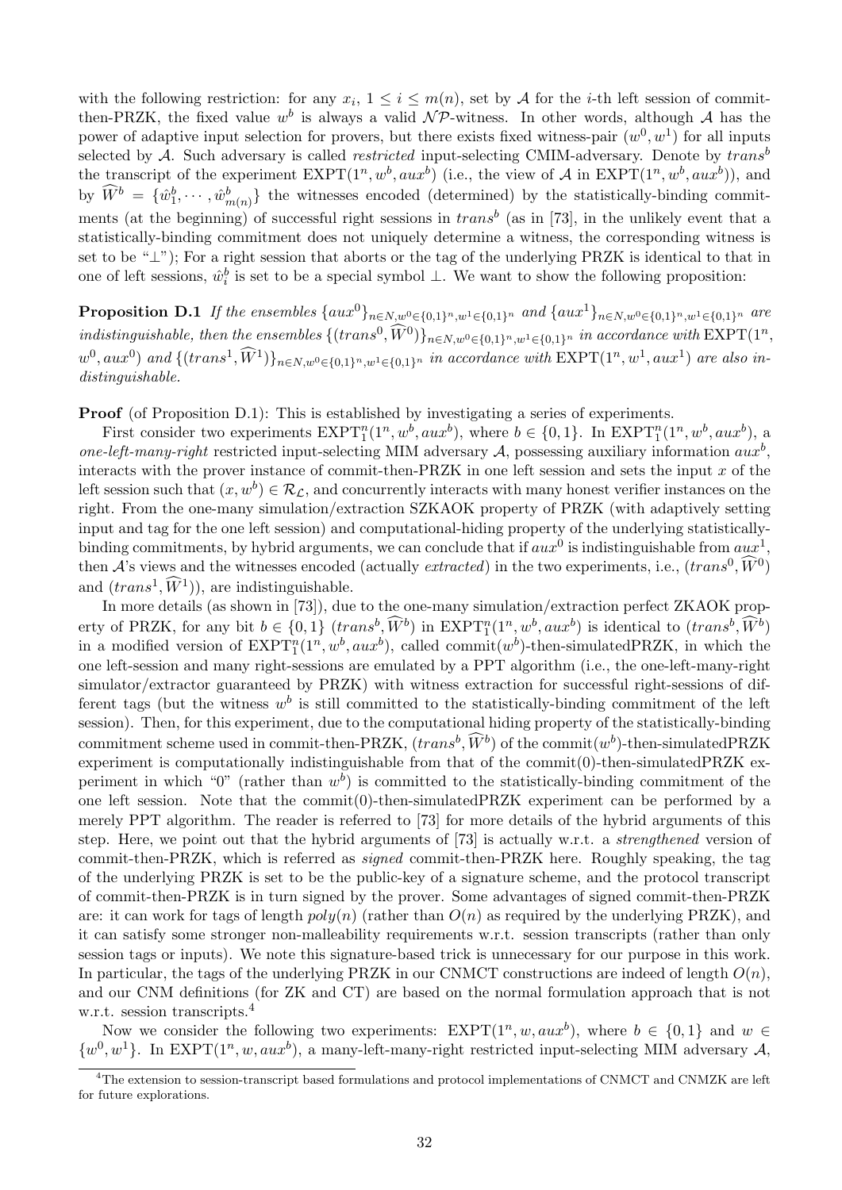with the following restriction: for any $x_i$, $1 \le i \le m(n)$, set by $\mathcal{A}$ for the $i$-th left session of commit-then-PRZK, the fixed value $w^b$ is always a valid $\mathcal{NP}$-witness. In other words, although $\mathcal{A}$ has the power of adaptive input selection for provers, but there exists fixed witness-pair $(w^0, w^1)$ for all inputs selected by $\mathcal{A}$. Such adversary is called *restricted* input-selecting CMIM-adversary. Denote by $trans^b$ the transcript of the experiment $\text{EXPT}(1^n, w^b, aux^b)$ (i.e., the view of $\mathcal{A}$ in $\text{EXPT}(1^n, w^b, aux^b)$), and by $\widehat{W}^b = \{\hat{w}_1^b, \cdots, \hat{w}_{m(n)}^b\}$ the witnesses encoded (determined) by the statistically-binding commitments (at the beginning) of successful right sessions in $trans^b$ (as in [73], in the unlikely event that a statistically-binding commitment does not uniquely determine a witness, the corresponding witness is set to be "$\perp$"); For a right session that aborts or the tag of the underlying PRZK is identical to that in one of left sessions, $\hat{w}_i^b$ is set to be a special symbol $\perp$. We want to show the following proposition:

**Proposition D.1** *If the ensembles $\{aux^0\}_{n\in N, w^0\in\{0,1\}^n, w^1\in\{0,1\}^n}$ and $\{aux^1\}_{n\in N, w^0\in\{0,1\}^n, w^1\in\{0,1\}^n}$ are indistinguishable, then the ensembles $\{(trans^0, \widehat{W}^0)\}_{n\in N, w^0\in\{0,1\}^n, w^1\in\{0,1\}^n}$ in accordance with $\text{EXPT}(1^n, w^0, aux^0)$ and $\{(trans^1, \widehat{W}^1)\}_{n\in N, w^0\in\{0,1\}^n, w^1\in\{0,1\}^n}$ in accordance with $\text{EXPT}(1^n, w^1, aux^1)$ are also indistinguishable.*

**Proof** (of Proposition D.1): This is established by investigating a series of experiments.

First consider two experiments $\text{EXPT}_1^n(1^n, w^b, aux^b)$, where $b \in \{0,1\}$. In $\text{EXPT}_1^n(1^n, w^b, aux^b)$, a *one-left-many-right* restricted input-selecting MIM adversary $\mathcal{A}$, possessing auxiliary information $aux^b$, interacts with the prover instance of commit-then-PRZK in one left session and sets the input $x$ of the left session such that $(x, w^b) \in \mathcal{R}_\mathcal{L}$, and concurrently interacts with many honest verifier instances on the right. From the one-many simulation/extraction SZKAOK property of PRZK (with adaptively setting input and tag for the one left session) and computational-hiding property of the underlying statistically-binding commitments, by hybrid arguments, we can conclude that if $aux^0$ is indistinguishable from $aux^1$, then $\mathcal{A}$'s views and the witnesses encoded (actually *extracted*) in the two experiments, i.e., $(trans^0, \widehat{W}^0)$ and $(trans^1, \widehat{W}^1)$), are indistinguishable.

In more details (as shown in [73]), due to the one-many simulation/extraction perfect ZKAOK property of PRZK, for any bit $b \in \{0,1\}$ $(trans^b, \widehat{W}^b)$ in $\text{EXPT}_1^n(1^n, w^b, aux^b)$ is identical to $(trans^b, \widehat{W}^b)$ in a modified version of $\text{EXPT}_1^n(1^n, w^b, aux^b)$, called commit($w^b$)-then-simulatedPRZK, in which the one left-session and many right-sessions are emulated by a PPT algorithm (i.e., the one-left-many-right simulator/extractor guaranteed by PRZK) with witness extraction for successful right-sessions of different tags (but the witness $w^b$ is still committed to the statistically-binding commitment of the left session). Then, for this experiment, due to the computational hiding property of the statistically-binding commitment scheme used in commit-then-PRZK, $(trans^b, \widehat{W}^b)$ of the commit($w^b$)-then-simulatedPRZK experiment is computationally indistinguishable from that of the commit(0)-then-simulatedPRZK experiment in which "0" (rather than $w^b$) is committed to the statistically-binding commitment of the one left session. Note that the commit(0)-then-simulatedPRZK experiment can be performed by a merely PPT algorithm. The reader is referred to [73] for more details of the hybrid arguments of this step. Here, we point out that the hybrid arguments of [73] is actually w.r.t. a *strengthened* version of commit-then-PRZK, which is referred as *signed* commit-then-PRZK here. Roughly speaking, the tag of the underlying PRZK is set to be the public-key of a signature scheme, and the protocol transcript of commit-then-PRZK is in turn signed by the prover. Some advantages of signed commit-then-PRZK are: it can work for tags of length $poly(n)$ (rather than $O(n)$ as required by the underlying PRZK), and it can satisfy some stronger non-malleability requirements w.r.t. session transcripts (rather than only session tags or inputs). We note this signature-based trick is unnecessary for our purpose in this work. In particular, the tags of the underlying PRZK in our CNMCT constructions are indeed of length $O(n)$, and our CNM definitions (for ZK and CT) are based on the normal formulation approach that is not w.r.t. session transcripts.[4]

Now we consider the following two experiments: $\text{EXPT}(1^n, w, aux^b)$, where $b \in \{0,1\}$ and $w \in \{w^0, w^1\}$. In $\text{EXPT}(1^n, w, aux^b)$, a many-left-many-right restricted input-selecting MIM adversary $\mathcal{A}$,

[4]The extension to session-transcript based formulations and protocol implementations of CNMCT and CNMZK are left for future explorations.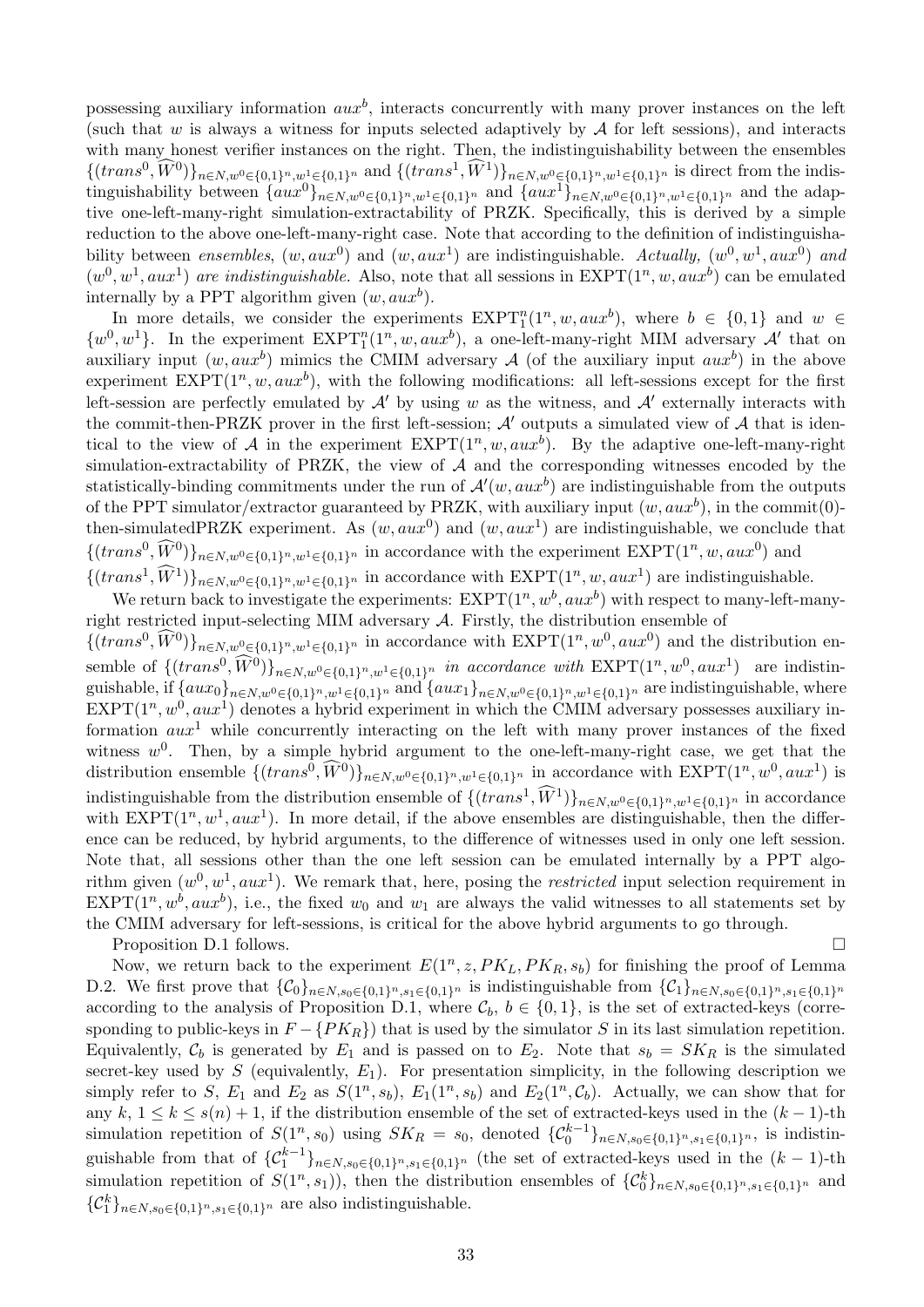possessing auxiliary information $aux^b$, interacts concurrently with many prover instances on the left (such that $w$ is always a witness for inputs selected adaptively by $\mathcal{A}$ for left sessions), and interacts with many honest verifier instances on the right. Then, the indistinguishability between the ensembles $\{(trans^0, \widehat{W}^0)\}_{n\in N, w^0\in\{0,1\}^n, w^1\in\{0,1\}^n}$ and $\{(trans^1, \widehat{W}^1)\}_{n\in N, w^0\in\{0,1\}^n, w^1\in\{0,1\}^n}$ is direct from the indistinguishability between $\{aux^0\}_{n\in N, w^0\in\{0,1\}^n, w^1\in\{0,1\}^n}$ and $\{aux^1\}_{n\in N, w^0\in\{0,1\}^n, w^1\in\{0,1\}^n}$ and the adaptive one-left-many-right simulation-extractability of PRZK. Specifically, this is derived by a simple reduction to the above one-left-many-right case. Note that according to the definition of indistinguishability between *ensembles*, $(w, aux^0)$ and $(w, aux^1)$ are indistinguishable. *Actually,* $(w^0, w^1, aux^0)$ *and* $(w^0, w^1, aux^1)$ *are indistinguishable.* Also, note that all sessions in $\text{EXPT}(1^n, w, aux^b)$ can be emulated internally by a PPT algorithm given $(w, aux^b)$.

In more details, we consider the experiments $\text{EXPT}_1^n(1^n, w, aux^b)$, where $b \in \{0,1\}$ and $w \in \{w^0, w^1\}$. In the experiment $\text{EXPT}_1^n(1^n, w, aux^b)$, a one-left-many-right MIM adversary $\mathcal{A}'$ that on auxiliary input $(w, aux^b)$ mimics the CMIM adversary $\mathcal{A}$ (of the auxiliary input $aux^b$) in the above experiment $\text{EXPT}(1^n, w, aux^b)$, with the following modifications: all left-sessions except for the first left-session are perfectly emulated by $\mathcal{A}'$ by using $w$ as the witness, and $\mathcal{A}'$ externally interacts with the commit-then-PRZK prover in the first left-session; $\mathcal{A}'$ outputs a simulated view of $\mathcal{A}$ that is identical to the view of $\mathcal{A}$ in the experiment $\text{EXPT}(1^n, w, aux^b)$. By the adaptive one-left-many-right simulation-extractability of PRZK, the view of $\mathcal{A}$ and the corresponding witnesses encoded by the statistically-binding commitments under the run of $\mathcal{A}'(w, aux^b)$ are indistinguishable from the outputs of the PPT simulator/extractor guaranteed by PRZK, with auxiliary input $(w, aux^b)$, in the commit(0)-then-simulatedPRZK experiment. As $(w, aux^0)$ and $(w, aux^1)$ are indistinguishable, we conclude that $\{(trans^0, \widehat{W}^0)\}_{n\in N, w^0\in\{0,1\}^n, w^1\in\{0,1\}^n}$ in accordance with the experiment $\text{EXPT}(1^n, w, aux^0)$ and $\{(trans^1, \widehat{W}^1)\}_{n\in N, w^0\in\{0,1\}^n, w^1\in\{0,1\}^n}$ in accordance with $\text{EXPT}(1^n, w, aux^1)$ are indistinguishable.

We return back to investigate the experiments: $\text{EXPT}(1^n, w^b, aux^b)$ with respect to many-left-many-right restricted input-selecting MIM adversary $\mathcal{A}$. Firstly, the distribution ensemble of $\{(trans^0, \widehat{W}^0)\}_{n\in N, w^0\in\{0,1\}^n, w^1\in\{0,1\}^n}$ in accordance with $\text{EXPT}(1^n, w^0, aux^0)$ and the distribution ensemble of $\{(trans^0, \widehat{W}^0)\}_{n\in N, w^0\in\{0,1\}^n, w^1\in\{0,1\}^n}$ *in accordance with* $\text{EXPT}(1^n, w^0, aux^1)$ are indistinguishable, if $\{aux_0\}_{n\in N, w^0\in\{0,1\}^n, w^1\in\{0,1\}^n}$ and $\{aux_1\}_{n\in N, w^0\in\{0,1\}^n, w^1\in\{0,1\}^n}$ are indistinguishable, where $\text{EXPT}(1^n, w^0, aux^1)$ denotes a hybrid experiment in which the CMIM adversary possesses auxiliary information $aux^1$ while concurrently interacting on the left with many prover instances of the fixed witness $w^0$. Then, by a simple hybrid argument to the one-left-many-right case, we get that the distribution ensemble $\{(trans^0, \widehat{W}^0)\}_{n\in N, w^0\in\{0,1\}^n, w^1\in\{0,1\}^n}$ in accordance with $\text{EXPT}(1^n, w^0, aux^1)$ is indistinguishable from the distribution ensemble of $\{(trans^1, \widehat{W}^1)\}_{n\in N, w^0\in\{0,1\}^n, w^1\in\{0,1\}^n}$ in accordance with $\text{EXPT}(1^n, w^1, aux^1)$. In more detail, if the above ensembles are distinguishable, then the difference can be reduced, by hybrid arguments, to the difference of witnesses used in only one left session. Note that, all sessions other than the one left session can be emulated internally by a PPT algorithm given $(w^0, w^1, aux^1)$. We remark that, here, posing the *restricted* input selection requirement in $\text{EXPT}(1^n, w^b, aux^b)$, i.e., the fixed $w_0$ and $w_1$ are always the valid witnesses to all statements set by the CMIM adversary for left-sessions, is critical for the above hybrid arguments to go through.

Proposition D.1 follows. □

Now, we return back to the experiment $E(1^n, z, PK_L, PK_R, s_b)$ for finishing the proof of Lemma D.2. We first prove that $\{\mathcal{C}_0\}_{n\in N, s_0\in\{0,1\}^n, s_1\in\{0,1\}^n}$ is indistinguishable from $\{\mathcal{C}_1\}_{n\in N, s_0\in\{0,1\}^n, s_1\in\{0,1\}^n}$ according to the analysis of Proposition D.1, where $\mathcal{C}_b$, $b \in \{0,1\}$, is the set of extracted-keys (corresponding to public-keys in $F - \{PK_R\}$) that is used by the simulator $S$ in its last simulation repetition. Equivalently, $\mathcal{C}_b$ is generated by $E_1$ and is passed on to $E_2$. Note that $s_b = SK_R$ is the simulated secret-key used by $S$ (equivalently, $E_1$). For presentation simplicity, in the following description we simply refer to $S$, $E_1$ and $E_2$ as $S(1^n, s_b)$, $E_1(1^n, s_b)$ and $E_2(1^n, \mathcal{C}_b)$. Actually, we can show that for any $k$, $1 \leq k \leq s(n)+1$, if the distribution ensemble of the set of extracted-keys used in the $(k-1)$-th simulation repetition of $S(1^n, s_0)$ using $SK_R = s_0$, denoted $\{\mathcal{C}_0^{k-1}\}_{n\in N, s_0\in\{0,1\}^n, s_1\in\{0,1\}^n}$, is indistinguishable from that of $\{\mathcal{C}_1^{k-1}\}_{n\in N, s_0\in\{0,1\}^n, s_1\in\{0,1\}^n}$ (the set of extracted-keys used in the $(k-1)$-th simulation repetition of $S(1^n, s_1)$), then the distribution ensembles of $\{\mathcal{C}_0^k\}_{n\in N, s_0\in\{0,1\}^n, s_1\in\{0,1\}^n}$ and $\{\mathcal{C}_1^k\}_{n\in N, s_0\in\{0,1\}^n, s_1\in\{0,1\}^n}$ are also indistinguishable.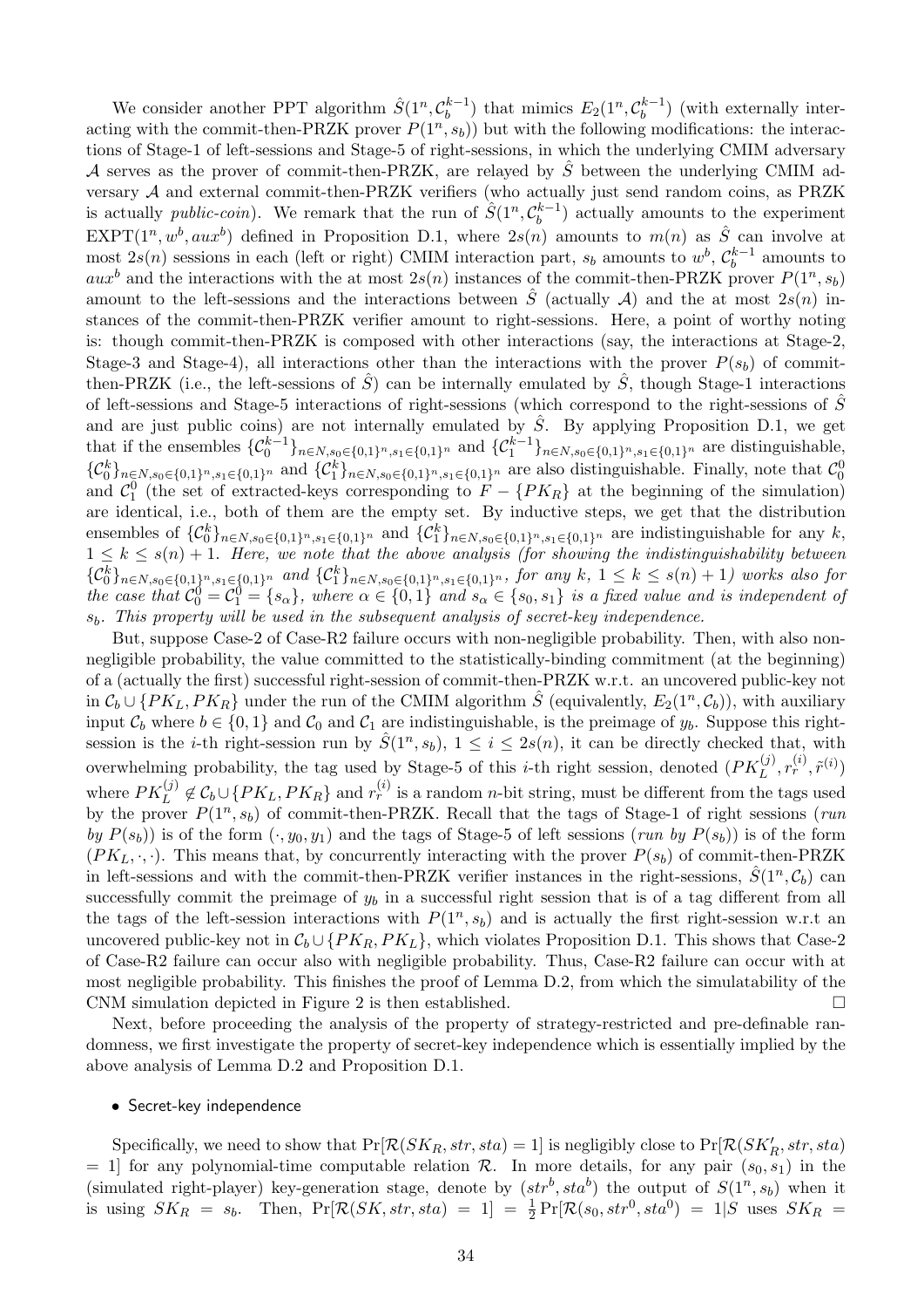We consider another PPT algorithm $\hat{S}(1^n, \mathcal{C}_b^{k-1})$ that mimics $E_2(1^n, \mathcal{C}_b^{k-1})$ (with externally interacting with the commit-then-PRZK prover $P(1^n, s_b)$) but with the following modifications: the interactions of Stage-1 of left-sessions and Stage-5 of right-sessions, in which the underlying CMIM adversary $\mathcal{A}$ serves as the prover of commit-then-PRZK, are relayed by $\hat{S}$ between the underlying CMIM adversary $\mathcal{A}$ and external commit-then-PRZK verifiers (who actually just send random coins, as PRZK is actually *public-coin*). We remark that the run of $\hat{S}(1^n, \mathcal{C}_b^{k-1})$ actually amounts to the experiment $\text{EXPT}(1^n, w^b, aux^b)$ defined in Proposition D.1, where $2s(n)$ amounts to $m(n)$ as $\hat{S}$ can involve at most $2s(n)$ sessions in each (left or right) CMIM interaction part, $s_b$ amounts to $w^b$, $\mathcal{C}_b^{k-1}$ amounts to $aux^b$ and the interactions with the at most $2s(n)$ instances of the commit-then-PRZK prover $P(1^n, s_b)$ amount to the left-sessions and the interactions between $\hat{S}$ (actually $\mathcal{A}$) and the at most $2s(n)$ instances of the commit-then-PRZK verifier amount to right-sessions. Here, a point of worthy noting is: though commit-then-PRZK is composed with other interactions (say, the interactions at Stage-2, Stage-3 and Stage-4), all interactions other than the interactions with the prover $P(s_b)$ of commit-then-PRZK (i.e., the left-sessions of $\hat{S}$) can be internally emulated by $\hat{S}$, though Stage-1 interactions of left-sessions and Stage-5 interactions of right-sessions (which correspond to the right-sessions of $\hat{S}$ and are just public coins) are not internally emulated by $\hat{S}$. By applying Proposition D.1, we get that if the ensembles $\{\mathcal{C}_0^{k-1}\}_{n\in N, s_0\in\{0,1\}^n, s_1\in\{0,1\}^n}$ and $\{\mathcal{C}_1^{k-1}\}_{n\in N, s_0\in\{0,1\}^n, s_1\in\{0,1\}^n}$ are distinguishable, $\{\mathcal{C}_0^{k}\}_{n\in N, s_0\in\{0,1\}^n, s_1\in\{0,1\}^n}$ and $\{\mathcal{C}_1^{k}\}_{n\in N, s_0\in\{0,1\}^n, s_1\in\{0,1\}^n}$ are also distinguishable. Finally, note that $\mathcal{C}_0^0$ and $\mathcal{C}_1^0$ (the set of extracted-keys corresponding to $F - \{PK_R\}$ at the beginning of the simulation) are identical, i.e., both of them are the empty set. By inductive steps, we get that the distribution ensembles of $\{\mathcal{C}_0^{k}\}_{n\in N, s_0\in\{0,1\}^n, s_1\in\{0,1\}^n}$ and $\{\mathcal{C}_1^{k}\}_{n\in N, s_0\in\{0,1\}^n, s_1\in\{0,1\}^n}$ are indistinguishable for any $k$, $1 \leq k \leq s(n)+1$. *Here, we note that the above analysis (for showing the indistinguishability between* $\{\mathcal{C}_0^{k}\}_{n\in N, s_0\in\{0,1\}^n, s_1\in\{0,1\}^n}$ *and* $\{\mathcal{C}_1^{k}\}_{n\in N, s_0\in\{0,1\}^n, s_1\in\{0,1\}^n}$*, for any* $k$*,* $1 \leq k \leq s(n)+1$*) works also for the case that* $\mathcal{C}_0^0 = \mathcal{C}_1^0 = \{s_\alpha\}$*, where* $\alpha \in \{0,1\}$ *and* $s_\alpha \in \{s_0, s_1\}$ *is a fixed value and is independent of* $s_b$*. This property will be used in the subsequent analysis of secret-key independence.*

But, suppose Case-2 of Case-R2 failure occurs with non-negligible probability. Then, with also non-negligible probability, the value committed to the statistically-binding commitment (at the beginning) of a (actually the first) successful right-session of commit-then-PRZK w.r.t. an uncovered public-key not in $\mathcal{C}_b \cup \{PK_L, PK_R\}$ under the run of the CMIM algorithm $\hat{S}$ (equivalently, $E_2(1^n, \mathcal{C}_b)$), with auxiliary input $\mathcal{C}_b$ where $b \in \{0,1\}$ and $\mathcal{C}_0$ and $\mathcal{C}_1$ are indistinguishable, is the preimage of $y_b$. Suppose this right-session is the $i$-th right-session run by $\hat{S}(1^n, s_b)$, $1 \leq i \leq 2s(n)$, it can be directly checked that, with overwhelming probability, the tag used by Stage-5 of this $i$-th right session, denoted $(PK_L^{(j)}, r_r^{(i)}, \tilde{r}^{(i)})$ where $PK_L^{(j)} \notin \mathcal{C}_b \cup \{PK_L, PK_R\}$ and $r_r^{(i)}$ is a random $n$-bit string, must be different from the tags used by the prover $P(1^n, s_b)$ of commit-then-PRZK. Recall that the tags of Stage-1 of right sessions (*run by* $P(s_b)$) is of the form $(\cdot, y_0, y_1)$ and the tags of Stage-5 of left sessions (*run by* $P(s_b)$) is of the form $(PK_L, \cdot, \cdot)$. This means that, by concurrently interacting with the prover $P(s_b)$ of commit-then-PRZK in left-sessions and with the commit-then-PRZK verifier instances in the right-sessions, $\hat{S}(1^n, \mathcal{C}_b)$ can successfully commit the preimage of $y_b$ in a successful right session that is of a tag different from all the tags of the left-session interactions with $P(1^n, s_b)$ and is actually the first right-session w.r.t an uncovered public-key not in $\mathcal{C}_b \cup \{PK_R, PK_L\}$, which violates Proposition D.1. This shows that Case-2 of Case-R2 failure can occur also with negligible probability. Thus, Case-R2 failure can occur with at most negligible probability. This finishes the proof of Lemma D.2, from which the simulatability of the CNM simulation depicted in Figure 2 is then established. □

Next, before proceeding the analysis of the property of strategy-restricted and pre-definable randomness, we first investigate the property of secret-key independence which is essentially implied by the above analysis of Lemma D.2 and Proposition D.1.

- Secret-key independence

Specifically, we need to show that $\Pr[\mathcal{R}(SK_R, str, sta) = 1]$ is negligibly close to $\Pr[\mathcal{R}(SK'_R, str, sta) = 1]$ for any polynomial-time computable relation $\mathcal{R}$. In more details, for any pair $(s_0, s_1)$ in the (simulated right-player) key-generation stage, denote by $(str^b, sta^b)$ the output of $S(1^n, s_b)$ when it is using $SK_R = s_b$. Then, $\Pr[\mathcal{R}(SK, str, sta) = 1] = \frac{1}{2}\Pr[\mathcal{R}(s_0, str^0, sta^0) = 1 | S \text{ uses } SK_R =$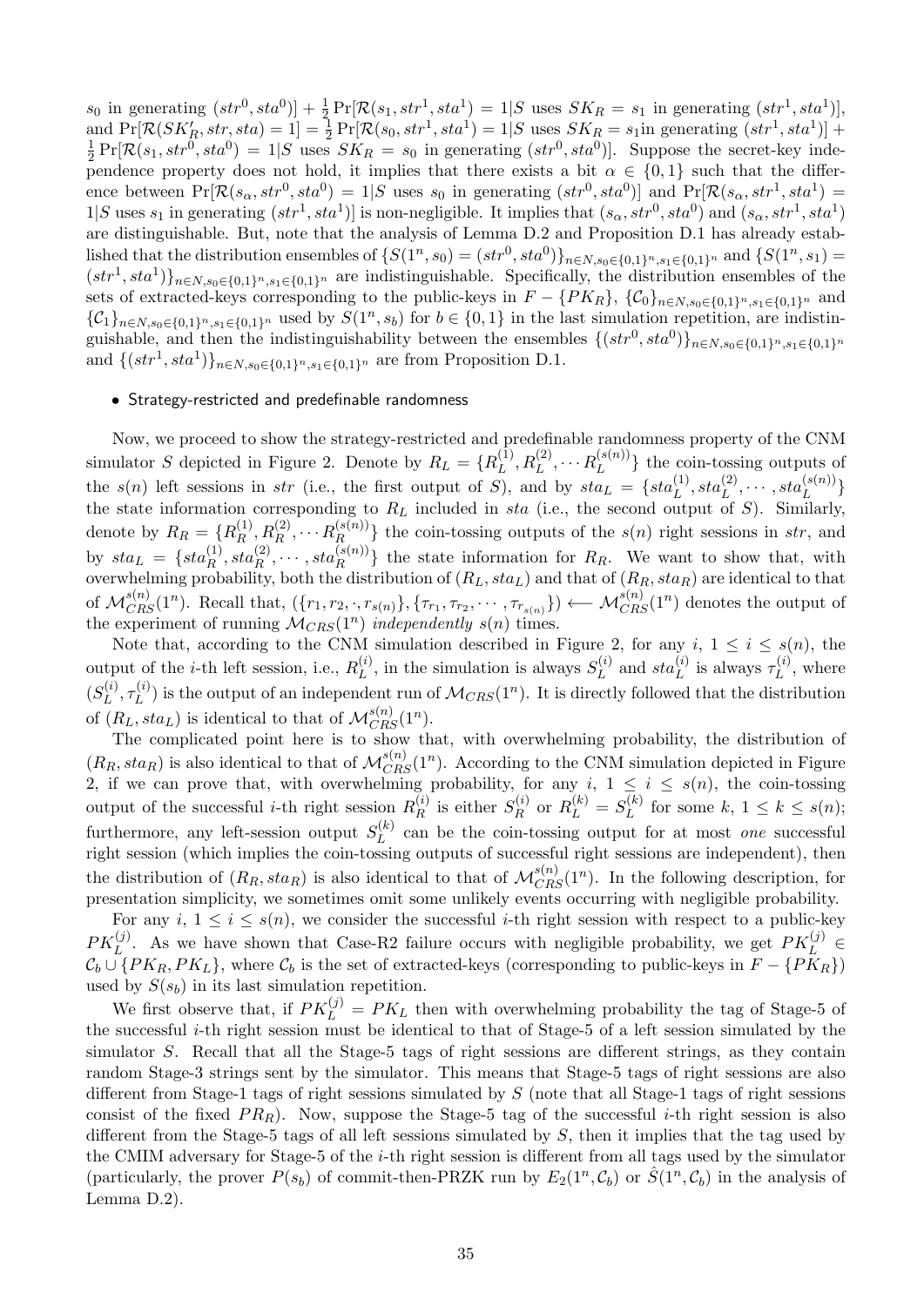$s_0$ in generating $(str^0, sta^0)] + \frac{1}{2}\Pr[\mathcal{R}(s_1, str^1, sta^1) = 1|S$ uses $SK_R = s_1$ in generating $(str^1, sta^1)]$, and $\Pr[\mathcal{R}(SK'_R, str, sta) = 1] = \frac{1}{2}\Pr[\mathcal{R}(s_0, str^1, sta^1) = 1|S$ uses $SK_R = s_1$in generating $(str^1, sta^1)] + \frac{1}{2}\Pr[\mathcal{R}(s_1, str^0, sta^0) = 1|S$ uses $SK_R = s_0$ in generating $(str^0, sta^0)]$. Suppose the secret-key independence property does not hold, it implies that there exists a bit $\alpha \in \{0,1\}$ such that the difference between $\Pr[\mathcal{R}(s_\alpha, str^0, sta^0) = 1|S$ uses $s_0$ in generating $(str^0, sta^0)]$ and $\Pr[\mathcal{R}(s_\alpha, str^1, sta^1) = 1|S$ uses $s_1$ in generating $(str^1, sta^1)]$ is non-negligible. It implies that $(s_\alpha, str^0, sta^0)$ and $(s_\alpha, str^1, sta^1)$ are distinguishable. But, note that the analysis of Lemma D.2 and Proposition D.1 has already established that the distribution ensembles of $\{S(1^n, s_0) = (str^0, sta^0)\}_{n\in N, s_0\in\{0,1\}^n, s_1\in\{0,1\}^n}$ and $\{S(1^n, s_1) = (str^1, sta^1)\}_{n\in N, s_0\in\{0,1\}^n, s_1\in\{0,1\}^n}$ are indistinguishable. Specifically, the distribution ensembles of the sets of extracted-keys corresponding to the public-keys in $F - \{PK_R\}$, $\{\mathcal{C}_0\}_{n\in N, s_0\in\{0,1\}^n, s_1\in\{0,1\}^n}$ and $\{\mathcal{C}_1\}_{n\in N, s_0\in\{0,1\}^n, s_1\in\{0,1\}^n}$ used by $S(1^n, s_b)$ for $b \in \{0,1\}$ in the last simulation repetition, are indistinguishable, and then the indistinguishability between the ensembles $\{(str^0, sta^0)\}_{n\in N, s_0\in\{0,1\}^n, s_1\in\{0,1\}^n}$ and $\{(str^1, sta^1)\}_{n\in N, s_0\in\{0,1\}^n, s_1\in\{0,1\}^n}$ are from Proposition D.1.

- Strategy-restricted and predefinable randomness

Now, we proceed to show the strategy-restricted and predefinable randomness property of the CNM simulator $S$ depicted in Figure 2. Denote by $R_L = \{R_L^{(1)}, R_L^{(2)}, \cdots R_L^{(s(n))}\}$ the coin-tossing outputs of the $s(n)$ left sessions in $str$ (i.e., the first output of $S$), and by $sta_L = \{sta_L^{(1)}, sta_L^{(2)}, \cdots, sta_L^{(s(n))}\}$ the state information corresponding to $R_L$ included in $sta$ (i.e., the second output of $S$). Similarly, denote by $R_R = \{R_R^{(1)}, R_R^{(2)}, \cdots R_R^{(s(n))}\}$ the coin-tossing outputs of the $s(n)$ right sessions in $str$, and by $sta_L = \{sta_R^{(1)}, sta_R^{(2)}, \cdots, sta_R^{(s(n))}\}$ the state information for $R_R$. We want to show that, with overwhelming probability, both the distribution of $(R_L, sta_L)$ and that of $(R_R, sta_R)$ are identical to that of $\mathcal{M}_{CRS}^{s(n)}(1^n)$. Recall that, $(\{r_1, r_2, \cdot, r_{s(n)}\}, \{\tau_{r_1}, \tau_{r_2}, \cdots, \tau_{r_{s(n)}}\}) \longleftarrow \mathcal{M}_{CRS}^{s(n)}(1^n)$ denotes the output of the experiment of running $\mathcal{M}_{CRS}(1^n)$ *independently* $s(n)$ times.

Note that, according to the CNM simulation described in Figure 2, for any $i$, $1 \le i \le s(n)$, the output of the $i$-th left session, i.e., $R_L^{(i)}$, in the simulation is always $S_L^{(i)}$ and $sta_L^{(i)}$ is always $\tau_L^{(i)}$, where $(S_L^{(i)}, \tau_L^{(i)})$ is the output of an independent run of $\mathcal{M}_{CRS}(1^n)$. It is directly followed that the distribution of $(R_L, sta_L)$ is identical to that of $\mathcal{M}_{CRS}^{s(n)}(1^n)$.

The complicated point here is to show that, with overwhelming probability, the distribution of $(R_R, sta_R)$ is also identical to that of $\mathcal{M}_{CRS}^{s(n)}(1^n)$. According to the CNM simulation depicted in Figure 2, if we can prove that, with overwhelming probability, for any $i$, $1 \le i \le s(n)$, the coin-tossing output of the successful $i$-th right session $R_R^{(i)}$ is either $S_R^{(i)}$ or $R_L^{(k)} = S_L^{(k)}$ for some $k$, $1 \le k \le s(n)$; furthermore, any left-session output $S_L^{(k)}$ can be the coin-tossing output for at most *one* successful right session (which implies the coin-tossing outputs of successful right sessions are independent), then the distribution of $(R_R, sta_R)$ is also identical to that of $\mathcal{M}_{CRS}^{s(n)}(1^n)$. In the following description, for presentation simplicity, we sometimes omit some unlikely events occurring with negligible probability.

For any $i$, $1 \le i \le s(n)$, we consider the successful $i$-th right session with respect to a public-key $PK_L^{(j)}$. As we have shown that Case-R2 failure occurs with negligible probability, we get $PK_L^{(j)} \in \mathcal{C}_b \cup \{PK_R, PK_L\}$, where $\mathcal{C}_b$ is the set of extracted-keys (corresponding to public-keys in $F - \{PK_R\}$) used by $S(s_b)$ in its last simulation repetition.

We first observe that, if $PK_L^{(j)} = PK_L$ then with overwhelming probability the tag of Stage-5 of the successful $i$-th right session must be identical to that of Stage-5 of a left session simulated by the simulator $S$. Recall that all the Stage-5 tags of right sessions are different strings, as they contain random Stage-3 strings sent by the simulator. This means that Stage-5 tags of right sessions are also different from Stage-1 tags of right sessions simulated by $S$ (note that all Stage-1 tags of right sessions consist of the fixed $PR_R$). Now, suppose the Stage-5 tag of the successful $i$-th right session is also different from the Stage-5 tags of all left sessions simulated by $S$, then it implies that the tag used by the CMIM adversary for Stage-5 of the $i$-th right session is different from all tags used by the simulator (particularly, the prover $P(s_b)$ of commit-then-PRZK run by $E_2(1^n, \mathcal{C}_b)$ or $\hat{S}(1^n, \mathcal{C}_b)$ in the analysis of Lemma D.2).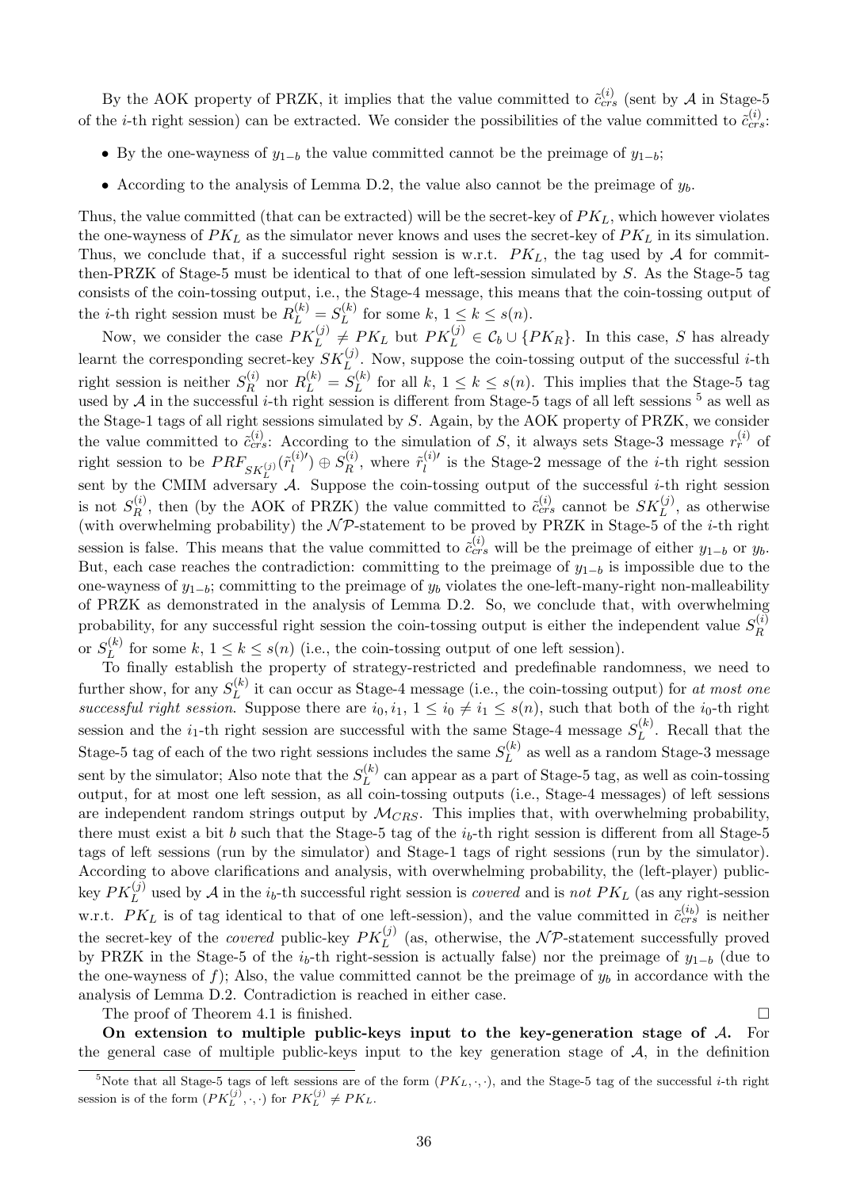By the AOK property of PRZK, it implies that the value committed to $\tilde{c}_{crs}^{(i)}$ (sent by $\mathcal{A}$ in Stage-5 of the $i$-th right session) can be extracted. We consider the possibilities of the value committed to $\tilde{c}_{crs}^{(i)}$:

- By the one-wayness of $y_{1-b}$ the value committed cannot be the preimage of $y_{1-b}$;
- According to the analysis of Lemma D.2, the value also cannot be the preimage of $y_b$.

Thus, the value committed (that can be extracted) will be the secret-key of $PK_L$, which however violates the one-wayness of $PK_L$ as the simulator never knows and uses the secret-key of $PK_L$ in its simulation. Thus, we conclude that, if a successful right session is w.r.t. $PK_L$, the tag used by $\mathcal{A}$ for commit-then-PRZK of Stage-5 must be identical to that of one left-session simulated by $S$. As the Stage-5 tag consists of the coin-tossing output, i.e., the Stage-4 message, this means that the coin-tossing output of the $i$-th right session must be $R_L^{(k)} = S_L^{(k)}$ for some $k$, $1 \leq k \leq s(n)$.

Now, we consider the case $PK_L^{(j)} \neq PK_L$ but $PK_L^{(j)} \in \mathcal{C}_b \cup \{PK_R\}$. In this case, $S$ has already learnt the corresponding secret-key $SK_L^{(j)}$. Now, suppose the coin-tossing output of the successful $i$-th right session is neither $S_R^{(i)}$ nor $R_L^{(k)} = S_L^{(k)}$ for all $k$, $1 \leq k \leq s(n)$. This implies that the Stage-5 tag used by $\mathcal{A}$ in the successful $i$-th right session is different from Stage-5 tags of all left sessions [5] as well as the Stage-1 tags of all right sessions simulated by $S$. Again, by the AOK property of PRZK, we consider the value committed to $\tilde{c}_{crs}^{(i)}$: According to the simulation of $S$, it always sets Stage-3 message $r_r^{(i)}$ of right session to be $PRF_{SK_L^{(j)}}(\tilde{r}_l^{(i)\prime}) \oplus S_R^{(i)}$, where $\tilde{r}_l^{(i)\prime}$ is the Stage-2 message of the $i$-th right session sent by the CMIM adversary $\mathcal{A}$. Suppose the coin-tossing output of the successful $i$-th right session is not $S_R^{(i)}$, then (by the AOK of PRZK) the value committed to $\tilde{c}_{crs}^{(i)}$ cannot be $SK_L^{(j)}$, as otherwise (with overwhelming probability) the $\mathcal{NP}$-statement to be proved by PRZK in Stage-5 of the $i$-th right session is false. This means that the value committed to $\tilde{c}_{crs}^{(i)}$ will be the preimage of either $y_{1-b}$ or $y_b$. But, each case reaches the contradiction: committing to the preimage of $y_{1-b}$ is impossible due to the one-wayness of $y_{1-b}$; committing to the preimage of $y_b$ violates the one-left-many-right non-malleability of PRZK as demonstrated in the analysis of Lemma D.2. So, we conclude that, with overwhelming probability, for any successful right session the coin-tossing output is either the independent value $S_R^{(i)}$ or $S_L^{(k)}$ for some $k$, $1 \leq k \leq s(n)$ (i.e., the coin-tossing output of one left session).

To finally establish the property of strategy-restricted and predefinable randomness, we need to further show, for any $S_L^{(k)}$ it can occur as Stage-4 message (i.e., the coin-tossing output) for *at most one successful right session*. Suppose there are $i_0, i_1$, $1 \leq i_0 \neq i_1 \leq s(n)$, such that both of the $i_0$-th right session and the $i_1$-th right session are successful with the same Stage-4 message $S_L^{(k)}$. Recall that the Stage-5 tag of each of the two right sessions includes the same $S_L^{(k)}$ as well as a random Stage-3 message sent by the simulator; Also note that the $S_L^{(k)}$ can appear as a part of Stage-5 tag, as well as coin-tossing output, for at most one left session, as all coin-tossing outputs (i.e., Stage-4 messages) of left sessions are independent random strings output by $\mathcal{M}_{CRS}$. This implies that, with overwhelming probability, there must exist a bit $b$ such that the Stage-5 tag of the $i_b$-th right session is different from all Stage-5 tags of left sessions (run by the simulator) and Stage-1 tags of right sessions (run by the simulator). According to above clarifications and analysis, with overwhelming probability, the (left-player) public-key $PK_L^{(j)}$ used by $\mathcal{A}$ in the $i_b$-th successful right session is *covered* and is *not* $PK_L$ (as any right-session w.r.t. $PK_L$ is of tag identical to that of one left-session), and the value committed in $\tilde{c}_{crs}^{(i_b)}$ is neither the secret-key of the *covered* public-key $PK_L^{(j)}$ (as, otherwise, the $\mathcal{NP}$-statement successfully proved by PRZK in the Stage-5 of the $i_b$-th right-session is actually false) nor the preimage of $y_{1-b}$ (due to the one-wayness of $f$); Also, the value committed cannot be the preimage of $y_b$ in accordance with the analysis of Lemma D.2. Contradiction is reached in either case.

The proof of Theorem 4.1 is finished. □

**On extension to multiple public-keys input to the key-generation stage of $\mathcal{A}$.** For the general case of multiple public-keys input to the key generation stage of $\mathcal{A}$, in the definition

[5] Note that all Stage-5 tags of left sessions are of the form $(PK_L, \cdot, \cdot)$, and the Stage-5 tag of the successful $i$-th right session is of the form $(PK_L^{(j)}, \cdot, \cdot)$ for $PK_L^{(j)} \neq PK_L$.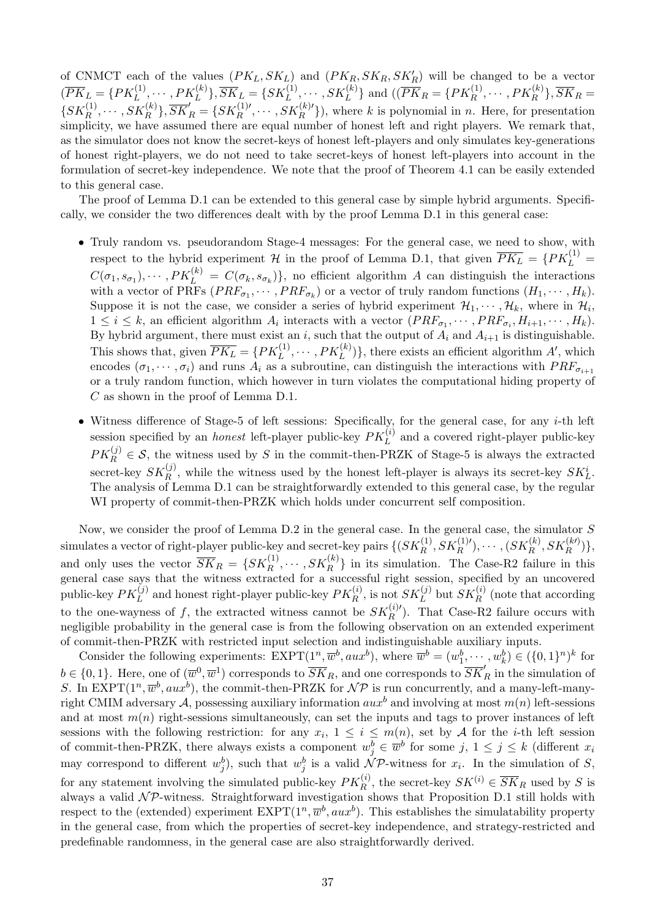of CNMCT each of the values $(PK_L, SK_L)$ and $(PK_R, SK_R, SK'_R)$ will be changed to be a vector $(\overline{PK}_L = \{PK_L^{(1)}, \cdots, PK_L^{(k)}\}, \overline{SK}_L = \{SK_L^{(1)}, \cdots, SK_L^{(k)}\}$ and $((\overline{PK}_R = \{PK_R^{(1)}, \cdots, PK_R^{(k)}\}, \overline{SK}_R = \{SK_R^{(1)}, \cdots, SK_R^{(k)}\}, \overline{SK}'_R = \{SK_R^{(1)\prime}, \cdots, SK_R^{(k)\prime}\})$, where $k$ is polynomial in $n$. Here, for presentation simplicity, we have assumed there are equal number of honest left and right players. We remark that, as the simulator does not know the secret-keys of honest left-players and only simulates key-generations of honest right-players, we do not need to take secret-keys of honest left-players into account in the formulation of secret-key independence. We note that the proof of Theorem 4.1 can be easily extended to this general case.

The proof of Lemma D.1 can be extended to this general case by simple hybrid arguments. Specifically, we consider the two differences dealt with by the proof Lemma D.1 in this general case:

- Truly random vs. pseudorandom Stage-4 messages: For the general case, we need to show, with respect to the hybrid experiment $\mathcal{H}$ in the proof of Lemma D.1, that given $\overline{PK_L} = \{PK_L^{(1)} = C(\sigma_1, s_{\sigma_1}), \cdots, PK_L^{(k)} = C(\sigma_k, s_{\sigma_k})\}$, no efficient algorithm $A$ can distinguish the interactions with a vector of PRFs $(PRF_{\sigma_1}, \cdots, PRF_{\sigma_k})$ or a vector of truly random functions $(H_1, \cdots, H_k)$. Suppose it is not the case, we consider a series of hybrid experiment $\mathcal{H}_1, \cdots, \mathcal{H}_k$, where in $\mathcal{H}_i$, $1 \leq i \leq k$, an efficient algorithm $A_i$ interacts with a vector $(PRF_{\sigma_1}, \cdots, PRF_{\sigma_i}, H_{i+1}, \cdots, H_k)$. By hybrid argument, there must exist an $i$, such that the output of $A_i$ and $A_{i+1}$ is distinguishable. This shows that, given $\overline{PK_L} = \{PK_L^{(1)}, \cdots, PK_L^{(k)}\}$, there exists an efficient algorithm $A'$, which encodes $(\sigma_1, \cdots, \sigma_i)$ and runs $A_i$ as a subroutine, can distinguish the interactions with $PRF_{\sigma_{i+1}}$ or a truly random function, which however in turn violates the computational hiding property of $C$ as shown in the proof of Lemma D.1.
- Witness difference of Stage-5 of left sessions: Specifically, for the general case, for any $i$-th left session specified by an *honest* left-player public-key $PK_L^{(i)}$ and a covered right-player public-key $PK_R^{(j)} \in \mathcal{S}$, the witness used by $S$ in the commit-then-PRZK of Stage-5 is always the extracted secret-key $SK_R^{(j)}$, while the witness used by the honest left-player is always its secret-key $SK_L^i$. The analysis of Lemma D.1 can be straightforwardly extended to this general case, by the regular WI property of commit-then-PRZK which holds under concurrent self composition.

Now, we consider the proof of Lemma D.2 in the general case. In the general case, the simulator $S$ simulates a vector of right-player public-key and secret-key pairs $\{(SK_R^{(1)}, SK_R^{(1)\prime}), \cdots, (SK_R^{(k)}, SK_R^{(k)\prime})\}$, and only uses the vector $\overline{SK}_R = \{SK_R^{(1)}, \cdots, SK_R^{(k)}\}$ in its simulation. The Case-R2 failure in this general case says that the witness extracted for a successful right session, specified by an uncovered public-key $PK_L^{(j)}$ and honest right-player public-key $PK_R^{(i)}$, is not $SK_L^{(j)}$ but $SK_R^{(i)}$ (note that according to the one-wayness of $f$, the extracted witness cannot be $SK_R^{(i)\prime}$). That Case-R2 failure occurs with negligible probability in the general case is from the following observation on an extended experiment of commit-then-PRZK with restricted input selection and indistinguishable auxiliary inputs.

Consider the following experiments: $\text{EXPT}(1^n, \overline{w}^b, aux^b)$, where $\overline{w}^b = (w_1^b, \cdots, w_k^b) \in (\{0,1\}^n)^k$ for $b \in \{0,1\}$. Here, one of $(\overline{w}^0, \overline{w}^1)$ corresponds to $\overline{SK}_R$, and one corresponds to $\overline{SK}'_R$ in the simulation of $S$. In $\text{EXPT}(1^n, \overline{w}^b, aux^b)$, the commit-then-PRZK for $\mathcal{NP}$ is run concurrently, and a many-left-many-right CMIM adversary $\mathcal{A}$, possessing auxiliary information $aux^b$ and involving at most $m(n)$ left-sessions and at most $m(n)$ right-sessions simultaneously, can set the inputs and tags to prover instances of left sessions with the following restriction: for any $x_i$, $1 \leq i \leq m(n)$, set by $\mathcal{A}$ for the $i$-th left session of commit-then-PRZK, there always exists a component $w_j^b \in \overline{w}^b$ for some $j$, $1 \leq j \leq k$ (different $x_i$ may correspond to different $w_j^b$), such that $w_j^b$ is a valid $\mathcal{NP}$-witness for $x_i$. In the simulation of $S$, for any statement involving the simulated public-key $PK_R^{(i)}$, the secret-key $SK^{(i)} \in \overline{SK}_R$ used by $S$ is always a valid $\mathcal{NP}$-witness. Straightforward investigation shows that Proposition D.1 still holds with respect to the (extended) experiment $\text{EXPT}(1^n, \overline{w}^b, aux^b)$. This establishes the simulatability property in the general case, from which the properties of secret-key independence, and strategy-restricted and predefinable randomness, in the general case are also straightforwardly derived.